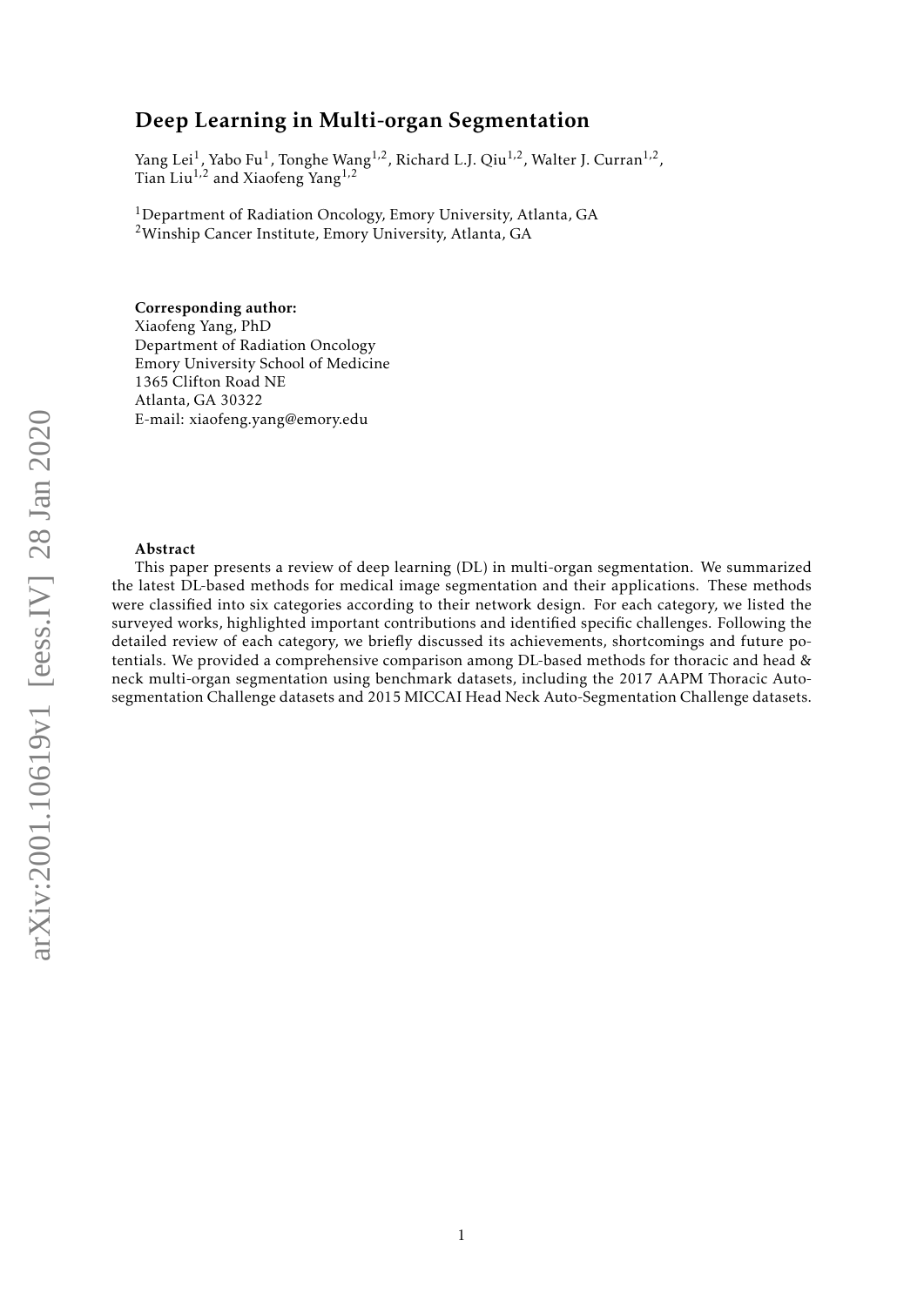# Deep Learning in Multi-organ Segmentation

Yang Lei[1], Yabo Fu[1], Tonghe Wang[1,2], Richard L.J. Qiu[1,2], Walter J. Curran[1,2], Tian Liu[1,2] and Xiaofeng Yang[1,2]

[1]Department of Radiation Oncology, Emory University, Atlanta, GA
[2]Winship Cancer Institute, Emory University, Atlanta, GA

**Corresponding author:**
Xiaofeng Yang, PhD
Department of Radiation Oncology
Emory University School of Medicine
1365 Clifton Road NE
Atlanta, GA 30322
E-mail: xiaofeng.yang@emory.edu

**Abstract**

This paper presents a review of deep learning (DL) in multi-organ segmentation. We summarized the latest DL-based methods for medical image segmentation and their applications. These methods were classified into six categories according to their network design. For each category, we listed the surveyed works, highlighted important contributions and identified specific challenges. Following the detailed review of each category, we briefly discussed its achievements, shortcomings and future potentials. We provided a comprehensive comparison among DL-based methods for thoracic and head & neck multi-organ segmentation using benchmark datasets, including the 2017 AAPM Thoracic Auto-segmentation Challenge datasets and 2015 MICCAI Head Neck Auto-Segmentation Challenge datasets.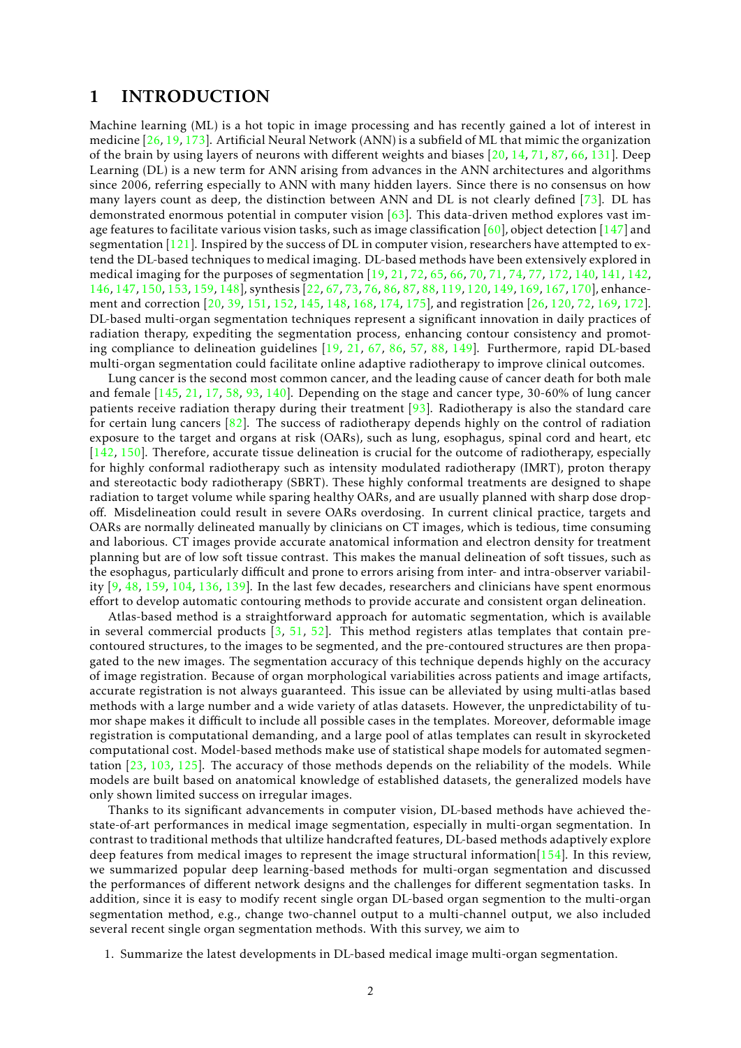# 1 INTRODUCTION

Machine learning (ML) is a hot topic in image processing and has recently gained a lot of interest in medicine [26, 19, 173]. Artificial Neural Network (ANN) is a subfield of ML that mimic the organization of the brain by using layers of neurons with different weights and biases [20, 14, 71, 87, 66, 131]. Deep Learning (DL) is a new term for ANN arising from advances in the ANN architectures and algorithms since 2006, referring especially to ANN with many hidden layers. Since there is no consensus on how many layers count as deep, the distinction between ANN and DL is not clearly defined [73]. DL has demonstrated enormous potential in computer vision [63]. This data-driven method explores vast image features to facilitate various vision tasks, such as image classification [60], object detection [147] and segmentation [121]. Inspired by the success of DL in computer vision, researchers have attempted to extend the DL-based techniques to medical imaging. DL-based methods have been extensively explored in medical imaging for the purposes of segmentation [19, 21, 72, 65, 66, 70, 71, 74, 77, 172, 140, 141, 142, 146, 147, 150, 153, 159, 148], synthesis [22, 67, 73, 76, 86, 87, 88, 119, 120, 149, 169, 167, 170], enhancement and correction [20, 39, 151, 152, 145, 148, 168, 174, 175], and registration [26, 120, 72, 169, 172]. DL-based multi-organ segmentation techniques represent a significant innovation in daily practices of radiation therapy, expediting the segmentation process, enhancing contour consistency and promoting compliance to delineation guidelines [19, 21, 67, 86, 57, 88, 149]. Furthermore, rapid DL-based multi-organ segmentation could facilitate online adaptive radiotherapy to improve clinical outcomes.

Lung cancer is the second most common cancer, and the leading cause of cancer death for both male and female [145, 21, 17, 58, 93, 140]. Depending on the stage and cancer type, 30-60% of lung cancer patients receive radiation therapy during their treatment [93]. Radiotherapy is also the standard care for certain lung cancers [82]. The success of radiotherapy depends highly on the control of radiation exposure to the target and organs at risk (OARs), such as lung, esophagus, spinal cord and heart, etc [142, 150]. Therefore, accurate tissue delineation is crucial for the outcome of radiotherapy, especially for highly conformal radiotherapy such as intensity modulated radiotherapy (IMRT), proton therapy and stereotactic body radiotherapy (SBRT). These highly conformal treatments are designed to shape radiation to target volume while sparing healthy OARs, and are usually planned with sharp dose drop-off. Misdelineation could result in severe OARs overdosing. In current clinical practice, targets and OARs are normally delineated manually by clinicians on CT images, which is tedious, time consuming and laborious. CT images provide accurate anatomical information and electron density for treatment planning but are of low soft tissue contrast. This makes the manual delineation of soft tissues, such as the esophagus, particularly difficult and prone to errors arising from inter- and intra-observer variability [9, 48, 159, 104, 136, 139]. In the last few decades, researchers and clinicians have spent enormous effort to develop automatic contouring methods to provide accurate and consistent organ delineation.

Atlas-based method is a straightforward approach for automatic segmentation, which is available in several commercial products [3, 51, 52]. This method registers atlas templates that contain pre-contoured structures, to the images to be segmented, and the pre-contoured structures are then propagated to the new images. The segmentation accuracy of this technique depends highly on the accuracy of image registration. Because of organ morphological variabilities across patients and image artifacts, accurate registration is not always guaranteed. This issue can be alleviated by using multi-atlas based methods with a large number and a wide variety of atlas datasets. However, the unpredictability of tumor shape makes it difficult to include all possible cases in the templates. Moreover, deformable image registration is computational demanding, and a large pool of atlas templates can result in skyrocketed computational cost. Model-based methods make use of statistical shape models for automated segmentation [23, 103, 125]. The accuracy of those methods depends on the reliability of the models. While models are built based on anatomical knowledge of established datasets, the generalized models have only shown limited success on irregular images.

Thanks to its significant advancements in computer vision, DL-based methods have achieved the-state-of-art performances in medical image segmentation, especially in multi-organ segmentation. In contrast to traditional methods that ultilize handcrafted features, DL-based methods adaptively explore deep features from medical images to represent the image structural information[154]. In this review, we summarized popular deep learning-based methods for multi-organ segmentation and discussed the performances of different network designs and the challenges for different segmentation tasks. In addition, since it is easy to modify recent single organ DL-based organ segmention to the multi-organ segmentation method, e.g., change two-channel output to a multi-channel output, we also included several recent single organ segmentation methods. With this survey, we aim to

1. Summarize the latest developments in DL-based medical image multi-organ segmentation.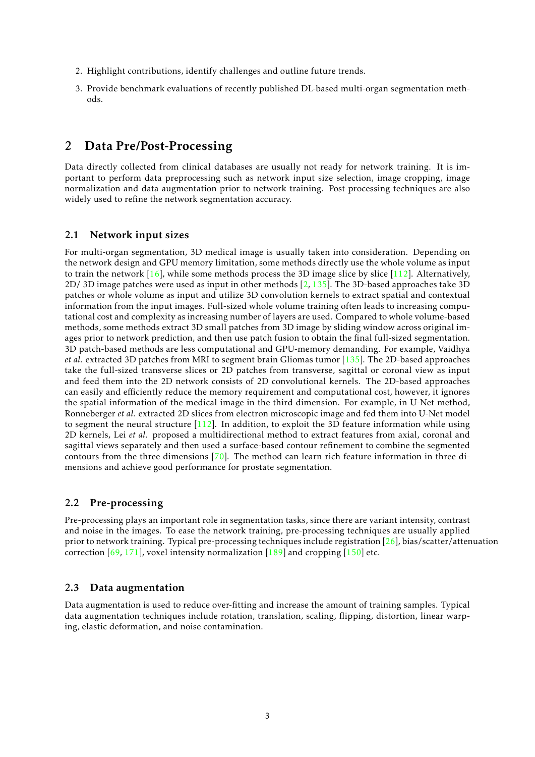2. Highlight contributions, identify challenges and outline future trends.
3. Provide benchmark evaluations of recently published DL-based multi-organ segmentation methods.

## 2 Data Pre/Post-Processing

Data directly collected from clinical databases are usually not ready for network training. It is important to perform data preprocessing such as network input size selection, image cropping, image normalization and data augmentation prior to network training. Post-processing techniques are also widely used to refine the network segmentation accuracy.

### 2.1 Network input sizes

For multi-organ segmentation, 3D medical image is usually taken into consideration. Depending on the network design and GPU memory limitation, some methods directly use the whole volume as input to train the network [16], while some methods process the 3D image slice by slice [112]. Alternatively, 2D/ 3D image patches were used as input in other methods [2, 135]. The 3D-based approaches take 3D patches or whole volume as input and utilize 3D convolution kernels to extract spatial and contextual information from the input images. Full-sized whole volume training often leads to increasing computational cost and complexity as increasing number of layers are used. Compared to whole volume-based methods, some methods extract 3D small patches from 3D image by sliding window across original images prior to network prediction, and then use patch fusion to obtain the final full-sized segmentation. 3D patch-based methods are less computational and GPU-memory demanding. For example, Vaidhya *et al.* extracted 3D patches from MRI to segment brain Gliomas tumor [135]. The 2D-based approaches take the full-sized transverse slices or 2D patches from transverse, sagittal or coronal view as input and feed them into the 2D network consists of 2D convolutional kernels. The 2D-based approaches can easily and efficiently reduce the memory requirement and computational cost, however, it ignores the spatial information of the medical image in the third dimension. For example, in U-Net method, Ronneberger *et al.* extracted 2D slices from electron microscopic image and fed them into U-Net model to segment the neural structure [112]. In addition, to exploit the 3D feature information while using 2D kernels, Lei *et al.* proposed a multidirectional method to extract features from axial, coronal and sagittal views separately and then used a surface-based contour refinement to combine the segmented contours from the three dimensions [70]. The method can learn rich feature information in three dimensions and achieve good performance for prostate segmentation.

### 2.2 Pre-processing

Pre-processing plays an important role in segmentation tasks, since there are variant intensity, contrast and noise in the images. To ease the network training, pre-processing techniques are usually applied prior to network training. Typical pre-processing techniques include registration [26], bias/scatter/attenuation correction [69, 171], voxel intensity normalization [189] and cropping [150] etc.

### 2.3 Data augmentation

Data augmentation is used to reduce over-fitting and increase the amount of training samples. Typical data augmentation techniques include rotation, translation, scaling, flipping, distortion, linear warping, elastic deformation, and noise contamination.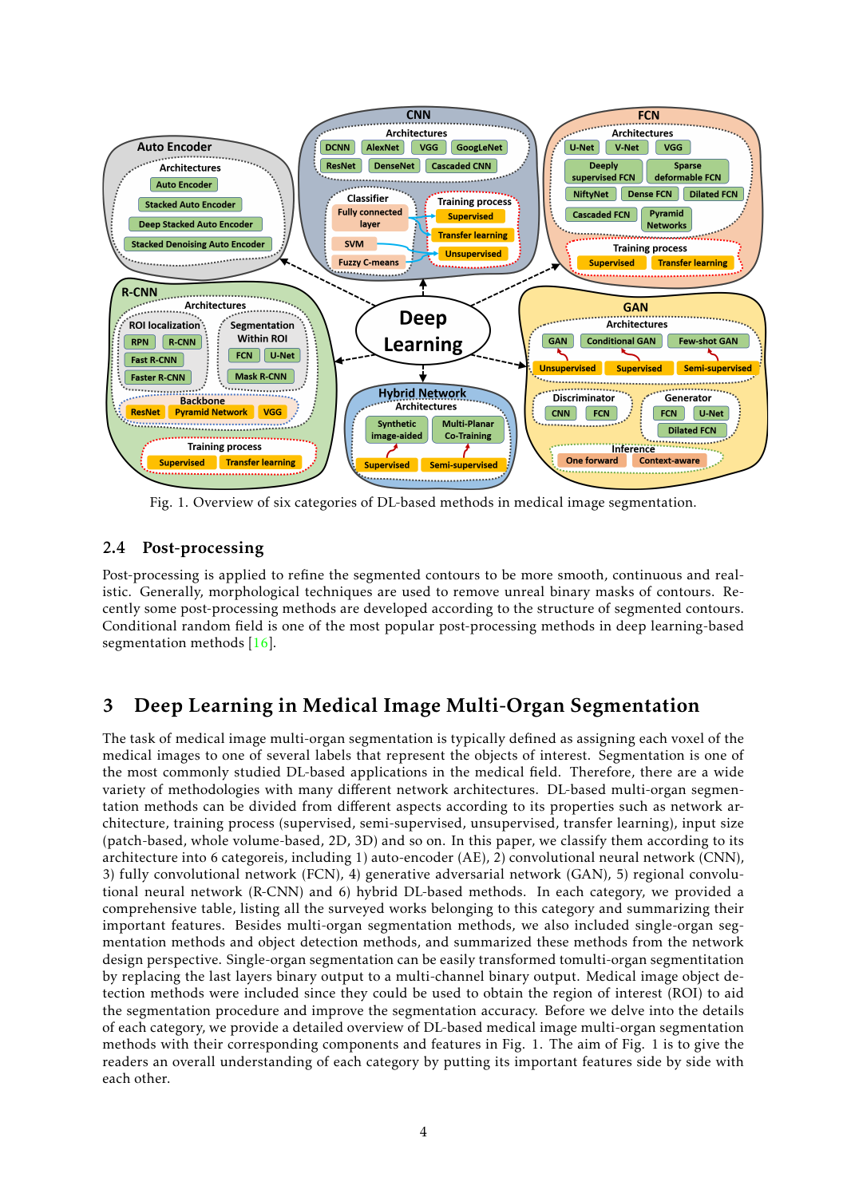Fig. 1. Overview of six categories of DL-based methods in medical image segmentation.

### 2.4 Post-processing

Post-processing is applied to refine the segmented contours to be more smooth, continuous and realistic. Generally, morphological techniques are used to remove unreal binary masks of contours. Recently some post-processing methods are developed according to the structure of segmented contours. Conditional random field is one of the most popular post-processing methods in deep learning-based segmentation methods [16].

## 3 Deep Learning in Medical Image Multi-Organ Segmentation

The task of medical image multi-organ segmentation is typically defined as assigning each voxel of the medical images to one of several labels that represent the objects of interest. Segmentation is one of the most commonly studied DL-based applications in the medical field. Therefore, there are a wide variety of methodologies with many different network architectures. DL-based multi-organ segmentation methods can be divided from different aspects according to its properties such as network architecture, training process (supervised, semi-supervised, unsupervised, transfer learning), input size (patch-based, whole volume-based, 2D, 3D) and so on. In this paper, we classify them according to its architecture into 6 categoreis, including 1) auto-encoder (AE), 2) convolutional neural network (CNN), 3) fully convolutional network (FCN), 4) generative adversarial network (GAN), 5) regional convolutional neural network (R-CNN) and 6) hybrid DL-based methods. In each category, we provided a comprehensive table, listing all the surveyed works belonging to this category and summarizing their important features. Besides multi-organ segmentation methods, we also included single-organ segmentation methods and object detection methods, and summarized these methods from the network design perspective. Single-organ segmentation can be easily transformed tomulti-organ segmentitation by replacing the last layers binary output to a multi-channel binary output. Medical image object detection methods were included since they could be used to obtain the region of interest (ROI) to aid the segmentation procedure and improve the segmentation accuracy. Before we delve into the details of each category, we provide a detailed overview of DL-based medical image multi-organ segmentation methods with their corresponding components and features in Fig. 1. The aim of Fig. 1 is to give the readers an overall understanding of each category by putting its important features side by side with each other.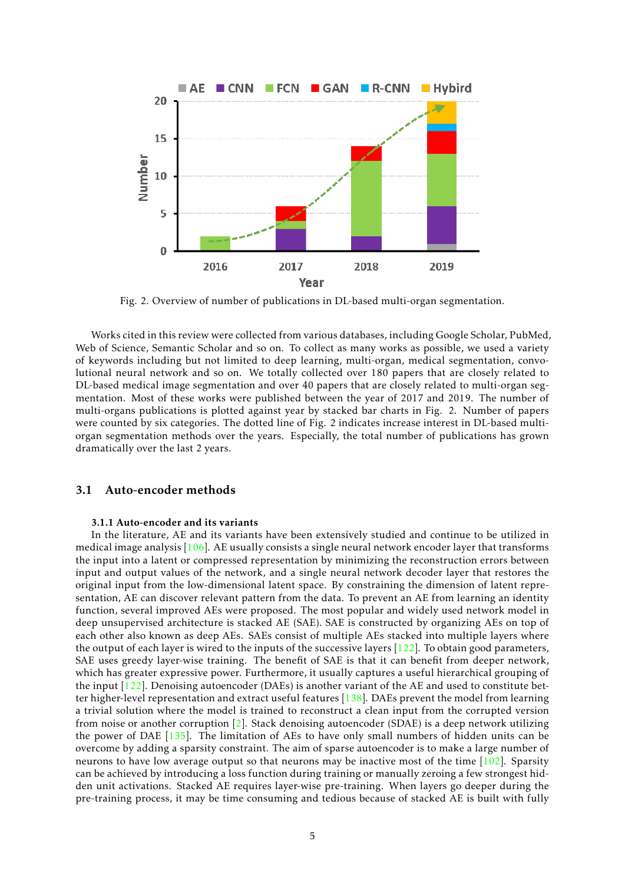Fig. 2. Overview of number of publications in DL-based multi-organ segmentation.

Works cited in this review were collected from various databases, including Google Scholar, PubMed, Web of Science, Semantic Scholar and so on. To collect as many works as possible, we used a variety of keywords including but not limited to deep learning, multi-organ, medical segmentation, convolutional neural network and so on. We totally collected over 180 papers that are closely related to DL-based medical image segmentation and over 40 papers that are closely related to multi-organ segmentation. Most of these works were published between the year of 2017 and 2019. The number of multi-organs publications is plotted against year by stacked bar charts in Fig. 2. Number of papers were counted by six categories. The dotted line of Fig. 2 indicates increase interest in DL-based multi-organ segmentation methods over the years. Especially, the total number of publications has grown dramatically over the last 2 years.

## 3.1 Auto-encoder methods

### 3.1.1 Auto-encoder and its variants

In the literature, AE and its variants have been extensively studied and continue to be utilized in medical image analysis [106]. AE usually consists a single neural network encoder layer that transforms the input into a latent or compressed representation by minimizing the reconstruction errors between input and output values of the network, and a single neural network decoder layer that restores the original input from the low-dimensional latent space. By constraining the dimension of latent representation, AE can discover relevant pattern from the data. To prevent an AE from learning an identity function, several improved AEs were proposed. The most popular and widely used network model in deep unsupervised architecture is stacked AE (SAE). SAE is constructed by organizing AEs on top of each other also known as deep AEs. SAEs consist of multiple AEs stacked into multiple layers where the output of each layer is wired to the inputs of the successive layers [122]. To obtain good parameters, SAE uses greedy layer-wise training. The benefit of SAE is that it can benefit from deeper network, which has greater expressive power. Furthermore, it usually captures a useful hierarchical grouping of the input [122]. Denoising autoencoder (DAEs) is another variant of the AE and used to constitute better higher-level representation and extract useful features [138]. DAEs prevent the model from learning a trivial solution where the model is trained to reconstruct a clean input from the corrupted version from noise or another corruption [2]. Stack denoising autoencoder (SDAE) is a deep network utilizing the power of DAE [135]. The limitation of AEs to have only small numbers of hidden units can be overcome by adding a sparsity constraint. The aim of sparse autoencoder is to make a large number of neurons to have low average output so that neurons may be inactive most of the time [102]. Sparsity can be achieved by introducing a loss function during training or manually zeroing a few strongest hidden unit activations. Stacked AE requires layer-wise pre-training. When layers go deeper during the pre-training process, it may be time consuming and tedious because of stacked AE is built with fully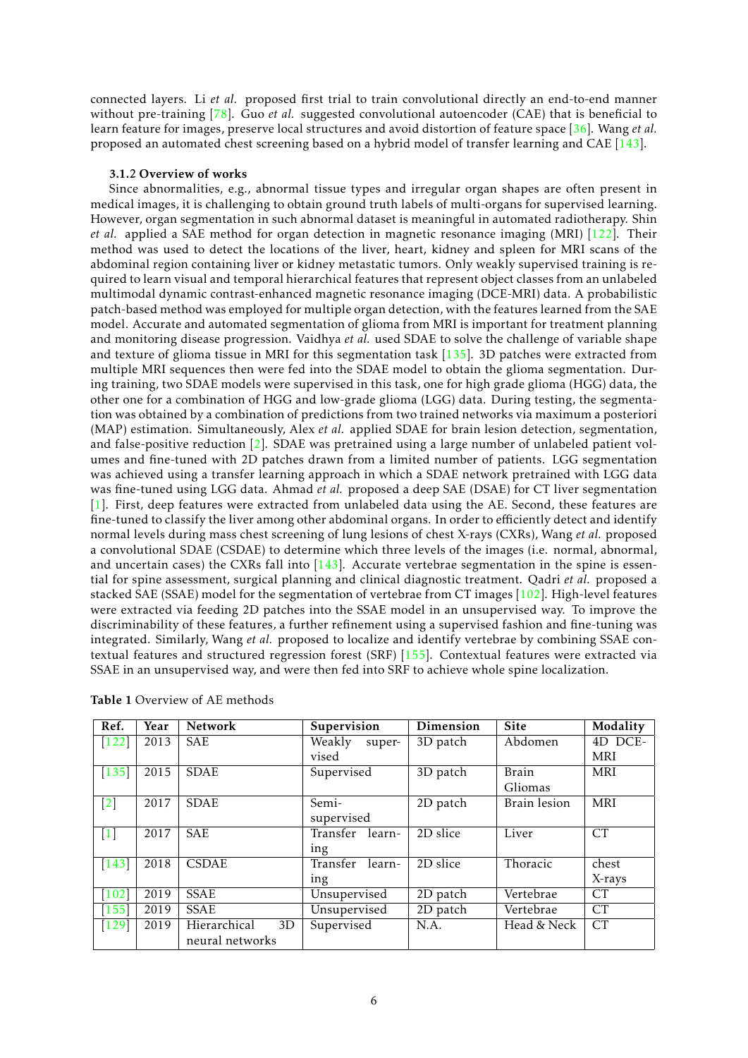connected layers. Li *et al.* proposed first trial to train convolutional directly an end-to-end manner without pre-training [78]. Guo *et al.* suggested convolutional autoencoder (CAE) that is beneficial to learn feature for images, preserve local structures and avoid distortion of feature space [36]. Wang *et al.* proposed an automated chest screening based on a hybrid model of transfer learning and CAE [143].

### 3.1.2 Overview of works

Since abnormalities, e.g., abnormal tissue types and irregular organ shapes are often present in medical images, it is challenging to obtain ground truth labels of multi-organs for supervised learning. However, organ segmentation in such abnormal dataset is meaningful in automated radiotherapy. Shin *et al.* applied a SAE method for organ detection in magnetic resonance imaging (MRI) [122]. Their method was used to detect the locations of the liver, heart, kidney and spleen for MRI scans of the abdominal region containing liver or kidney metastatic tumors. Only weakly supervised training is required to learn visual and temporal hierarchical features that represent object classes from an unlabeled multimodal dynamic contrast-enhanced magnetic resonance imaging (DCE-MRI) data. A probabilistic patch-based method was employed for multiple organ detection, with the features learned from the SAE model. Accurate and automated segmentation of glioma from MRI is important for treatment planning and monitoring disease progression. Vaidhya *et al.* used SDAE to solve the challenge of variable shape and texture of glioma tissue in MRI for this segmentation task [135]. 3D patches were extracted from multiple MRI sequences then were fed into the SDAE model to obtain the glioma segmentation. During training, two SDAE models were supervised in this task, one for high grade glioma (HGG) data, the other one for a combination of HGG and low-grade glioma (LGG) data. During testing, the segmentation was obtained by a combination of predictions from two trained networks via maximum a posteriori (MAP) estimation. Simultaneously, Alex *et al.* applied SDAE for brain lesion detection, segmentation, and false-positive reduction [2]. SDAE was pretrained using a large number of unlabeled patient volumes and fine-tuned with 2D patches drawn from a limited number of patients. LGG segmentation was achieved using a transfer learning approach in which a SDAE network pretrained with LGG data was fine-tuned using LGG data. Ahmad *et al.* proposed a deep SAE (DSAE) for CT liver segmentation [1]. First, deep features were extracted from unlabeled data using the AE. Second, these features are fine-tuned to classify the liver among other abdominal organs. In order to efficiently detect and identify normal levels during mass chest screening of lung lesions of chest X-rays (CXRs), Wang *et al.* proposed a convolutional SDAE (CSDAE) to determine which three levels of the images (i.e. normal, abnormal, and uncertain cases) the CXRs fall into [143]. Accurate vertebrae segmentation in the spine is essential for spine assessment, surgical planning and clinical diagnostic treatment. Qadri *et al.* proposed a stacked SAE (SSAE) model for the segmentation of vertebrae from CT images [102]. High-level features were extracted via feeding 2D patches into the SSAE model in an unsupervised way. To improve the discriminability of these features, a further refinement using a supervised fashion and fine-tuning was integrated. Similarly, Wang *et al.* proposed to localize and identify vertebrae by combining SSAE contextual features and structured regression forest (SRF) [155]. Contextual features were extracted via SSAE in an unsupervised way, and were then fed into SRF to achieve whole spine localization.

**Table 1** Overview of AE methods

| Ref. | Year | Network | Supervision | Dimension | Site | Modality |
|---|---|---|---|---|---|---|
| [122] | 2013 | SAE | Weakly supervised | 3D patch | Abdomen | 4D DCE-MRI |
| [135] | 2015 | SDAE | Supervised | 3D patch | Brain Gliomas | MRI |
| [2] | 2017 | SDAE | Semi-supervised | 2D patch | Brain lesion | MRI |
| [1] | 2017 | SAE | Transfer learning | 2D slice | Liver | CT |
| [143] | 2018 | CSDAE | Transfer learning | 2D slice | Thoracic | chest X-rays |
| [102] | 2019 | SSAE | Unsupervised | 2D patch | Vertebrae | CT |
| [155] | 2019 | SSAE | Unsupervised | 2D patch | Vertebrae | CT |
| [129] | 2019 | Hierarchical 3D neural networks | Supervised | N.A. | Head & Neck | CT |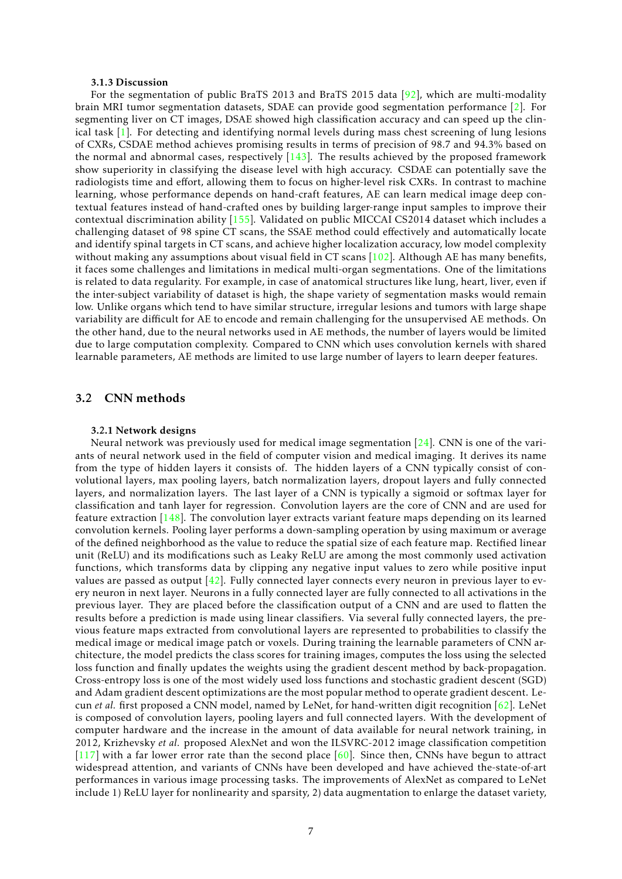#### 3.1.3 Discussion

For the segmentation of public BraTS 2013 and BraTS 2015 data [92], which are multi-modality brain MRI tumor segmentation datasets, SDAE can provide good segmentation performance [2]. For segmenting liver on CT images, DSAE showed high classification accuracy and can speed up the clinical task [1]. For detecting and identifying normal levels during mass chest screening of lung lesions of CXRs, CSDAE method achieves promising results in terms of precision of 98.7 and 94.3% based on the normal and abnormal cases, respectively [143]. The results achieved by the proposed framework show superiority in classifying the disease level with high accuracy. CSDAE can potentially save the radiologists time and effort, allowing them to focus on higher-level risk CXRs. In contrast to machine learning, whose performance depends on hand-craft features, AE can learn medical image deep contextual features instead of hand-crafted ones by building larger-range input samples to improve their contextual discrimination ability [155]. Validated on public MICCAI CS2014 dataset which includes a challenging dataset of 98 spine CT scans, the SSAE method could effectively and automatically locate and identify spinal targets in CT scans, and achieve higher localization accuracy, low model complexity without making any assumptions about visual field in CT scans [102]. Although AE has many benefits, it faces some challenges and limitations in medical multi-organ segmentations. One of the limitations is related to data regularity. For example, in case of anatomical structures like lung, heart, liver, even if the inter-subject variability of dataset is high, the shape variety of segmentation masks would remain low. Unlike organs which tend to have similar structure, irregular lesions and tumors with large shape variability are difficult for AE to encode and remain challenging for the unsupervised AE methods. On the other hand, due to the neural networks used in AE methods, the number of layers would be limited due to large computation complexity. Compared to CNN which uses convolution kernels with shared learnable parameters, AE methods are limited to use large number of layers to learn deeper features.

## 3.2 CNN methods

#### 3.2.1 Network designs

Neural network was previously used for medical image segmentation [24]. CNN is one of the variants of neural network used in the field of computer vision and medical imaging. It derives its name from the type of hidden layers it consists of. The hidden layers of a CNN typically consist of convolutional layers, max pooling layers, batch normalization layers, dropout layers and fully connected layers, and normalization layers. The last layer of a CNN is typically a sigmoid or softmax layer for classification and tanh layer for regression. Convolution layers are the core of CNN and are used for feature extraction [148]. The convolution layer extracts variant feature maps depending on its learned convolution kernels. Pooling layer performs a down-sampling operation by using maximum or average of the defined neighborhood as the value to reduce the spatial size of each feature map. Rectified linear unit (ReLU) and its modifications such as Leaky ReLU are among the most commonly used activation functions, which transforms data by clipping any negative input values to zero while positive input values are passed as output [42]. Fully connected layer connects every neuron in previous layer to every neuron in next layer. Neurons in a fully connected layer are fully connected to all activations in the previous layer. They are placed before the classification output of a CNN and are used to flatten the results before a prediction is made using linear classifiers. Via several fully connected layers, the previous feature maps extracted from convolutional layers are represented to probabilities to classify the medical image or medical image patch or voxels. During training the learnable parameters of CNN architecture, the model predicts the class scores for training images, computes the loss using the selected loss function and finally updates the weights using the gradient descent method by back-propagation. Cross-entropy loss is one of the most widely used loss functions and stochastic gradient descent (SGD) and Adam gradient descent optimizations are the most popular method to operate gradient descent. Lecun *et al.* first proposed a CNN model, named by LeNet, for hand-written digit recognition [62]. LeNet is composed of convolution layers, pooling layers and full connected layers. With the development of computer hardware and the increase in the amount of data available for neural network training, in 2012, Krizhevsky *et al.* proposed AlexNet and won the ILSVRC-2012 image classification competition [117] with a far lower error rate than the second place [60]. Since then, CNNs have begun to attract widespread attention, and variants of CNNs have been developed and have achieved the-state-of-art performances in various image processing tasks. The improvements of AlexNet as compared to LeNet include 1) ReLU layer for nonlinearity and sparsity, 2) data augmentation to enlarge the dataset variety,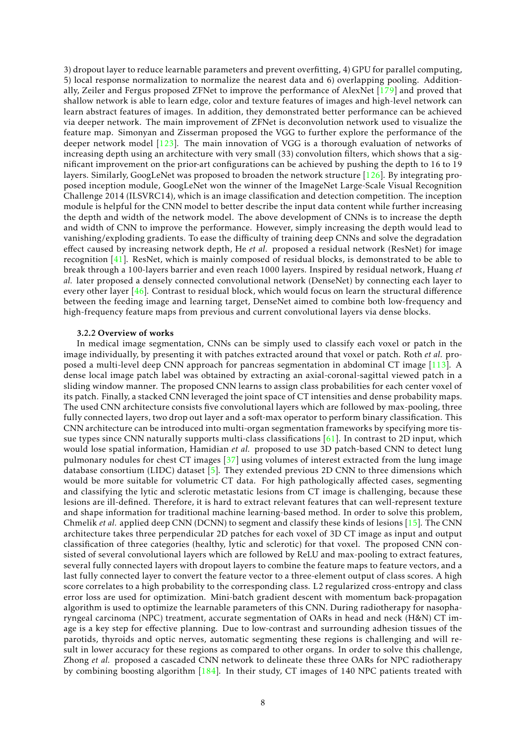3) dropout layer to reduce learnable parameters and prevent overfitting, 4) GPU for parallel computing, 5) local response normalization to normalize the nearest data and 6) overlapping pooling. Additionally, Zeiler and Fergus proposed ZFNet to improve the performance of AlexNet [179] and proved that shallow network is able to learn edge, color and texture features of images and high-level network can learn abstract features of images. In addition, they demonstrated better performance can be achieved via deeper network. The main improvement of ZFNet is deconvolution network used to visualize the feature map. Simonyan and Zisserman proposed the VGG to further explore the performance of the deeper network model [123]. The main innovation of VGG is a thorough evaluation of networks of increasing depth using an architecture with very small (33) convolution filters, which shows that a significant improvement on the prior-art configurations can be achieved by pushing the depth to 16 to 19 layers. Similarly, GoogLeNet was proposed to broaden the network structure [126]. By integrating proposed inception module, GoogLeNet won the winner of the ImageNet Large-Scale Visual Recognition Challenge 2014 (ILSVRC14), which is an image classification and detection competition. The inception module is helpful for the CNN model to better describe the input data content while further increasing the depth and width of the network model. The above development of CNNs is to increase the depth and width of CNN to improve the performance. However, simply increasing the depth would lead to vanishing/exploding gradients. To ease the difficulty of training deep CNNs and solve the degradation effect caused by increasing network depth, He *et al.* proposed a residual network (ResNet) for image recognition [41]. ResNet, which is mainly composed of residual blocks, is demonstrated to be able to break through a 100-layers barrier and even reach 1000 layers. Inspired by residual network, Huang *et al.* later proposed a densely connected convolutional network (DenseNet) by connecting each layer to every other layer [46]. Contrast to residual block, which would focus on learn the structural difference between the feeding image and learning target, DenseNet aimed to combine both low-frequency and high-frequency feature maps from previous and current convolutional layers via dense blocks.

#### 3.2.2 Overview of works

In medical image segmentation, CNNs can be simply used to classify each voxel or patch in the image individually, by presenting it with patches extracted around that voxel or patch. Roth *et al.* proposed a multi-level deep CNN approach for pancreas segmentation in abdominal CT image [113]. A dense local image patch label was obtained by extracting an axial-coronal-sagittal viewed patch in a sliding window manner. The proposed CNN learns to assign class probabilities for each center voxel of its patch. Finally, a stacked CNN leveraged the joint space of CT intensities and dense probability maps. The used CNN architecture consists five convolutional layers which are followed by max-pooling, three fully connected layers, two drop out layer and a soft-max operator to perform binary classification. This CNN architecture can be introduced into multi-organ segmentation frameworks by specifying more tissue types since CNN naturally supports multi-class classifications [61]. In contrast to 2D input, which would lose spatial information, Hamidian *et al.* proposed to use 3D patch-based CNN to detect lung pulmonary nodules for chest CT images [37] using volumes of interest extracted from the lung image database consortium (LIDC) dataset [5]. They extended previous 2D CNN to three dimensions which would be more suitable for volumetric CT data. For high pathologically affected cases, segmenting and classifying the lytic and sclerotic metastatic lesions from CT image is challenging, because these lesions are ill-defined. Therefore, it is hard to extract relevant features that can well-represent texture and shape information for traditional machine learning-based method. In order to solve this problem, Chmelik *et al.* applied deep CNN (DCNN) to segment and classify these kinds of lesions [15]. The CNN architecture takes three perpendicular 2D patches for each voxel of 3D CT image as input and output classification of three categories (healthy, lytic and sclerotic) for that voxel. The proposed CNN consisted of several convolutional layers which are followed by ReLU and max-pooling to extract features, several fully connected layers with dropout layers to combine the feature maps to feature vectors, and a last fully connected layer to convert the feature vector to a three-element output of class scores. A high score correlates to a high probability to the corresponding class. L2 regularized cross-entropy and class error loss are used for optimization. Mini-batch gradient descent with momentum back-propagation algorithm is used to optimize the learnable parameters of this CNN. During radiotherapy for nasopharyngeal carcinoma (NPC) treatment, accurate segmentation of OARs in head and neck (H&N) CT image is a key step for effective planning. Due to low-contrast and surrounding adhesion tissues of the parotids, thyroids and optic nerves, automatic segmenting these regions is challenging and will result in lower accuracy for these regions as compared to other organs. In order to solve this challenge, Zhong *et al.* proposed a cascaded CNN network to delineate these three OARs for NPC radiotherapy by combining boosting algorithm [184]. In their study, CT images of 140 NPC patients treated with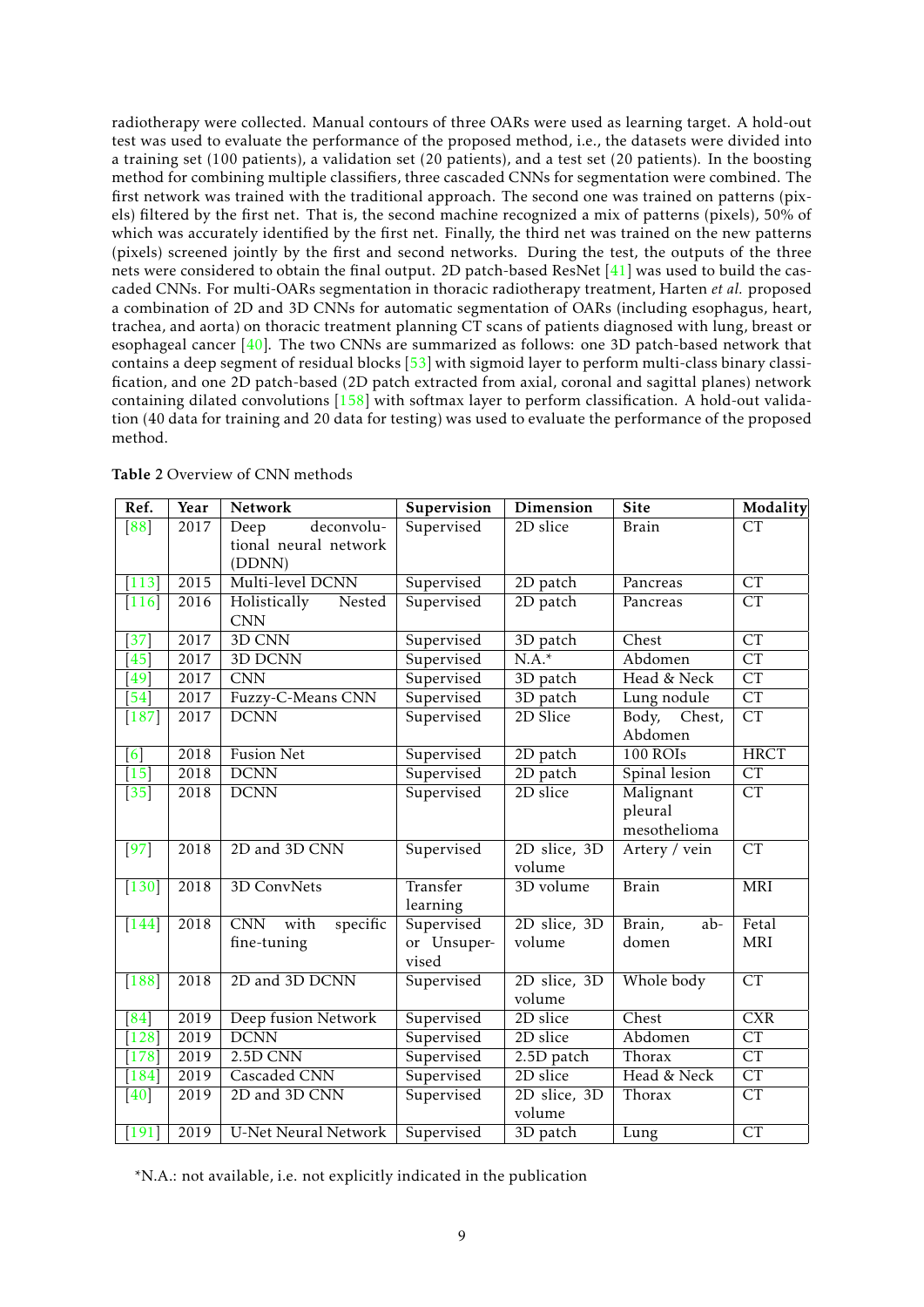radiotherapy were collected. Manual contours of three OARs were used as learning target. A hold-out test was used to evaluate the performance of the proposed method, i.e., the datasets were divided into a training set (100 patients), a validation set (20 patients), and a test set (20 patients). In the boosting method for combining multiple classifiers, three cascaded CNNs for segmentation were combined. The first network was trained with the traditional approach. The second one was trained on patterns (pixels) filtered by the first net. That is, the second machine recognized a mix of patterns (pixels), 50% of which was accurately identified by the first net. Finally, the third net was trained on the new patterns (pixels) screened jointly by the first and second networks. During the test, the outputs of the three nets were considered to obtain the final output. 2D patch-based ResNet [41] was used to build the cascaded CNNs. For multi-OARs segmentation in thoracic radiotherapy treatment, Harten *et al.* proposed a combination of 2D and 3D CNNs for automatic segmentation of OARs (including esophagus, heart, trachea, and aorta) on thoracic treatment planning CT scans of patients diagnosed with lung, breast or esophageal cancer [40]. The two CNNs are summarized as follows: one 3D patch-based network that contains a deep segment of residual blocks [53] with sigmoid layer to perform multi-class binary classification, and one 2D patch-based (2D patch extracted from axial, coronal and sagittal planes) network containing dilated convolutions [158] with softmax layer to perform classification. A hold-out validation (40 data for training and 20 data for testing) was used to evaluate the performance of the proposed method.

**Table 2** Overview of CNN methods

| Ref. | Year | Network | Supervision | Dimension | Site | Modality |
|---|---|---|---|---|---|---|
| [88] | 2017 | Deep deconvolutional neural network (DDNN) | Supervised | 2D slice | Brain | CT |
| [113] | 2015 | Multi-level DCNN | Supervised | 2D patch | Pancreas | CT |
| [116] | 2016 | Holistically Nested CNN | Supervised | 2D patch | Pancreas | CT |
| [37] | 2017 | 3D CNN | Supervised | 3D patch | Chest | CT |
| [45] | 2017 | 3D DCNN | Supervised | N.A.* | Abdomen | CT |
| [49] | 2017 | CNN | Supervised | 3D patch | Head & Neck | CT |
| [54] | 2017 | Fuzzy-C-Means CNN | Supervised | 3D patch | Lung nodule | CT |
| [187] | 2017 | DCNN | Supervised | 2D Slice | Body, Chest, Abdomen | CT |
| [6] | 2018 | Fusion Net | Supervised | 2D patch | 100 ROIs | HRCT |
| [15] | 2018 | DCNN | Supervised | 2D patch | Spinal lesion | CT |
| [35] | 2018 | DCNN | Supervised | 2D slice | Malignant pleural mesothelioma | CT |
| [97] | 2018 | 2D and 3D CNN | Supervised | 2D slice, 3D volume | Artery / vein | CT |
| [130] | 2018 | 3D ConvNets | Transfer learning | 3D volume | Brain | MRI |
| [144] | 2018 | CNN with specific fine-tuning | Supervised or Unsupervised | 2D slice, 3D volume | Brain, abdomen | Fetal MRI |
| [188] | 2018 | 2D and 3D DCNN | Supervised | 2D slice, 3D volume | Whole body | CT |
| [84] | 2019 | Deep fusion Network | Supervised | 2D slice | Chest | CXR |
| [128] | 2019 | DCNN | Supervised | 2D slice | Abdomen | CT |
| [178] | 2019 | 2.5D CNN | Supervised | 2.5D patch | Thorax | CT |
| [184] | 2019 | Cascaded CNN | Supervised | 2D slice | Head & Neck | CT |
| [40] | 2019 | 2D and 3D CNN | Supervised | 2D slice, 3D volume | Thorax | CT |
| [191] | 2019 | U-Net Neural Network | Supervised | 3D patch | Lung | CT |

*N.A.: not available, i.e. not explicitly indicated in the publication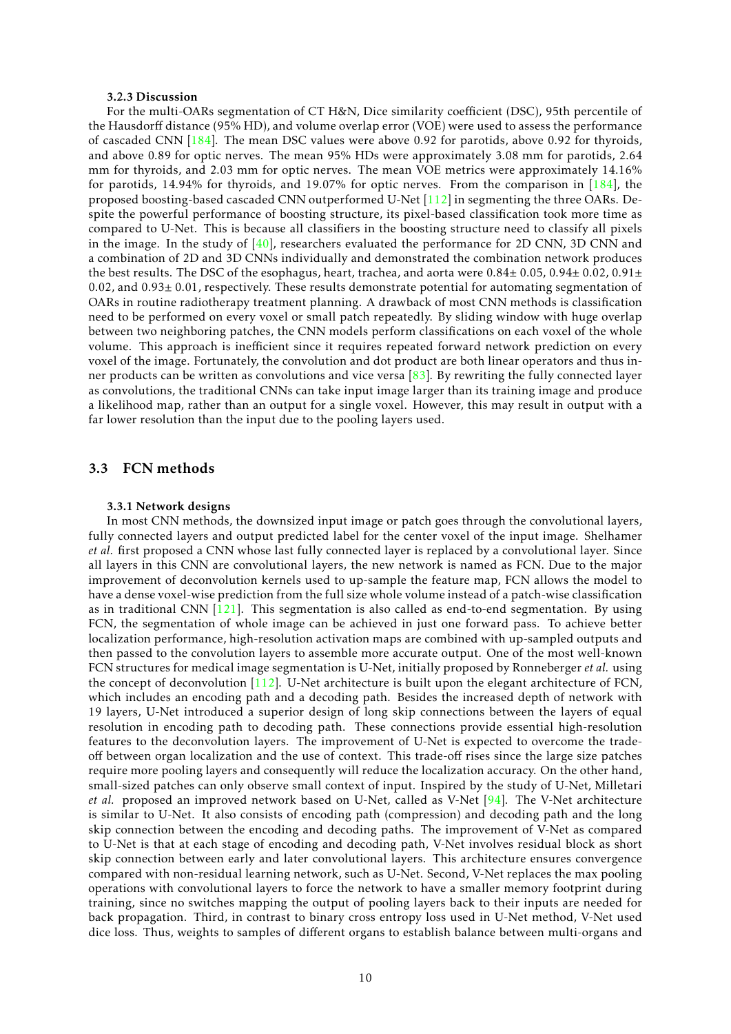### 3.2.3 Discussion

For the multi-OARs segmentation of CT H&N, Dice similarity coefficient (DSC), 95th percentile of the Hausdorff distance (95% HD), and volume overlap error (VOE) were used to assess the performance of cascaded CNN [184]. The mean DSC values were above 0.92 for parotids, above 0.92 for thyroids, and above 0.89 for optic nerves. The mean 95% HDs were approximately 3.08 mm for parotids, 2.64 mm for thyroids, and 2.03 mm for optic nerves. The mean VOE metrics were approximately 14.16% for parotids, 14.94% for thyroids, and 19.07% for optic nerves. From the comparison in [184], the proposed boosting-based cascaded CNN outperformed U-Net [112] in segmenting the three OARs. Despite the powerful performance of boosting structure, its pixel-based classification took more time as compared to U-Net. This is because all classifiers in the boosting structure need to classify all pixels in the image. In the study of [40], researchers evaluated the performance for 2D CNN, 3D CNN and a combination of 2D and 3D CNNs individually and demonstrated the combination network produces the best results. The DSC of the esophagus, heart, trachea, and aorta were 0.84± 0.05, 0.94± 0.02, 0.91± 0.02, and 0.93± 0.01, respectively. These results demonstrate potential for automating segmentation of OARs in routine radiotherapy treatment planning. A drawback of most CNN methods is classification need to be performed on every voxel or small patch repeatedly. By sliding window with huge overlap between two neighboring patches, the CNN models perform classifications on each voxel of the whole volume. This approach is inefficient since it requires repeated forward network prediction on every voxel of the image. Fortunately, the convolution and dot product are both linear operators and thus inner products can be written as convolutions and vice versa [83]. By rewriting the fully connected layer as convolutions, the traditional CNNs can take input image larger than its training image and produce a likelihood map, rather than an output for a single voxel. However, this may result in output with a far lower resolution than the input due to the pooling layers used.

## 3.3 FCN methods

### 3.3.1 Network designs

In most CNN methods, the downsized input image or patch goes through the convolutional layers, fully connected layers and output predicted label for the center voxel of the input image. Shelhamer *et al.* first proposed a CNN whose last fully connected layer is replaced by a convolutional layer. Since all layers in this CNN are convolutional layers, the new network is named as FCN. Due to the major improvement of deconvolution kernels used to up-sample the feature map, FCN allows the model to have a dense voxel-wise prediction from the full size whole volume instead of a patch-wise classification as in traditional CNN [121]. This segmentation is also called as end-to-end segmentation. By using FCN, the segmentation of whole image can be achieved in just one forward pass. To achieve better localization performance, high-resolution activation maps are combined with up-sampled outputs and then passed to the convolution layers to assemble more accurate output. One of the most well-known FCN structures for medical image segmentation is U-Net, initially proposed by Ronneberger *et al.* using the concept of deconvolution [112]. U-Net architecture is built upon the elegant architecture of FCN, which includes an encoding path and a decoding path. Besides the increased depth of network with 19 layers, U-Net introduced a superior design of long skip connections between the layers of equal resolution in encoding path to decoding path. These connections provide essential high-resolution features to the deconvolution layers. The improvement of U-Net is expected to overcome the trade-off between organ localization and the use of context. This trade-off rises since the large size patches require more pooling layers and consequently will reduce the localization accuracy. On the other hand, small-sized patches can only observe small context of input. Inspired by the study of U-Net, Milletari *et al.* proposed an improved network based on U-Net, called as V-Net [94]. The V-Net architecture is similar to U-Net. It also consists of encoding path (compression) and decoding path and the long skip connection between the encoding and decoding paths. The improvement of V-Net as compared to U-Net is that at each stage of encoding and decoding path, V-Net involves residual block as short skip connection between early and later convolutional layers. This architecture ensures convergence compared with non-residual learning network, such as U-Net. Second, V-Net replaces the max pooling operations with convolutional layers to force the network to have a smaller memory footprint during training, since no switches mapping the output of pooling layers back to their inputs are needed for back propagation. Third, in contrast to binary cross entropy loss used in U-Net method, V-Net used dice loss. Thus, weights to samples of different organs to establish balance between multi-organs and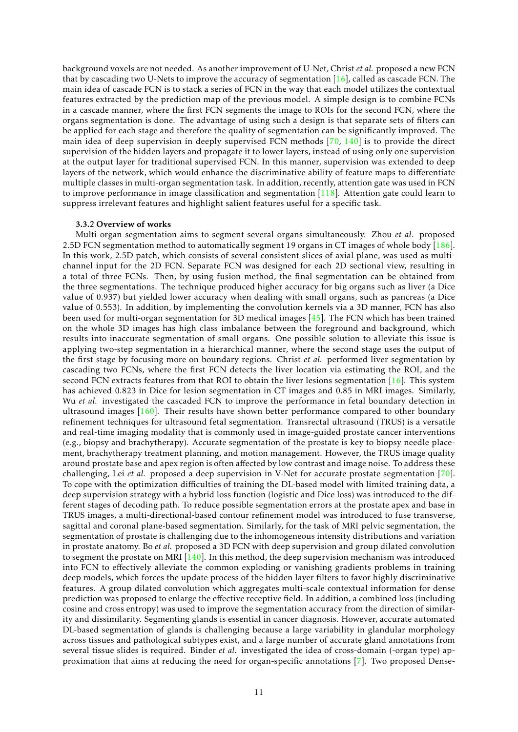background voxels are not needed. As another improvement of U-Net, Christ *et al.* proposed a new FCN that by cascading two U-Nets to improve the accuracy of segmentation [16], called as cascade FCN. The main idea of cascade FCN is to stack a series of FCN in the way that each model utilizes the contextual features extracted by the prediction map of the previous model. A simple design is to combine FCNs in a cascade manner, where the first FCN segments the image to ROIs for the second FCN, where the organs segmentation is done. The advantage of using such a design is that separate sets of filters can be applied for each stage and therefore the quality of segmentation can be significantly improved. The main idea of deep supervision in deeply supervised FCN methods [70, 140] is to provide the direct supervision of the hidden layers and propagate it to lower layers, instead of using only one supervision at the output layer for traditional supervised FCN. In this manner, supervision was extended to deep layers of the network, which would enhance the discriminative ability of feature maps to differentiate multiple classes in multi-organ segmentation task. In addition, recently, attention gate was used in FCN to improve performance in image classification and segmentation [118]. Attention gate could learn to suppress irrelevant features and highlight salient features useful for a specific task.

### 3.3.2 Overview of works

Multi-organ segmentation aims to segment several organs simultaneously. Zhou *et al.* proposed 2.5D FCN segmentation method to automatically segment 19 organs in CT images of whole body [186]. In this work, 2.5D patch, which consists of several consistent slices of axial plane, was used as multi-channel input for the 2D FCN. Separate FCN was designed for each 2D sectional view, resulting in a total of three FCNs. Then, by using fusion method, the final segmentation can be obtained from the three segmentations. The technique produced higher accuracy for big organs such as liver (a Dice value of 0.937) but yielded lower accuracy when dealing with small organs, such as pancreas (a Dice value of 0.553). In addition, by implementing the convolution kernels via a 3D manner, FCN has also been used for multi-organ segmentation for 3D medical images [45]. The FCN which has been trained on the whole 3D images has high class imbalance between the foreground and background, which results into inaccurate segmentation of small organs. One possible solution to alleviate this issue is applying two-step segmentation in a hierarchical manner, where the second stage uses the output of the first stage by focusing more on boundary regions. Christ *et al.* performed liver segmentation by cascading two FCNs, where the first FCN detects the liver location via estimating the ROI, and the second FCN extracts features from that ROI to obtain the liver lesions segmentation [16]. This system has achieved 0.823 in Dice for lesion segmentation in CT images and 0.85 in MRI images. Similarly, Wu *et al.* investigated the cascaded FCN to improve the performance in fetal boundary detection in ultrasound images [160]. Their results have shown better performance compared to other boundary refinement techniques for ultrasound fetal segmentation. Transrectal ultrasound (TRUS) is a versatile and real-time imaging modality that is commonly used in image-guided prostate cancer interventions (e.g., biopsy and brachytherapy). Accurate segmentation of the prostate is key to biopsy needle placement, brachytherapy treatment planning, and motion management. However, the TRUS image quality around prostate base and apex region is often affected by low contrast and image noise. To address these challenging, Lei *et al.* proposed a deep supervision in V-Net for accurate prostate segmentation [70]. To cope with the optimization difficulties of training the DL-based model with limited training data, a deep supervision strategy with a hybrid loss function (logistic and Dice loss) was introduced to the different stages of decoding path. To reduce possible segmentation errors at the prostate apex and base in TRUS images, a multi-directional-based contour refinement model was introduced to fuse transverse, sagittal and coronal plane-based segmentation. Similarly, for the task of MRI pelvic segmentation, the segmentation of prostate is challenging due to the inhomogeneous intensity distributions and variation in prostate anatomy. Bo *et al.* proposed a 3D FCN with deep supervision and group dilated convolution to segment the prostate on MRI [140]. In this method, the deep supervision mechanism was introduced into FCN to effectively alleviate the common exploding or vanishing gradients problems in training deep models, which forces the update process of the hidden layer filters to favor highly discriminative features. A group dilated convolution which aggregates multi-scale contextual information for dense prediction was proposed to enlarge the effective receptive field. In addition, a combined loss (including cosine and cross entropy) was used to improve the segmentation accuracy from the direction of similarity and dissimilarity. Segmenting glands is essential in cancer diagnosis. However, accurate automated DL-based segmentation of glands is challenging because a large variability in glandular morphology across tissues and pathological subtypes exist, and a large number of accurate gland annotations from several tissue slides is required. Binder *et al.* investigated the idea of cross-domain (-organ type) approximation that aims at reducing the need for organ-specific annotations [7]. Two proposed Dense-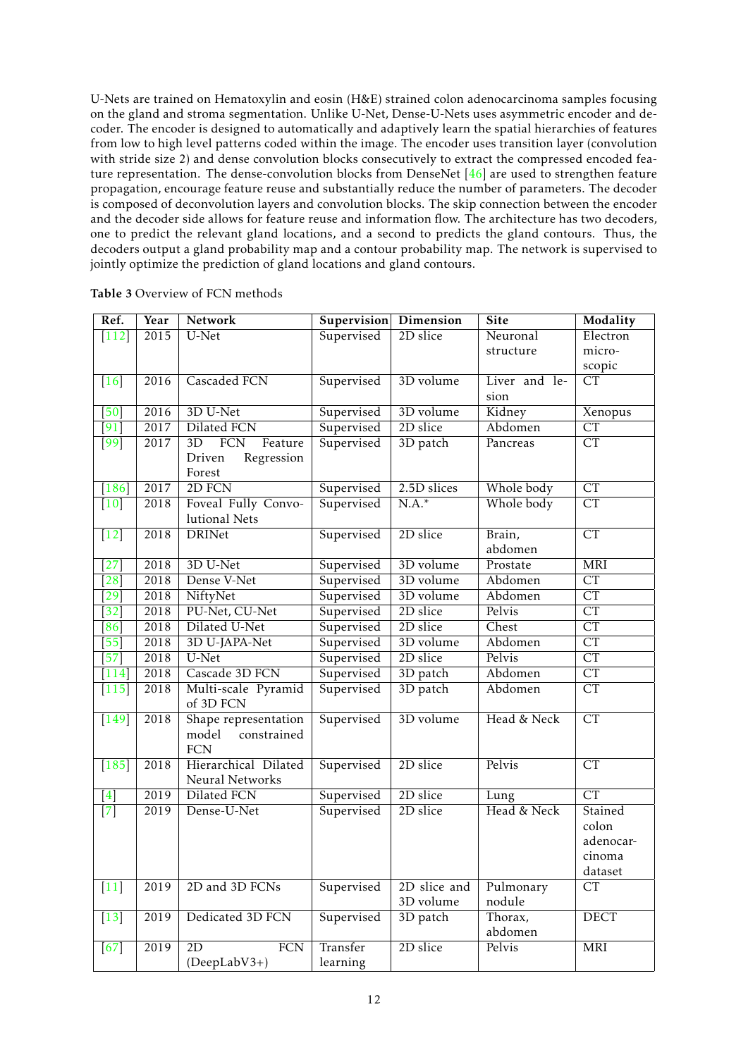U-Nets are trained on Hematoxylin and eosin (H&E) strained colon adenocarcinoma samples focusing on the gland and stroma segmentation. Unlike U-Net, Dense-U-Nets uses asymmetric encoder and decoder. The encoder is designed to automatically and adaptively learn the spatial hierarchies of features from low to high level patterns coded within the image. The encoder uses transition layer (convolution with stride size 2) and dense convolution blocks consecutively to extract the compressed encoded feature representation. The dense-convolution blocks from DenseNet [46] are used to strengthen feature propagation, encourage feature reuse and substantially reduce the number of parameters. The decoder is composed of deconvolution layers and convolution blocks. The skip connection between the encoder and the decoder side allows for feature reuse and information flow. The architecture has two decoders, one to predict the relevant gland locations, and a second to predicts the gland contours. Thus, the decoders output a gland probability map and a contour probability map. The network is supervised to jointly optimize the prediction of gland locations and gland contours.

**Table 3** Overview of FCN methods

| Ref. | Year | Network | Supervision | Dimension | Site | Modality |
|---|---|---|---|---|---|---|
| [112] | 2015 | U-Net | Supervised | 2D slice | Neuronal structure | Electron microscopic |
| [16] | 2016 | Cascaded FCN | Supervised | 3D volume | Liver and lesion | CT |
| [50] | 2016 | 3D U-Net | Supervised | 3D volume | Kidney | Xenopus |
| [91] | 2017 | Dilated FCN | Supervised | 2D slice | Abdomen | CT |
| [99] | 2017 | 3D FCN Feature Driven Regression Forest | Supervised | 3D patch | Pancreas | CT |
| [186] | 2017 | 2D FCN | Supervised | 2.5D slices | Whole body | CT |
| [10] | 2018 | Foveal Fully Convolutional Nets | Supervised | N.A.* | Whole body | CT |
| [12] | 2018 | DRINet | Supervised | 2D slice | Brain, abdomen | CT |
| [27] | 2018 | 3D U-Net | Supervised | 3D volume | Prostate | MRI |
| [28] | 2018 | Dense V-Net | Supervised | 3D volume | Abdomen | CT |
| [29] | 2018 | NiftyNet | Supervised | 3D volume | Abdomen | CT |
| [32] | 2018 | PU-Net, CU-Net | Supervised | 2D slice | Pelvis | CT |
| [86] | 2018 | Dilated U-Net | Supervised | 2D slice | Chest | CT |
| [55] | 2018 | 3D U-JAPA-Net | Supervised | 3D volume | Abdomen | CT |
| [57] | 2018 | U-Net | Supervised | 2D slice | Pelvis | CT |
| [114] | 2018 | Cascade 3D FCN | Supervised | 3D patch | Abdomen | CT |
| [115] | 2018 | Multi-scale Pyramid of 3D FCN | Supervised | 3D patch | Abdomen | CT |
| [149] | 2018 | Shape representation model constrained FCN | Supervised | 3D volume | Head & Neck | CT |
| [185] | 2018 | Hierarchical Dilated Neural Networks | Supervised | 2D slice | Pelvis | CT |
| [4] | 2019 | Dilated FCN | Supervised | 2D slice | Lung | CT |
| [7] | 2019 | Dense-U-Net | Supervised | 2D slice | Head & Neck | Stained colon adenocarcinoma dataset |
| [11] | 2019 | 2D and 3D FCNs | Supervised | 2D slice and 3D volume | Pulmonary nodule | CT |
| [13] | 2019 | Dedicated 3D FCN | Supervised | 3D patch | Thorax, abdomen | DECT |
| [67] | 2019 | 2D FCN (DeepLabV3+) | Transfer learning | 2D slice | Pelvis | MRI |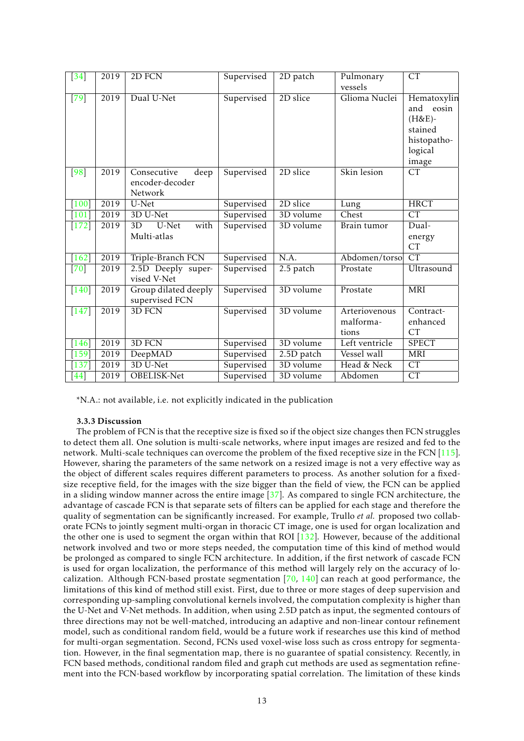| [34] | 2019 | 2D FCN | Supervised | 2D patch | Pulmonary vessels | CT |
|---|---|---|---|---|---|---|
| [79] | 2019 | Dual U-Net | Supervised | 2D slice | Glioma Nuclei | Hematoxylin and eosin (H&E)-stained histopathological image |
| [98] | 2019 | Consecutive deep encoder-decoder Network | Supervised | 2D slice | Skin lesion | CT |
| [100] | 2019 | U-Net | Supervised | 2D slice | Lung | HRCT |
| [101] | 2019 | 3D U-Net | Supervised | 3D volume | Chest | CT |
| [172] | 2019 | 3D U-Net with Multi-atlas | Supervised | 3D volume | Brain tumor | Dual-energy CT |
| [162] | 2019 | Triple-Branch FCN | Supervised | N.A. | Abdomen/torso | CT |
| [70] | 2019 | 2.5D Deeply supervised V-Net | Supervised | 2.5 patch | Prostate | Ultrasound |
| [140] | 2019 | Group dilated deeply supervised FCN | Supervised | 3D volume | Prostate | MRI |
| [147] | 2019 | 3D FCN | Supervised | 3D volume | Arteriovenous malformations | Contract-enhanced CT |
| [146] | 2019 | 3D FCN | Supervised | 3D volume | Left ventricle | SPECT |
| [159] | 2019 | DeepMAD | Supervised | 2.5D patch | Vessel wall | MRI |
| [137] | 2019 | 3D U-Net | Supervised | 3D volume | Head & Neck | CT |
| [44] | 2019 | OBELISK-Net | Supervised | 3D volume | Abdomen | CT |

*N.A.: not available, i.e. not explicitly indicated in the publication

**3.3.3 Discussion**

The problem of FCN is that the receptive size is fixed so if the object size changes then FCN struggles to detect them all. One solution is multi-scale networks, where input images are resized and fed to the network. Multi-scale techniques can overcome the problem of the fixed receptive size in the FCN [115]. However, sharing the parameters of the same network on a resized image is not a very effective way as the object of different scales requires different parameters to process. As another solution for a fixed-size receptive field, for the images with the size bigger than the field of view, the FCN can be applied in a sliding window manner across the entire image [37]. As compared to single FCN architecture, the advantage of cascade FCN is that separate sets of filters can be applied for each stage and therefore the quality of segmentation can be significantly increased. For example, Trullo *et al.* proposed two collaborate FCNs to jointly segment multi-organ in thoracic CT image, one is used for organ localization and the other one is used to segment the organ within that ROI [132]. However, because of the additional network involved and two or more steps needed, the computation time of this kind of method would be prolonged as compared to single FCN architecture. In addition, if the first network of cascade FCN is used for organ localization, the performance of this method will largely rely on the accuracy of localization. Although FCN-based prostate segmentation [70, 140] can reach at good performance, the limitations of this kind of method still exist. First, due to three or more stages of deep supervision and corresponding up-sampling convolutional kernels involved, the computation complexity is higher than the U-Net and V-Net methods. In addition, when using 2.5D patch as input, the segmented contours of three directions may not be well-matched, introducing an adaptive and non-linear contour refinement model, such as conditional random field, would be a future work if researches use this kind of method for multi-organ segmentation. Second, FCNs used voxel-wise loss such as cross entropy for segmentation. However, in the final segmentation map, there is no guarantee of spatial consistency. Recently, in FCN based methods, conditional random filed and graph cut methods are used as segmentation refinement into the FCN-based workflow by incorporating spatial correlation. The limitation of these kinds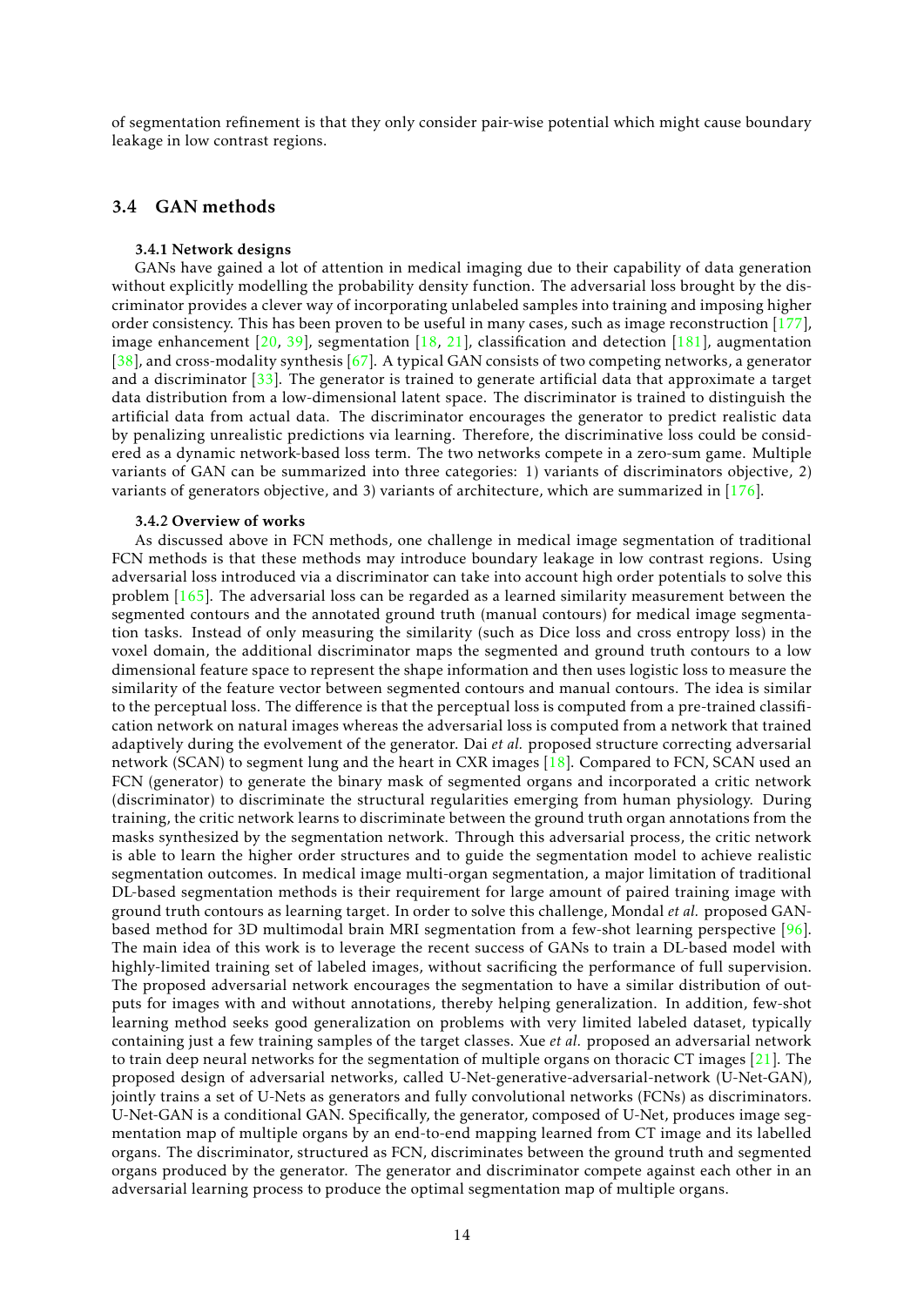of segmentation refinement is that they only consider pair-wise potential which might cause boundary leakage in low contrast regions.

## 3.4 GAN methods

### 3.4.1 Network designs

GANs have gained a lot of attention in medical imaging due to their capability of data generation without explicitly modelling the probability density function. The adversarial loss brought by the discriminator provides a clever way of incorporating unlabeled samples into training and imposing higher order consistency. This has been proven to be useful in many cases, such as image reconstruction [177], image enhancement [20, 39], segmentation [18, 21], classification and detection [181], augmentation [38], and cross-modality synthesis [67]. A typical GAN consists of two competing networks, a generator and a discriminator [33]. The generator is trained to generate artificial data that approximate a target data distribution from a low-dimensional latent space. The discriminator is trained to distinguish the artificial data from actual data. The discriminator encourages the generator to predict realistic data by penalizing unrealistic predictions via learning. Therefore, the discriminative loss could be considered as a dynamic network-based loss term. The two networks compete in a zero-sum game. Multiple variants of GAN can be summarized into three categories: 1) variants of discriminators objective, 2) variants of generators objective, and 3) variants of architecture, which are summarized in [176].

### 3.4.2 Overview of works

As discussed above in FCN methods, one challenge in medical image segmentation of traditional FCN methods is that these methods may introduce boundary leakage in low contrast regions. Using adversarial loss introduced via a discriminator can take into account high order potentials to solve this problem [165]. The adversarial loss can be regarded as a learned similarity measurement between the segmented contours and the annotated ground truth (manual contours) for medical image segmentation tasks. Instead of only measuring the similarity (such as Dice loss and cross entropy loss) in the voxel domain, the additional discriminator maps the segmented and ground truth contours to a low dimensional feature space to represent the shape information and then uses logistic loss to measure the similarity of the feature vector between segmented contours and manual contours. The idea is similar to the perceptual loss. The difference is that the perceptual loss is computed from a pre-trained classification network on natural images whereas the adversarial loss is computed from a network that trained adaptively during the evolvement of the generator. Dai *et al.* proposed structure correcting adversarial network (SCAN) to segment lung and the heart in CXR images [18]. Compared to FCN, SCAN used an FCN (generator) to generate the binary mask of segmented organs and incorporated a critic network (discriminator) to discriminate the structural regularities emerging from human physiology. During training, the critic network learns to discriminate between the ground truth organ annotations from the masks synthesized by the segmentation network. Through this adversarial process, the critic network is able to learn the higher order structures and to guide the segmentation model to achieve realistic segmentation outcomes. In medical image multi-organ segmentation, a major limitation of traditional DL-based segmentation methods is their requirement for large amount of paired training image with ground truth contours as learning target. In order to solve this challenge, Mondal *et al.* proposed GAN-based method for 3D multimodal brain MRI segmentation from a few-shot learning perspective [96]. The main idea of this work is to leverage the recent success of GANs to train a DL-based model with highly-limited training set of labeled images, without sacrificing the performance of full supervision. The proposed adversarial network encourages the segmentation to have a similar distribution of outputs for images with and without annotations, thereby helping generalization. In addition, few-shot learning method seeks good generalization on problems with very limited labeled dataset, typically containing just a few training samples of the target classes. Xue *et al.* proposed an adversarial network to train deep neural networks for the segmentation of multiple organs on thoracic CT images [21]. The proposed design of adversarial networks, called U-Net-generative-adversarial-network (U-Net-GAN), jointly trains a set of U-Nets as generators and fully convolutional networks (FCNs) as discriminators. U-Net-GAN is a conditional GAN. Specifically, the generator, composed of U-Net, produces image segmentation map of multiple organs by an end-to-end mapping learned from CT image and its labelled organs. The discriminator, structured as FCN, discriminates between the ground truth and segmented organs produced by the generator. The generator and discriminator compete against each other in an adversarial learning process to produce the optimal segmentation map of multiple organs.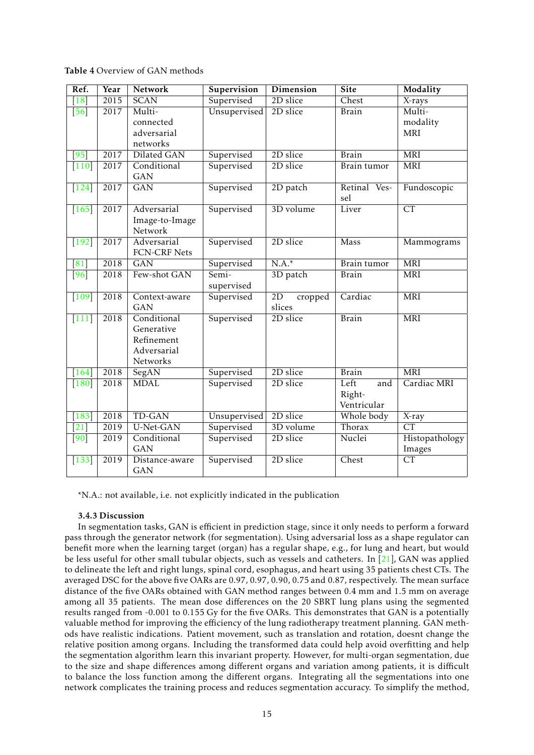**Table 4** Overview of GAN methods

| Ref. | Year | Network | Supervision | Dimension | Site | Modality |
|---|---|---|---|---|---|---|
| [18] | 2015 | SCAN | Supervised | 2D slice | Chest | X-rays |
| [56] | 2017 | Multi-connected adversarial networks | Unsupervised | 2D slice | Brain | Multi-modality MRI |
| [95] | 2017 | Dilated GAN | Supervised | 2D slice | Brain | MRI |
| [110] | 2017 | Conditional GAN | Supervised | 2D slice | Brain tumor | MRI |
| [124] | 2017 | GAN | Supervised | 2D patch | Retinal Vessel | Fundoscopic |
| [165] | 2017 | Adversarial Image-to-Image Network | Supervised | 3D volume | Liver | CT |
| [192] | 2017 | Adversarial FCN-CRF Nets | Supervised | 2D slice | Mass | Mammograms |
| [81] | 2018 | GAN | Supervised | N.A.* | Brain tumor | MRI |
| [96] | 2018 | Few-shot GAN | Semi-supervised | 3D patch | Brain | MRI |
| [109] | 2018 | Context-aware GAN | Supervised | 2D cropped slices | Cardiac | MRI |
| [111] | 2018 | Conditional Generative Refinement Adversarial Networks | Supervised | 2D slice | Brain | MRI |
| [164] | 2018 | SegAN | Supervised | 2D slice | Brain | MRI |
| [180] | 2018 | MDAL | Supervised | 2D slice | Left and Right-Ventricular | Cardiac MRI |
| [183] | 2018 | TD-GAN | Unsupervised | 2D slice | Whole body | X-ray |
| [21] | 2019 | U-Net-GAN | Supervised | 3D volume | Thorax | CT |
| [90] | 2019 | Conditional GAN | Supervised | 2D slice | Nuclei | Histopathology Images |
| [133] | 2019 | Distance-aware GAN | Supervised | 2D slice | Chest | CT |

*N.A.: not available, i.e. not explicitly indicated in the publication

### 3.4.3 Discussion

In segmentation tasks, GAN is efficient in prediction stage, since it only needs to perform a forward pass through the generator network (for segmentation). Using adversarial loss as a shape regulator can benefit more when the learning target (organ) has a regular shape, e.g., for lung and heart, but would be less useful for other small tubular objects, such as vessels and catheters. In [21], GAN was applied to delineate the left and right lungs, spinal cord, esophagus, and heart using 35 patients chest CTs. The averaged DSC for the above five OARs are 0.97, 0.97, 0.90, 0.75 and 0.87, respectively. The mean surface distance of the five OARs obtained with GAN method ranges between 0.4 mm and 1.5 mm on average among all 35 patients. The mean dose differences on the 20 SBRT lung plans using the segmented results ranged from -0.001 to 0.155 Gy for the five OARs. This demonstrates that GAN is a potentially valuable method for improving the efficiency of the lung radiotherapy treatment planning. GAN methods have realistic indications. Patient movement, such as translation and rotation, doesnt change the relative position among organs. Including the transformed data could help avoid overfitting and help the segmentation algorithm learn this invariant property. However, for multi-organ segmentation, due to the size and shape differences among different organs and variation among patients, it is difficult to balance the loss function among the different organs. Integrating all the segmentations into one network complicates the training process and reduces segmentation accuracy. To simplify the method,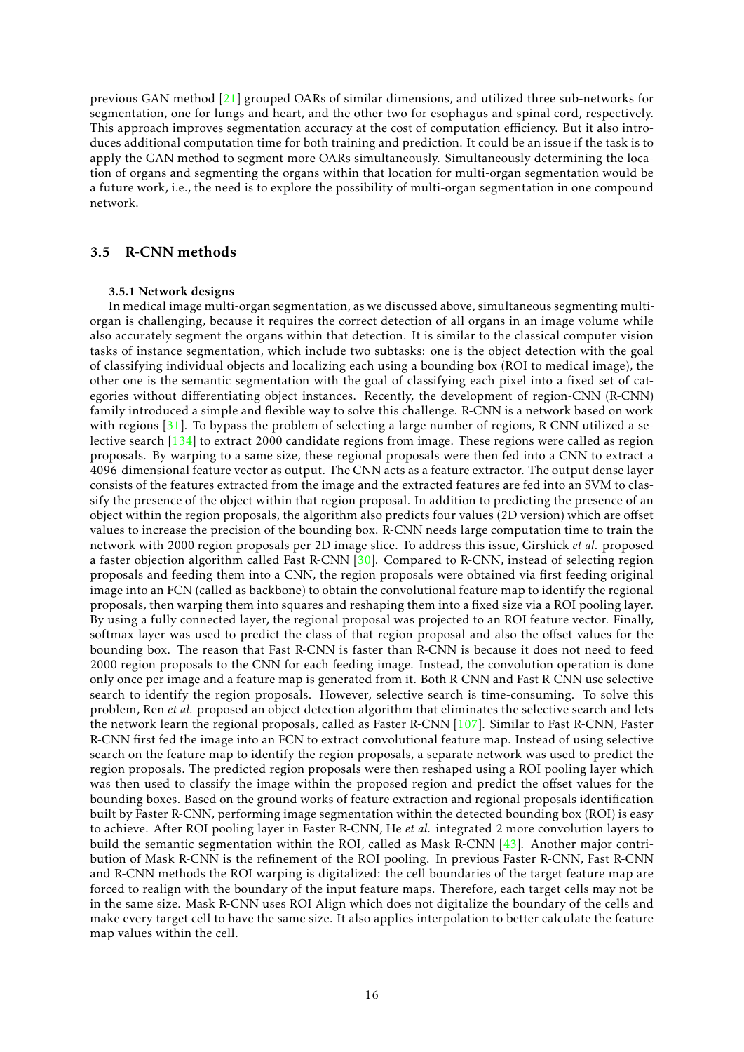previous GAN method [21] grouped OARs of similar dimensions, and utilized three sub-networks for segmentation, one for lungs and heart, and the other two for esophagus and spinal cord, respectively. This approach improves segmentation accuracy at the cost of computation efficiency. But it also introduces additional computation time for both training and prediction. It could be an issue if the task is to apply the GAN method to segment more OARs simultaneously. Simultaneously determining the location of organs and segmenting the organs within that location for multi-organ segmentation would be a future work, i.e., the need is to explore the possibility of multi-organ segmentation in one compound network.

## 3.5 R-CNN methods

### 3.5.1 Network designs

In medical image multi-organ segmentation, as we discussed above, simultaneous segmenting multi-organ is challenging, because it requires the correct detection of all organs in an image volume while also accurately segment the organs within that detection. It is similar to the classical computer vision tasks of instance segmentation, which include two subtasks: one is the object detection with the goal of classifying individual objects and localizing each using a bounding box (ROI to medical image), the other one is the semantic segmentation with the goal of classifying each pixel into a fixed set of categories without differentiating object instances. Recently, the development of region-CNN (R-CNN) family introduced a simple and flexible way to solve this challenge. R-CNN is a network based on work with regions [31]. To bypass the problem of selecting a large number of regions, R-CNN utilized a selective search [134] to extract 2000 candidate regions from image. These regions were called as region proposals. By warping to a same size, these regional proposals were then fed into a CNN to extract a 4096-dimensional feature vector as output. The CNN acts as a feature extractor. The output dense layer consists of the features extracted from the image and the extracted features are fed into an SVM to classify the presence of the object within that region proposal. In addition to predicting the presence of an object within the region proposals, the algorithm also predicts four values (2D version) which are offset values to increase the precision of the bounding box. R-CNN needs large computation time to train the network with 2000 region proposals per 2D image slice. To address this issue, Girshick *et al.* proposed a faster objection algorithm called Fast R-CNN [30]. Compared to R-CNN, instead of selecting region proposals and feeding them into a CNN, the region proposals were obtained via first feeding original image into an FCN (called as backbone) to obtain the convolutional feature map to identify the regional proposals, then warping them into squares and reshaping them into a fixed size via a ROI pooling layer. By using a fully connected layer, the regional proposal was projected to an ROI feature vector. Finally, softmax layer was used to predict the class of that region proposal and also the offset values for the bounding box. The reason that Fast R-CNN is faster than R-CNN is because it does not need to feed 2000 region proposals to the CNN for each feeding image. Instead, the convolution operation is done only once per image and a feature map is generated from it. Both R-CNN and Fast R-CNN use selective search to identify the region proposals. However, selective search is time-consuming. To solve this problem, Ren *et al.* proposed an object detection algorithm that eliminates the selective search and lets the network learn the regional proposals, called as Faster R-CNN [107]. Similar to Fast R-CNN, Faster R-CNN first fed the image into an FCN to extract convolutional feature map. Instead of using selective search on the feature map to identify the region proposals, a separate network was used to predict the region proposals. The predicted region proposals were then reshaped using a ROI pooling layer which was then used to classify the image within the proposed region and predict the offset values for the bounding boxes. Based on the ground works of feature extraction and regional proposals identification built by Faster R-CNN, performing image segmentation within the detected bounding box (ROI) is easy to achieve. After ROI pooling layer in Faster R-CNN, He *et al.* integrated 2 more convolution layers to build the semantic segmentation within the ROI, called as Mask R-CNN [43]. Another major contribution of Mask R-CNN is the refinement of the ROI pooling. In previous Faster R-CNN, Fast R-CNN and R-CNN methods the ROI warping is digitalized: the cell boundaries of the target feature map are forced to realign with the boundary of the input feature maps. Therefore, each target cells may not be in the same size. Mask R-CNN uses ROI Align which does not digitalize the boundary of the cells and make every target cell to have the same size. It also applies interpolation to better calculate the feature map values within the cell.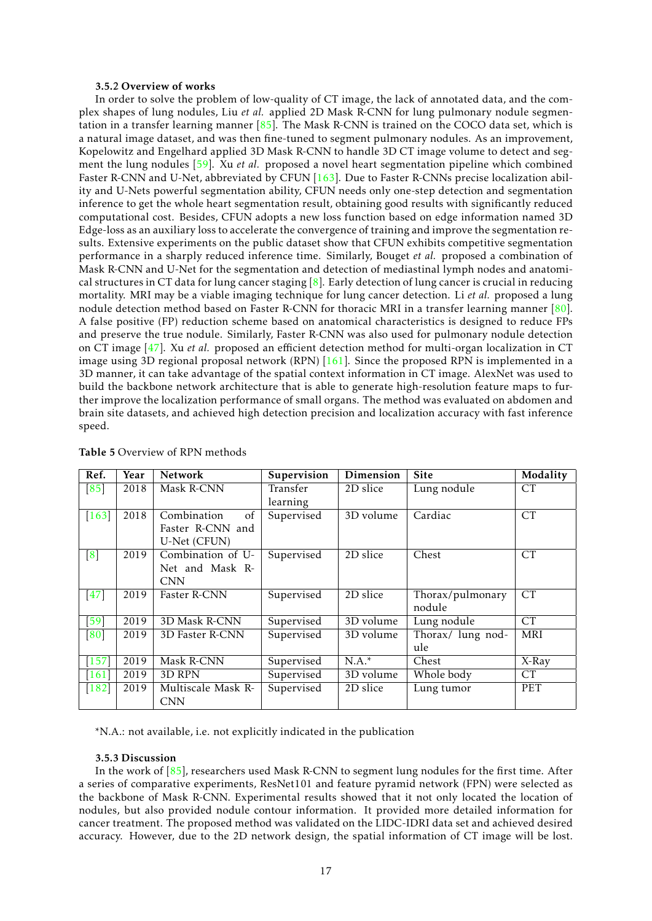#### 3.5.2 Overview of works

In order to solve the problem of low-quality of CT image, the lack of annotated data, and the complex shapes of lung nodules, Liu *et al.* applied 2D Mask R-CNN for lung pulmonary nodule segmentation in a transfer learning manner [85]. The Mask R-CNN is trained on the COCO data set, which is a natural image dataset, and was then fine-tuned to segment pulmonary nodules. As an improvement, Kopelowitz and Engelhard applied 3D Mask R-CNN to handle 3D CT image volume to detect and segment the lung nodules [59]. Xu *et al.* proposed a novel heart segmentation pipeline which combined Faster R-CNN and U-Net, abbreviated by CFUN [163]. Due to Faster R-CNNs precise localization ability and U-Nets powerful segmentation ability, CFUN needs only one-step detection and segmentation inference to get the whole heart segmentation result, obtaining good results with significantly reduced computational cost. Besides, CFUN adopts a new loss function based on edge information named 3D Edge-loss as an auxiliary loss to accelerate the convergence of training and improve the segmentation results. Extensive experiments on the public dataset show that CFUN exhibits competitive segmentation performance in a sharply reduced inference time. Similarly, Bouget *et al.* proposed a combination of Mask R-CNN and U-Net for the segmentation and detection of mediastinal lymph nodes and anatomical structures in CT data for lung cancer staging [8]. Early detection of lung cancer is crucial in reducing mortality. MRI may be a viable imaging technique for lung cancer detection. Li *et al.* proposed a lung nodule detection method based on Faster R-CNN for thoracic MRI in a transfer learning manner [80]. A false positive (FP) reduction scheme based on anatomical characteristics is designed to reduce FPs and preserve the true nodule. Similarly, Faster R-CNN was also used for pulmonary nodule detection on CT image [47]. Xu *et al.* proposed an efficient detection method for multi-organ localization in CT image using 3D regional proposal network (RPN) [161]. Since the proposed RPN is implemented in a 3D manner, it can take advantage of the spatial context information in CT image. AlexNet was used to build the backbone network architecture that is able to generate high-resolution feature maps to further improve the localization performance of small organs. The method was evaluated on abdomen and brain site datasets, and achieved high detection precision and localization accuracy with fast inference speed.

**Table 5** Overview of RPN methods

| Ref. | Year | Network | Supervision | Dimension | Site | Modality |
|---|---|---|---|---|---|---|
| [85] | 2018 | Mask R-CNN | Transfer learning | 2D slice | Lung nodule | CT |
| [163] | 2018 | Combination of Faster R-CNN and U-Net (CFUN) | Supervised | 3D volume | Cardiac | CT |
| [8] | 2019 | Combination of U-Net and Mask R-CNN | Supervised | 2D slice | Chest | CT |
| [47] | 2019 | Faster R-CNN | Supervised | 2D slice | Thorax/pulmonary nodule | CT |
| [59] | 2019 | 3D Mask R-CNN | Supervised | 3D volume | Lung nodule | CT |
| [80] | 2019 | 3D Faster R-CNN | Supervised | 3D volume | Thorax/ lung nodule | MRI |
| [157] | 2019 | Mask R-CNN | Supervised | N.A.* | Chest | X-Ray |
| [161] | 2019 | 3D RPN | Supervised | 3D volume | Whole body | CT |
| [182] | 2019 | Multiscale Mask R-CNN | Supervised | 2D slice | Lung tumor | PET |

*N.A.: not available, i.e. not explicitly indicated in the publication

#### 3.5.3 Discussion

In the work of [85], researchers used Mask R-CNN to segment lung nodules for the first time. After a series of comparative experiments, ResNet101 and feature pyramid network (FPN) were selected as the backbone of Mask R-CNN. Experimental results showed that it not only located the location of nodules, but also provided nodule contour information. It provided more detailed information for cancer treatment. The proposed method was validated on the LIDC-IDRI data set and achieved desired accuracy. However, due to the 2D network design, the spatial information of CT image will be lost.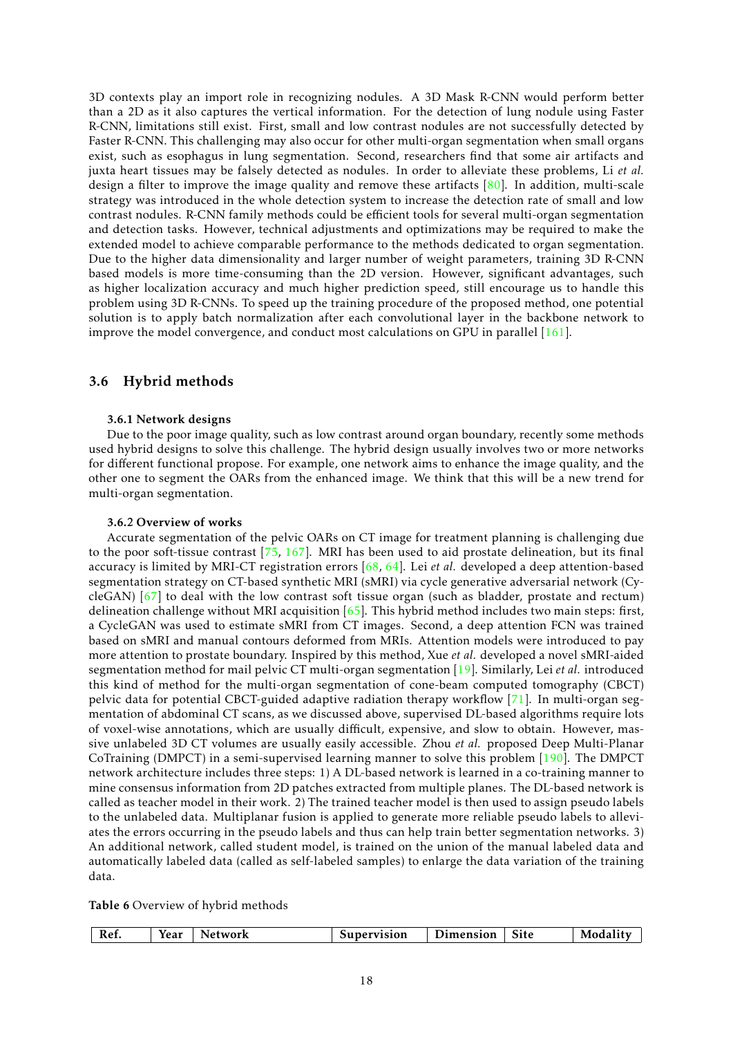3D contexts play an import role in recognizing nodules. A 3D Mask R-CNN would perform better than a 2D as it also captures the vertical information. For the detection of lung nodule using Faster R-CNN, limitations still exist. First, small and low contrast nodules are not successfully detected by Faster R-CNN. This challenging may also occur for other multi-organ segmentation when small organs exist, such as esophagus in lung segmentation. Second, researchers find that some air artifacts and juxta heart tissues may be falsely detected as nodules. In order to alleviate these problems, Li *et al.* design a filter to improve the image quality and remove these artifacts [80]. In addition, multi-scale strategy was introduced in the whole detection system to increase the detection rate of small and low contrast nodules. R-CNN family methods could be efficient tools for several multi-organ segmentation and detection tasks. However, technical adjustments and optimizations may be required to make the extended model to achieve comparable performance to the methods dedicated to organ segmentation. Due to the higher data dimensionality and larger number of weight parameters, training 3D R-CNN based models is more time-consuming than the 2D version. However, significant advantages, such as higher localization accuracy and much higher prediction speed, still encourage us to handle this problem using 3D R-CNNs. To speed up the training procedure of the proposed method, one potential solution is to apply batch normalization after each convolutional layer in the backbone network to improve the model convergence, and conduct most calculations on GPU in parallel [161].

## 3.6 Hybrid methods

#### 3.6.1 Network designs

Due to the poor image quality, such as low contrast around organ boundary, recently some methods used hybrid designs to solve this challenge. The hybrid design usually involves two or more networks for different functional propose. For example, one network aims to enhance the image quality, and the other one to segment the OARs from the enhanced image. We think that this will be a new trend for multi-organ segmentation.

#### 3.6.2 Overview of works

Accurate segmentation of the pelvic OARs on CT image for treatment planning is challenging due to the poor soft-tissue contrast [75, 167]. MRI has been used to aid prostate delineation, but its final accuracy is limited by MRI-CT registration errors [68, 64]. Lei *et al.* developed a deep attention-based segmentation strategy on CT-based synthetic MRI (sMRI) via cycle generative adversarial network (CycleGAN) [67] to deal with the low contrast soft tissue organ (such as bladder, prostate and rectum) delineation challenge without MRI acquisition [65]. This hybrid method includes two main steps: first, a CycleGAN was used to estimate sMRI from CT images. Second, a deep attention FCN was trained based on sMRI and manual contours deformed from MRIs. Attention models were introduced to pay more attention to prostate boundary. Inspired by this method, Xue *et al.* developed a novel sMRI-aided segmentation method for mail pelvic CT multi-organ segmentation [19]. Similarly, Lei *et al.* introduced this kind of method for the multi-organ segmentation of cone-beam computed tomography (CBCT) pelvic data for potential CBCT-guided adaptive radiation therapy workflow [71]. In multi-organ segmentation of abdominal CT scans, as we discussed above, supervised DL-based algorithms require lots of voxel-wise annotations, which are usually difficult, expensive, and slow to obtain. However, massive unlabeled 3D CT volumes are usually easily accessible. Zhou *et al.* proposed Deep Multi-Planar CoTraining (DMPCT) in a semi-supervised learning manner to solve this problem [190]. The DMPCT network architecture includes three steps: 1) A DL-based network is learned in a co-training manner to mine consensus information from 2D patches extracted from multiple planes. The DL-based network is called as teacher model in their work. 2) The trained teacher model is then used to assign pseudo labels to the unlabeled data. Multiplanar fusion is applied to generate more reliable pseudo labels to alleviates the errors occurring in the pseudo labels and thus can help train better segmentation networks. 3) An additional network, called student model, is trained on the union of the manual labeled data and automatically labeled data (called as self-labeled samples) to enlarge the data variation of the training data.

**Table 6** Overview of hybrid methods

| Ref. | Year | Network | Supervision | Dimension | Site | Modality |
|---|---|---|---|---|---|---|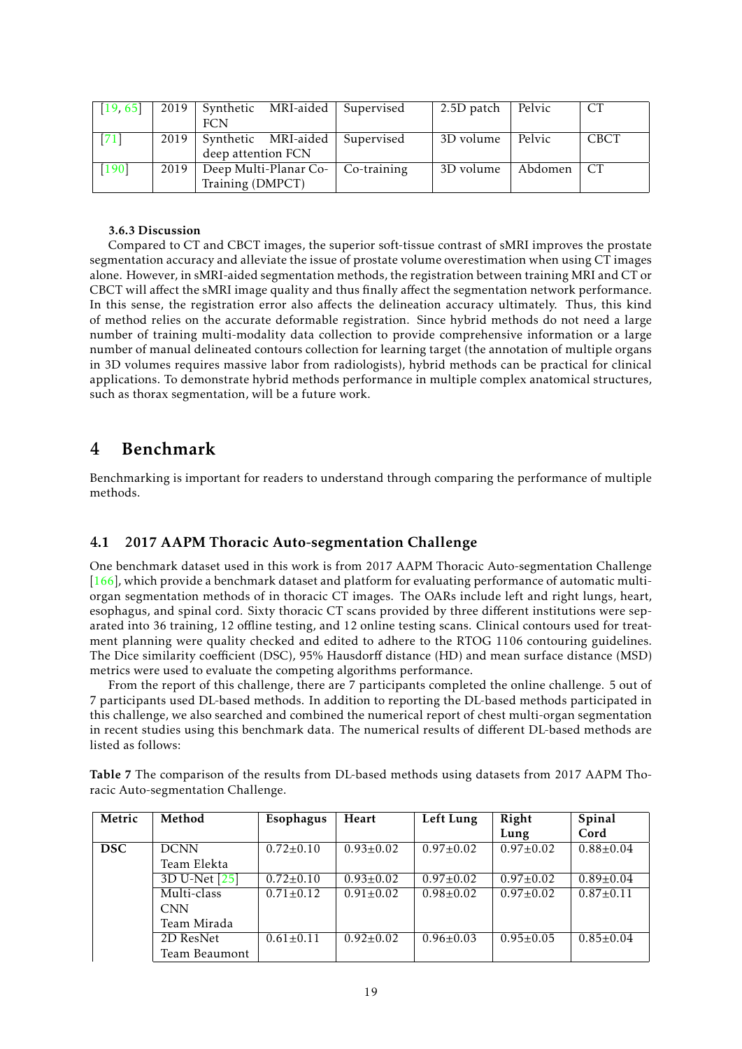| [19, 65] | 2019 | Synthetic MRI-aided FCN | Supervised | 2.5D patch | Pelvic | CT |
|---|---|---|---|---|---|---|
| [71] | 2019 | Synthetic MRI-aided deep attention FCN | Supervised | 3D volume | Pelvic | CBCT |
| [190] | 2019 | Deep Multi-Planar Co-Training (DMPCT) | Co-training | 3D volume | Abdomen | CT |

### 3.6.3 Discussion

Compared to CT and CBCT images, the superior soft-tissue contrast of sMRI improves the prostate segmentation accuracy and alleviate the issue of prostate volume overestimation when using CT images alone. However, in sMRI-aided segmentation methods, the registration between training MRI and CT or CBCT will affect the sMRI image quality and thus finally affect the segmentation network performance. In this sense, the registration error also affects the delineation accuracy ultimately. Thus, this kind of method relies on the accurate deformable registration. Since hybrid methods do not need a large number of training multi-modality data collection to provide comprehensive information or a large number of manual delineated contours collection for learning target (the annotation of multiple organs in 3D volumes requires massive labor from radiologists), hybrid methods can be practical for clinical applications. To demonstrate hybrid methods performance in multiple complex anatomical structures, such as thorax segmentation, will be a future work.

# 4 Benchmark

Benchmarking is important for readers to understand through comparing the performance of multiple methods.

## 4.1 2017 AAPM Thoracic Auto-segmentation Challenge

One benchmark dataset used in this work is from 2017 AAPM Thoracic Auto-segmentation Challenge [166], which provide a benchmark dataset and platform for evaluating performance of automatic multi-organ segmentation methods of in thoracic CT images. The OARs include left and right lungs, heart, esophagus, and spinal cord. Sixty thoracic CT scans provided by three different institutions were separated into 36 training, 12 offline testing, and 12 online testing scans. Clinical contours used for treatment planning were quality checked and edited to adhere to the RTOG 1106 contouring guidelines. The Dice similarity coefficient (DSC), 95% Hausdorff distance (HD) and mean surface distance (MSD) metrics were used to evaluate the competing algorithms performance.

From the report of this challenge, there are 7 participants completed the online challenge. 5 out of 7 participants used DL-based methods. In addition to reporting the DL-based methods participated in this challenge, we also searched and combined the numerical report of chest multi-organ segmentation in recent studies using this benchmark data. The numerical results of different DL-based methods are listed as follows:

**Table 7** The comparison of the results from DL-based methods using datasets from 2017 AAPM Thoracic Auto-segmentation Challenge.

| Metric | Method | Esophagus | Heart | Left Lung | Right Lung | Spinal Cord |
|---|---|---|---|---|---|---|
| **DSC** | DCNN Team Elekta | $0.72 \pm 0.10$ | $0.93 \pm 0.02$ | $0.97 \pm 0.02$ | $0.97 \pm 0.02$ | $0.88 \pm 0.04$ |
| | 3D U-Net [25] | $0.72 \pm 0.10$ | $0.93 \pm 0.02$ | $0.97 \pm 0.02$ | $0.97 \pm 0.02$ | $0.89 \pm 0.04$ |
| | Multi-class CNN Team Mirada | $0.71 \pm 0.12$ | $0.91 \pm 0.02$ | $0.98 \pm 0.02$ | $0.97 \pm 0.02$ | $0.87 \pm 0.11$ |
| | 2D ResNet Team Beaumont | $0.61 \pm 0.11$ | $0.92 \pm 0.02$ | $0.96 \pm 0.03$ | $0.95 \pm 0.05$ | $0.85 \pm 0.04$ |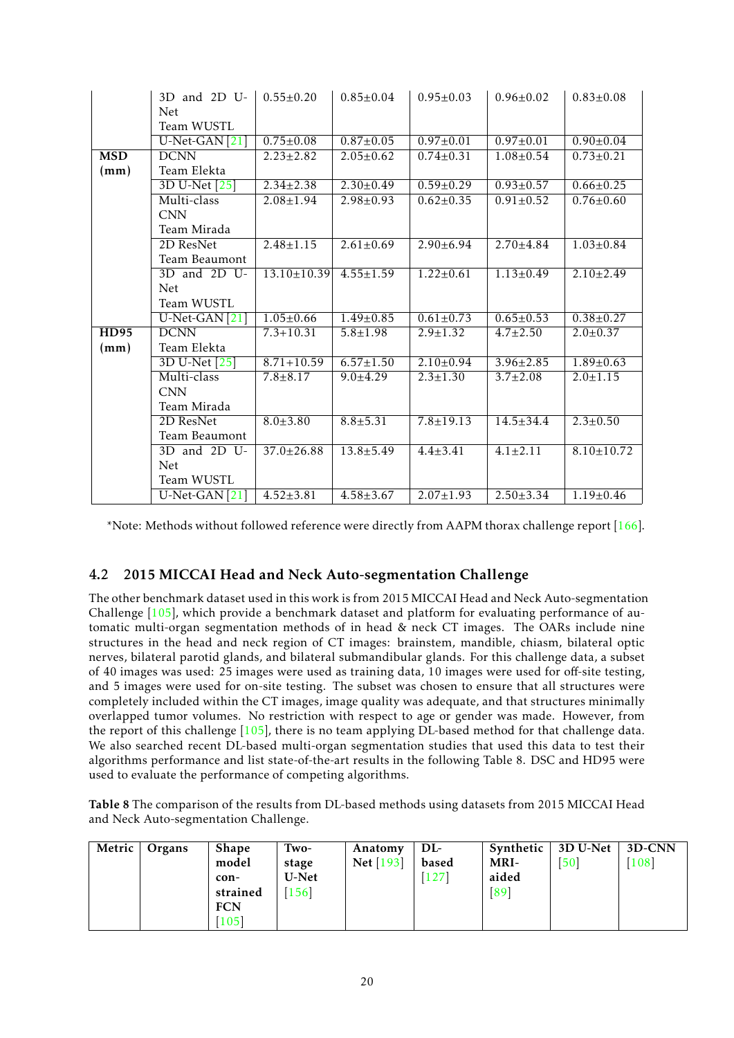| | | | | | | |
|---|---|---|---|---|---|---|
| | 3D and 2D U-Net Team WUSTL | 0.55±0.20 | 0.85±0.04 | 0.95±0.03 | 0.96±0.02 | 0.83±0.08 |
| | U-Net-GAN [21] | 0.75±0.08 | 0.87±0.05 | 0.97±0.01 | 0.97±0.01 | 0.90±0.04 |
| **MSD (mm)** | DCNN Team Elekta | 2.23±2.82 | 2.05±0.62 | 0.74±0.31 | 1.08±0.54 | 0.73±0.21 |
| | 3D U-Net [25] | 2.34±2.38 | 2.30±0.49 | 0.59±0.29 | 0.93±0.57 | 0.66±0.25 |
| | Multi-class CNN Team Mirada | 2.08±1.94 | 2.98±0.93 | 0.62±0.35 | 0.91±0.52 | 0.76±0.60 |
| | 2D ResNet Team Beaumont | 2.48±1.15 | 2.61±0.69 | 2.90±6.94 | 2.70±4.84 | 1.03±0.84 |
| | 3D and 2D U-Net Team WUSTL | 13.10±10.39 | 4.55±1.59 | 1.22±0.61 | 1.13±0.49 | 2.10±2.49 |
| | U-Net-GAN [21] | 1.05±0.66 | 1.49±0.85 | 0.61±0.73 | 0.65±0.53 | 0.38±0.27 |
| **HD95 (mm)** | DCNN Team Elekta | 7.3±10.31 | 5.8±1.98 | 2.9±1.32 | 4.7±2.50 | 2.0±0.37 |
| | 3D U-Net [25] | 8.71±10.59 | 6.57±1.50 | 2.10±0.94 | 3.96±2.85 | 1.89±0.63 |
| | Multi-class CNN Team Mirada | 7.8±8.17 | 9.0±4.29 | 2.3±1.30 | 3.7±2.08 | 2.0±1.15 |
| | 2D ResNet Team Beaumont | 8.0±3.80 | 8.8±5.31 | 7.8±19.13 | 14.5±34.4 | 2.3±0.50 |
| | 3D and 2D U-Net Team WUSTL | 37.0±26.88 | 13.8±5.49 | 4.4±3.41 | 4.1±2.11 | 8.10±10.72 |
| | U-Net-GAN [21] | 4.52±3.81 | 4.58±3.67 | 2.07±1.93 | 2.50±3.34 | 1.19±0.46 |

*Note: Methods without followed reference were directly from AAPM thorax challenge report [166].

## 4.2 2015 MICCAI Head and Neck Auto-segmentation Challenge

The other benchmark dataset used in this work is from 2015 MICCAI Head and Neck Auto-segmentation Challenge [105], which provide a benchmark dataset and platform for evaluating performance of automatic multi-organ segmentation methods of in head & neck CT images. The OARs include nine structures in the head and neck region of CT images: brainstem, mandible, chiasm, bilateral optic nerves, bilateral parotid glands, and bilateral submandibular glands. For this challenge data, a subset of 40 images was used: 25 images were used as training data, 10 images were used for off-site testing, and 5 images were used for on-site testing. The subset was chosen to ensure that all structures were completely included within the CT images, image quality was adequate, and that structures minimally overlapped tumor volumes. No restriction with respect to age or gender was made. However, from the report of this challenge [105], there is no team applying DL-based method for that challenge data. We also searched recent DL-based multi-organ segmentation studies that used this data to test their algorithms performance and list state-of-the-art results in the following Table 8. DSC and HD95 were used to evaluate the performance of competing algorithms.

**Table 8** The comparison of the results from DL-based methods using datasets from 2015 MICCAI Head and Neck Auto-segmentation Challenge.

| Metric | Organs | Shape model constrained FCN [105] | Two-stage U-Net [156] | Anatomy Net [193] | DL-based [127] | Synthetic MRI-aided [89] | 3D U-Net [50] | 3D-CNN [108] |
|---|---|---|---|---|---|---|---|---|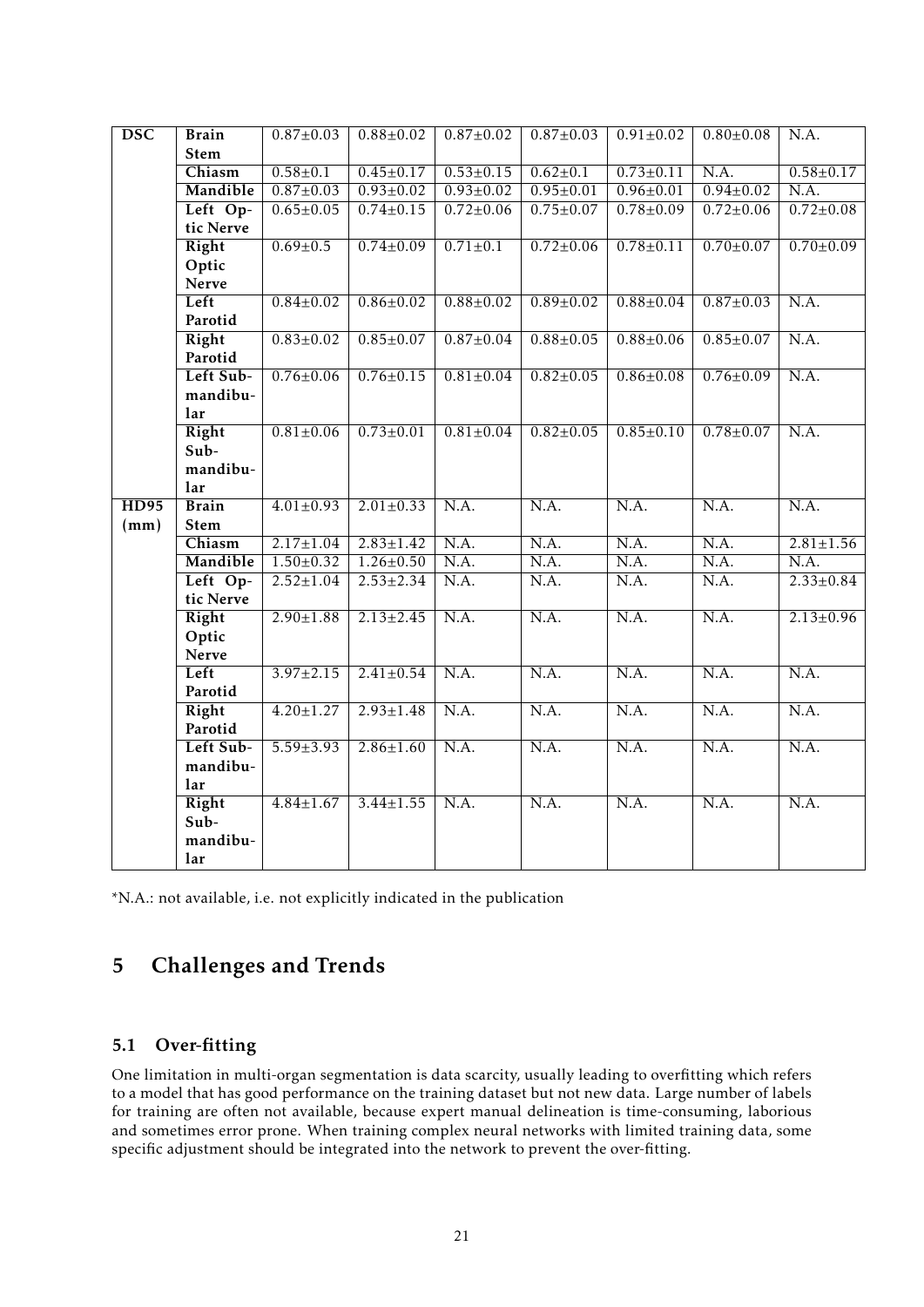| DSC | Brain Stem | 0.87±0.03 | 0.88±0.02 | 0.87±0.02 | 0.87±0.03 | 0.91±0.02 | 0.80±0.08 | N.A. |
|---|---|---|---|---|---|---|---|---|
| | Chiasm | 0.58±0.1 | 0.45±0.17 | 0.53±0.15 | 0.62±0.1 | 0.73±0.11 | N.A. | 0.58±0.17 |
| | Mandible | 0.87±0.03 | 0.93±0.02 | 0.93±0.02 | 0.95±0.01 | 0.96±0.01 | 0.94±0.02 | N.A. |
| | Left Optic Nerve | 0.65±0.05 | 0.74±0.15 | 0.72±0.06 | 0.75±0.07 | 0.78±0.09 | 0.72±0.06 | 0.72±0.08 |
| | Right Optic Nerve | 0.69±0.5 | 0.74±0.09 | 0.71±0.1 | 0.72±0.06 | 0.78±0.11 | 0.70±0.07 | 0.70±0.09 |
| | Left Parotid | 0.84±0.02 | 0.86±0.02 | 0.88±0.02 | 0.89±0.02 | 0.88±0.04 | 0.87±0.03 | N.A. |
| | Right Parotid | 0.83±0.02 | 0.85±0.07 | 0.87±0.04 | 0.88±0.05 | 0.88±0.06 | 0.85±0.07 | N.A. |
| | Left Submandibular | 0.76±0.06 | 0.76±0.15 | 0.81±0.04 | 0.82±0.05 | 0.86±0.08 | 0.76±0.09 | N.A. |
| | Right Submandibular | 0.81±0.06 | 0.73±0.01 | 0.81±0.04 | 0.82±0.05 | 0.85±0.10 | 0.78±0.07 | N.A. |
| HD95 (mm) | Brain Stem | 4.01±0.93 | 2.01±0.33 | N.A. | N.A. | N.A. | N.A. | N.A. |
| | Chiasm | 2.17±1.04 | 2.83±1.42 | N.A. | N.A. | N.A. | N.A. | 2.81±1.56 |
| | Mandible | 1.50±0.32 | 1.26±0.50 | N.A. | N.A. | N.A. | N.A. | N.A. |
| | Left Optic Nerve | 2.52±1.04 | 2.53±2.34 | N.A. | N.A. | N.A. | N.A. | 2.33±0.84 |
| | Right Optic Nerve | 2.90±1.88 | 2.13±2.45 | N.A. | N.A. | N.A. | N.A. | 2.13±0.96 |
| | Left Parotid | 3.97±2.15 | 2.41±0.54 | N.A. | N.A. | N.A. | N.A. | N.A. |
| | Right Parotid | 4.20±1.27 | 2.93±1.48 | N.A. | N.A. | N.A. | N.A. | N.A. |
| | Left Submandibular | 5.59±3.93 | 2.86±1.60 | N.A. | N.A. | N.A. | N.A. | N.A. |
| | Right Submandibular | 4.84±1.67 | 3.44±1.55 | N.A. | N.A. | N.A. | N.A. | N.A. |

*N.A.: not available, i.e. not explicitly indicated in the publication

## 5 Challenges and Trends

### 5.1 Over-fitting

One limitation in multi-organ segmentation is data scarcity, usually leading to overfitting which refers to a model that has good performance on the training dataset but not new data. Large number of labels for training are often not available, because expert manual delineation is time-consuming, laborious and sometimes error prone. When training complex neural networks with limited training data, some specific adjustment should be integrated into the network to prevent the over-fitting.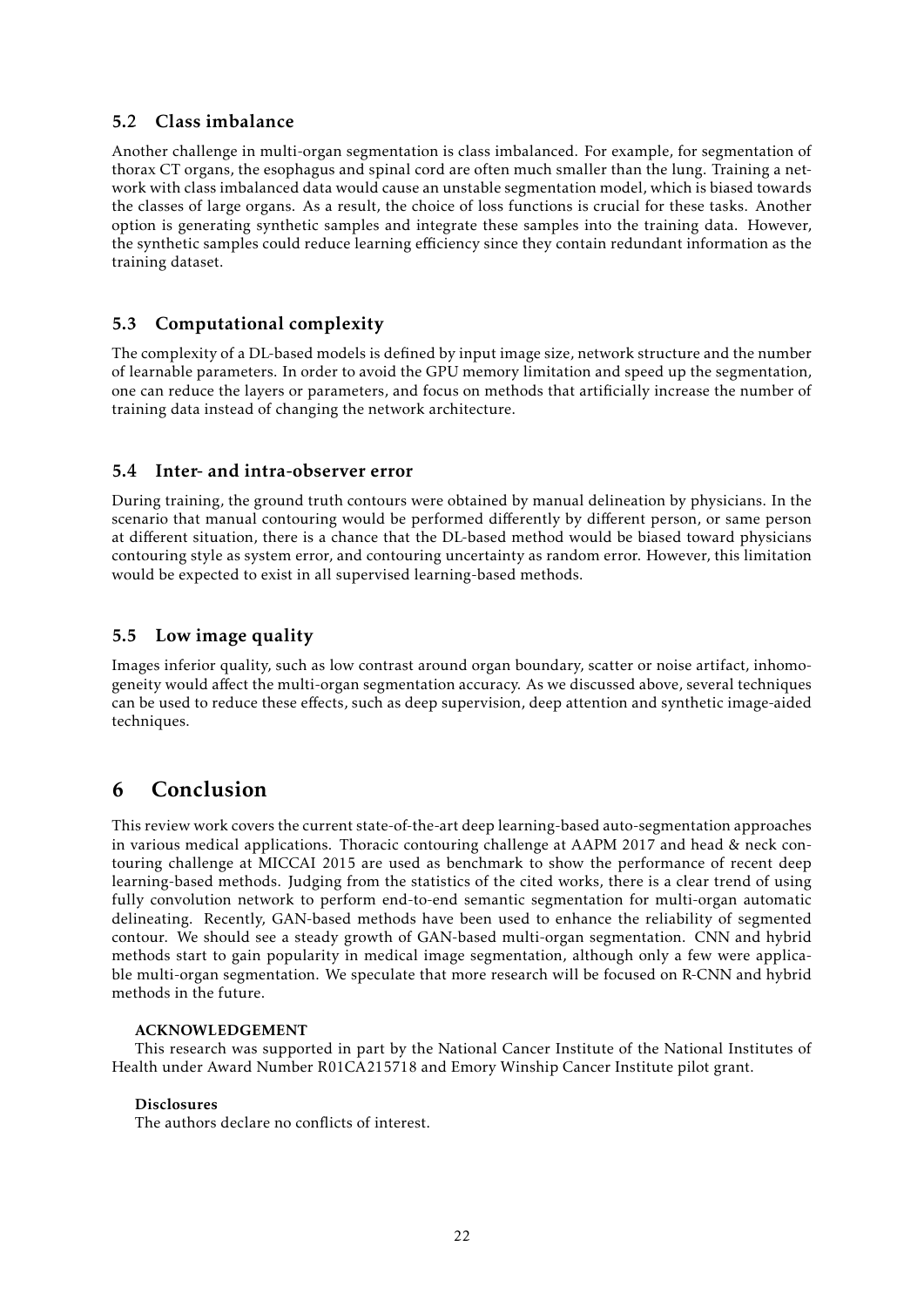### 5.2 Class imbalance

Another challenge in multi-organ segmentation is class imbalanced. For example, for segmentation of thorax CT organs, the esophagus and spinal cord are often much smaller than the lung. Training a network with class imbalanced data would cause an unstable segmentation model, which is biased towards the classes of large organs. As a result, the choice of loss functions is crucial for these tasks. Another option is generating synthetic samples and integrate these samples into the training data. However, the synthetic samples could reduce learning efficiency since they contain redundant information as the training dataset.

### 5.3 Computational complexity

The complexity of a DL-based models is defined by input image size, network structure and the number of learnable parameters. In order to avoid the GPU memory limitation and speed up the segmentation, one can reduce the layers or parameters, and focus on methods that artificially increase the number of training data instead of changing the network architecture.

### 5.4 Inter- and intra-observer error

During training, the ground truth contours were obtained by manual delineation by physicians. In the scenario that manual contouring would be performed differently by different person, or same person at different situation, there is a chance that the DL-based method would be biased toward physicians contouring style as system error, and contouring uncertainty as random error. However, this limitation would be expected to exist in all supervised learning-based methods.

### 5.5 Low image quality

Images inferior quality, such as low contrast around organ boundary, scatter or noise artifact, inhomogeneity would affect the multi-organ segmentation accuracy. As we discussed above, several techniques can be used to reduce these effects, such as deep supervision, deep attention and synthetic image-aided techniques.

## 6 Conclusion

This review work covers the current state-of-the-art deep learning-based auto-segmentation approaches in various medical applications. Thoracic contouring challenge at AAPM 2017 and head & neck contouring challenge at MICCAI 2015 are used as benchmark to show the performance of recent deep learning-based methods. Judging from the statistics of the cited works, there is a clear trend of using fully convolution network to perform end-to-end semantic segmentation for multi-organ automatic delineating. Recently, GAN-based methods have been used to enhance the reliability of segmented contour. We should see a steady growth of GAN-based multi-organ segmentation. CNN and hybrid methods start to gain popularity in medical image segmentation, although only a few were applicable multi-organ segmentation. We speculate that more research will be focused on R-CNN and hybrid methods in the future.

**ACKNOWLEDGEMENT**

This research was supported in part by the National Cancer Institute of the National Institutes of Health under Award Number R01CA215718 and Emory Winship Cancer Institute pilot grant.

**Disclosures**

The authors declare no conflicts of interest.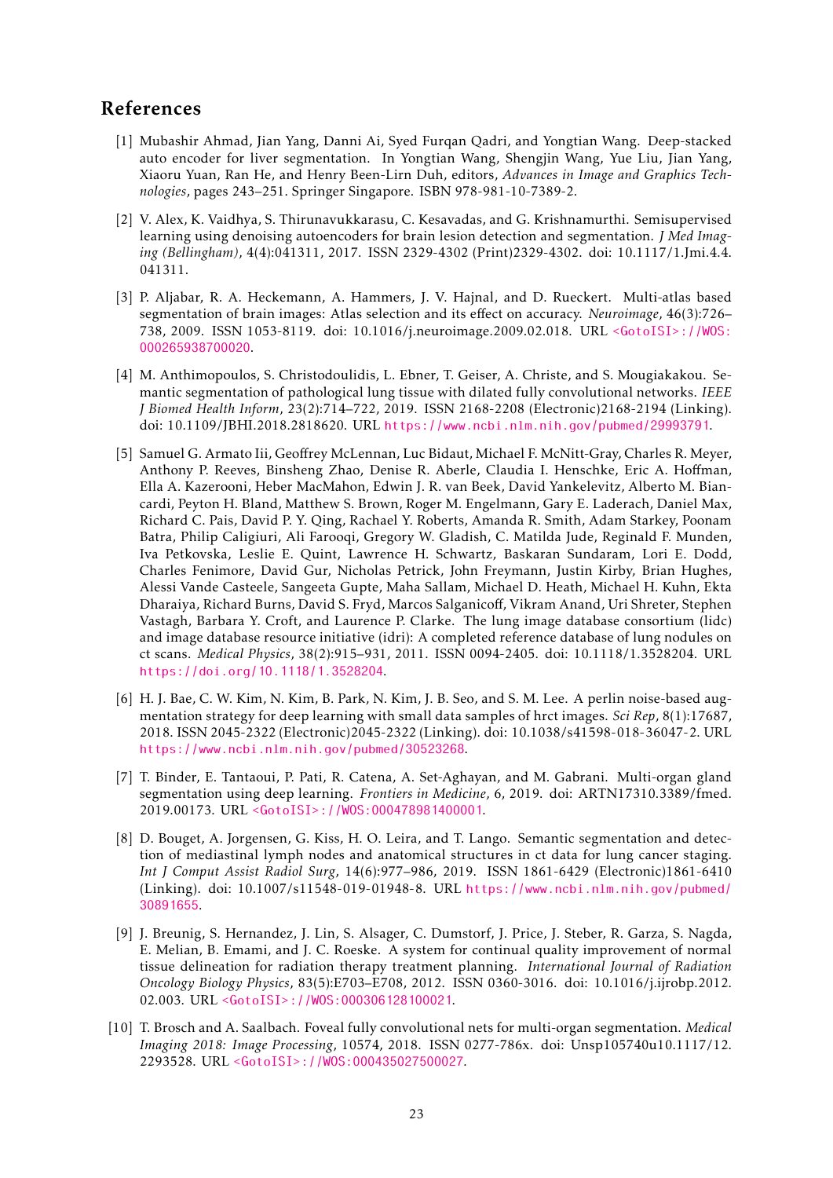## References

[1] Mubashir Ahmad, Jian Yang, Danni Ai, Syed Furqan Qadri, and Yongtian Wang. Deep-stacked auto encoder for liver segmentation. In Yongtian Wang, Shengjin Wang, Yue Liu, Jian Yang, Xiaoru Yuan, Ran He, and Henry Been-Lirn Duh, editors, *Advances in Image and Graphics Technologies*, pages 243–251. Springer Singapore. ISBN 978-981-10-7389-2.

[2] V. Alex, K. Vaidhya, S. Thirunavukkarasu, C. Kesavadas, and G. Krishnamurthi. Semisupervised learning using denoising autoencoders for brain lesion detection and segmentation. *J Med Imaging (Bellingham)*, 4(4):041311, 2017. ISSN 2329-4302 (Print)2329-4302. doi: 10.1117/1.Jmi.4.4.041311.

[3] P. Aljabar, R. A. Heckemann, A. Hammers, J. V. Hajnal, and D. Rueckert. Multi-atlas based segmentation of brain images: Atlas selection and its effect on accuracy. *Neuroimage*, 46(3):726–738, 2009. ISSN 1053-8119. doi: 10.1016/j.neuroimage.2009.02.018. URL <GotoISI>://WOS:000265938700020.

[4] M. Anthimopoulos, S. Christodoulidis, L. Ebner, T. Geiser, A. Christe, and S. Mougiakakou. Semantic segmentation of pathological lung tissue with dilated fully convolutional networks. *IEEE J Biomed Health Inform*, 23(2):714–722, 2019. ISSN 2168-2208 (Electronic)2168-2194 (Linking). doi: 10.1109/JBHI.2018.2818620. URL https://www.ncbi.nlm.nih.gov/pubmed/29993791.

[5] Samuel G. Armato Iii, Geoffrey McLennan, Luc Bidaut, Michael F. McNitt-Gray, Charles R. Meyer, Anthony P. Reeves, Binsheng Zhao, Denise R. Aberle, Claudia I. Henschke, Eric A. Hoffman, Ella A. Kazerooni, Heber MacMahon, Edwin J. R. van Beek, David Yankelevitz, Alberto M. Biancardi, Peyton H. Bland, Matthew S. Brown, Roger M. Engelmann, Gary E. Laderach, Daniel Max, Richard C. Pais, David P. Y. Qing, Rachael Y. Roberts, Amanda R. Smith, Adam Starkey, Poonam Batra, Philip Caligiuri, Ali Farooqi, Gregory W. Gladish, C. Matilda Jude, Reginald F. Munden, Iva Petkovska, Leslie E. Quint, Lawrence H. Schwartz, Baskaran Sundaram, Lori E. Dodd, Charles Fenimore, David Gur, Nicholas Petrick, John Freymann, Justin Kirby, Brian Hughes, Alessi Vande Casteele, Sangeeta Gupte, Maha Sallam, Michael D. Heath, Michael H. Kuhn, Ekta Dharaiya, Richard Burns, David S. Fryd, Marcos Salganicoff, Vikram Anand, Uri Shreter, Stephen Vastagh, Barbara Y. Croft, and Laurence P. Clarke. The lung image database consortium (lidc) and image database resource initiative (idri): A completed reference database of lung nodules on ct scans. *Medical Physics*, 38(2):915–931, 2011. ISSN 0094-2405. doi: 10.1118/1.3528204. URL https://doi.org/10.1118/1.3528204.

[6] H. J. Bae, C. W. Kim, N. Kim, B. Park, N. Kim, J. B. Seo, and S. M. Lee. A perlin noise-based augmentation strategy for deep learning with small data samples of hrct images. *Sci Rep*, 8(1):17687, 2018. ISSN 2045-2322 (Electronic)2045-2322 (Linking). doi: 10.1038/s41598-018-36047-2. URL https://www.ncbi.nlm.nih.gov/pubmed/30523268.

[7] T. Binder, E. Tantaoui, P. Pati, R. Catena, A. Set-Aghayan, and M. Gabrani. Multi-organ gland segmentation using deep learning. *Frontiers in Medicine*, 6, 2019. doi: ARTN17310.3389/fmed.2019.00173. URL <GotoISI>://WOS:000478981400001.

[8] D. Bouget, A. Jorgensen, G. Kiss, H. O. Leira, and T. Lango. Semantic segmentation and detection of mediastinal lymph nodes and anatomical structures in ct data for lung cancer staging. *Int J Comput Assist Radiol Surg*, 14(6):977–986, 2019. ISSN 1861-6429 (Electronic)1861-6410 (Linking). doi: 10.1007/s11548-019-01948-8. URL https://www.ncbi.nlm.nih.gov/pubmed/30891655.

[9] J. Breunig, S. Hernandez, J. Lin, S. Alsager, C. Dumstorf, J. Price, J. Steber, R. Garza, S. Nagda, E. Melian, B. Emami, and J. C. Roeske. A system for continual quality improvement of normal tissue delineation for radiation therapy treatment planning. *International Journal of Radiation Oncology Biology Physics*, 83(5):E703–E708, 2012. ISSN 0360-3016. doi: 10.1016/j.ijrobp.2012.02.003. URL <GotoISI>://WOS:000306128100021.

[10] T. Brosch and A. Saalbach. Foveal fully convolutional nets for multi-organ segmentation. *Medical Imaging 2018: Image Processing*, 10574, 2018. ISSN 0277-786x. doi: Unsp105740u10.1117/12.2293528. URL <GotoISI>://WOS:000435027500027.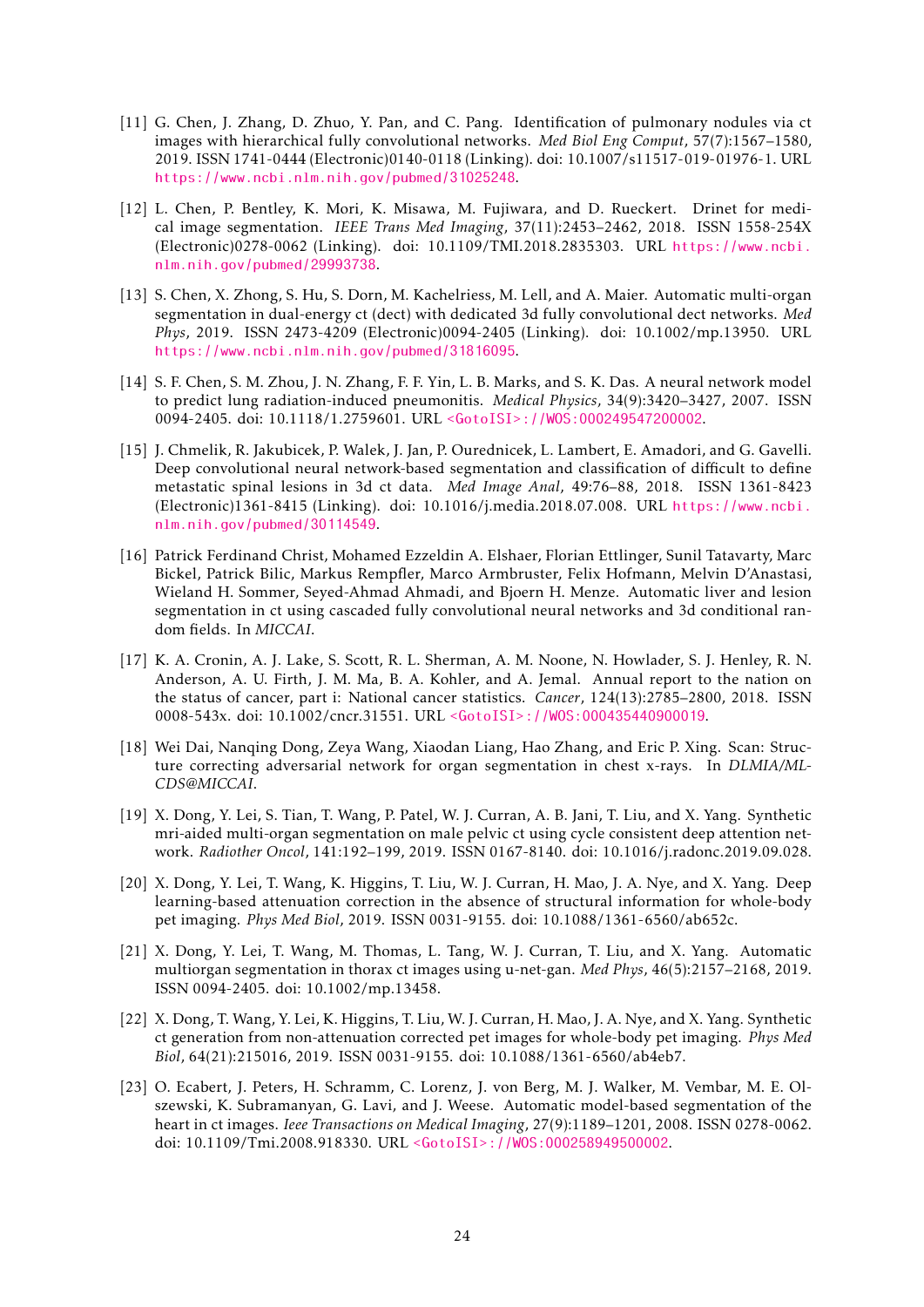[11] G. Chen, J. Zhang, D. Zhuo, Y. Pan, and C. Pang. Identification of pulmonary nodules via ct images with hierarchical fully convolutional networks. *Med Biol Eng Comput*, 57(7):1567–1580, 2019. ISSN 1741-0444 (Electronic)0140-0118 (Linking). doi: 10.1007/s11517-019-01976-1. URL https://www.ncbi.nlm.nih.gov/pubmed/31025248.

[12] L. Chen, P. Bentley, K. Mori, K. Misawa, M. Fujiwara, and D. Rueckert. Drinet for medical image segmentation. *IEEE Trans Med Imaging*, 37(11):2453–2462, 2018. ISSN 1558-254X (Electronic)0278-0062 (Linking). doi: 10.1109/TMI.2018.2835303. URL https://www.ncbi.nlm.nih.gov/pubmed/29993738.

[13] S. Chen, X. Zhong, S. Hu, S. Dorn, M. Kachelriess, M. Lell, and A. Maier. Automatic multi-organ segmentation in dual-energy ct (dect) with dedicated 3d fully convolutional dect networks. *Med Phys*, 2019. ISSN 2473-4209 (Electronic)0094-2405 (Linking). doi: 10.1002/mp.13950. URL https://www.ncbi.nlm.nih.gov/pubmed/31816095.

[14] S. F. Chen, S. M. Zhou, J. N. Zhang, F. F. Yin, L. B. Marks, and S. K. Das. A neural network model to predict lung radiation-induced pneumonitis. *Medical Physics*, 34(9):3420–3427, 2007. ISSN 0094-2405. doi: 10.1118/1.2759601. URL <GotoISI>://WOS:000249547200002.

[15] J. Chmelik, R. Jakubicek, P. Walek, J. Jan, P. Ourednicek, L. Lambert, E. Amadori, and G. Gavelli. Deep convolutional neural network-based segmentation and classification of difficult to define metastatic spinal lesions in 3d ct data. *Med Image Anal*, 49:76–88, 2018. ISSN 1361-8423 (Electronic)1361-8415 (Linking). doi: 10.1016/j.media.2018.07.008. URL https://www.ncbi.nlm.nih.gov/pubmed/30114549.

[16] Patrick Ferdinand Christ, Mohamed Ezzeldin A. Elshaer, Florian Ettlinger, Sunil Tatavarty, Marc Bickel, Patrick Bilic, Markus Rempfler, Marco Armbruster, Felix Hofmann, Melvin D'Anastasi, Wieland H. Sommer, Seyed-Ahmad Ahmadi, and Bjoern H. Menze. Automatic liver and lesion segmentation in ct using cascaded fully convolutional neural networks and 3d conditional random fields. In *MICCAI*.

[17] K. A. Cronin, A. J. Lake, S. Scott, R. L. Sherman, A. M. Noone, N. Howlader, S. J. Henley, R. N. Anderson, A. U. Firth, J. M. Ma, B. A. Kohler, and A. Jemal. Annual report to the nation on the status of cancer, part i: National cancer statistics. *Cancer*, 124(13):2785–2800, 2018. ISSN 0008-543x. doi: 10.1002/cncr.31551. URL <GotoISI>://WOS:000435440900019.

[18] Wei Dai, Nanqing Dong, Zeya Wang, Xiaodan Liang, Hao Zhang, and Eric P. Xing. Scan: Structure correcting adversarial network for organ segmentation in chest x-rays. In *DLMIA/ML-CDS@MICCAI*.

[19] X. Dong, Y. Lei, S. Tian, T. Wang, P. Patel, W. J. Curran, A. B. Jani, T. Liu, and X. Yang. Synthetic mri-aided multi-organ segmentation on male pelvic ct using cycle consistent deep attention network. *Radiother Oncol*, 141:192–199, 2019. ISSN 0167-8140. doi: 10.1016/j.radonc.2019.09.028.

[20] X. Dong, Y. Lei, T. Wang, K. Higgins, T. Liu, W. J. Curran, H. Mao, J. A. Nye, and X. Yang. Deep learning-based attenuation correction in the absence of structural information for whole-body pet imaging. *Phys Med Biol*, 2019. ISSN 0031-9155. doi: 10.1088/1361-6560/ab652c.

[21] X. Dong, Y. Lei, T. Wang, M. Thomas, L. Tang, W. J. Curran, T. Liu, and X. Yang. Automatic multiorgan segmentation in thorax ct images using u-net-gan. *Med Phys*, 46(5):2157–2168, 2019. ISSN 0094-2405. doi: 10.1002/mp.13458.

[22] X. Dong, T. Wang, Y. Lei, K. Higgins, T. Liu, W. J. Curran, H. Mao, J. A. Nye, and X. Yang. Synthetic ct generation from non-attenuation corrected pet images for whole-body pet imaging. *Phys Med Biol*, 64(21):215016, 2019. ISSN 0031-9155. doi: 10.1088/1361-6560/ab4eb7.

[23] O. Ecabert, J. Peters, H. Schramm, C. Lorenz, J. von Berg, M. J. Walker, M. Vembar, M. E. Olszewski, K. Subramanyan, G. Lavi, and J. Weese. Automatic model-based segmentation of the heart in ct images. *Ieee Transactions on Medical Imaging*, 27(9):1189–1201, 2008. ISSN 0278-0062. doi: 10.1109/Tmi.2008.918330. URL <GotoISI>://WOS:000258949500002.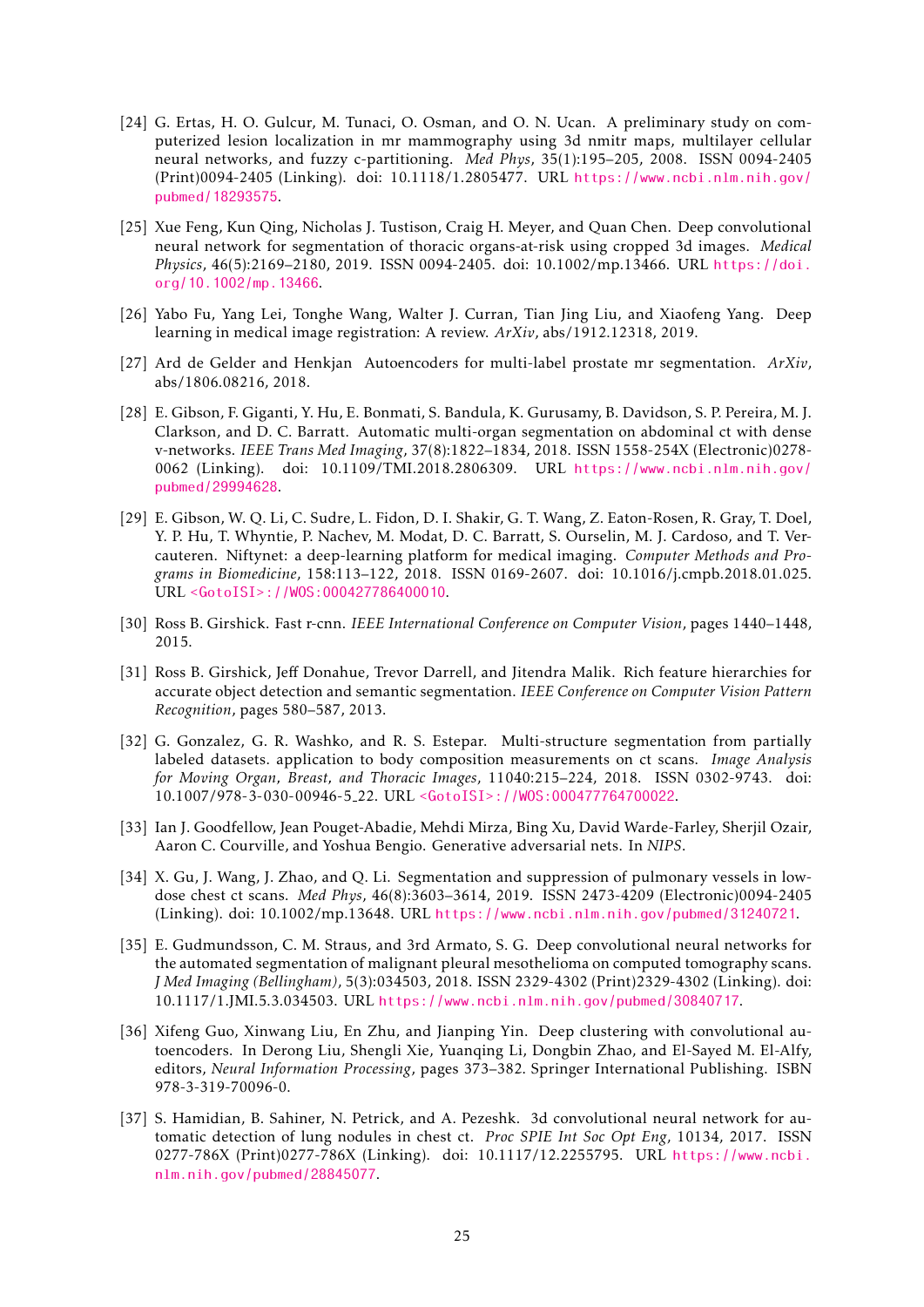[24] G. Ertas, H. O. Gulcur, M. Tunaci, O. Osman, and O. N. Ucan. A preliminary study on computerized lesion localization in mr mammography using 3d nmitr maps, multilayer cellular neural networks, and fuzzy c-partitioning. *Med Phys*, 35(1):195–205, 2008. ISSN 0094-2405 (Print)0094-2405 (Linking). doi: 10.1118/1.2805477. URL https://www.ncbi.nlm.nih.gov/pubmed/18293575.

[25] Xue Feng, Kun Qing, Nicholas J. Tustison, Craig H. Meyer, and Quan Chen. Deep convolutional neural network for segmentation of thoracic organs-at-risk using cropped 3d images. *Medical Physics*, 46(5):2169–2180, 2019. ISSN 0094-2405. doi: 10.1002/mp.13466. URL https://doi.org/10.1002/mp.13466.

[26] Yabo Fu, Yang Lei, Tonghe Wang, Walter J. Curran, Tian Jing Liu, and Xiaofeng Yang. Deep learning in medical image registration: A review. *ArXiv*, abs/1912.12318, 2019.

[27] Ard de Gelder and Henkjan Autoencoders for multi-label prostate mr segmentation. *ArXiv*, abs/1806.08216, 2018.

[28] E. Gibson, F. Giganti, Y. Hu, E. Bonmati, S. Bandula, K. Gurusamy, B. Davidson, S. P. Pereira, M. J. Clarkson, and D. C. Barratt. Automatic multi-organ segmentation on abdominal ct with dense v-networks. *IEEE Trans Med Imaging*, 37(8):1822–1834, 2018. ISSN 1558-254X (Electronic)0278-0062 (Linking). doi: 10.1109/TMI.2018.2806309. URL https://www.ncbi.nlm.nih.gov/pubmed/29994628.

[29] E. Gibson, W. Q. Li, C. Sudre, L. Fidon, D. I. Shakir, G. T. Wang, Z. Eaton-Rosen, R. Gray, T. Doel, Y. P. Hu, T. Whyntie, P. Nachev, M. Modat, D. C. Barratt, S. Ourselin, M. J. Cardoso, and T. Vercauteren. Niftynet: a deep-learning platform for medical imaging. *Computer Methods and Programs in Biomedicine*, 158:113–122, 2018. ISSN 0169-2607. doi: 10.1016/j.cmpb.2018.01.025. URL <GotoISI>://WOS:000427786400010.

[30] Ross B. Girshick. Fast r-cnn. *IEEE International Conference on Computer Vision*, pages 1440–1448, 2015.

[31] Ross B. Girshick, Jeff Donahue, Trevor Darrell, and Jitendra Malik. Rich feature hierarchies for accurate object detection and semantic segmentation. *IEEE Conference on Computer Vision Pattern Recognition*, pages 580–587, 2013.

[32] G. Gonzalez, G. R. Washko, and R. S. Estepar. Multi-structure segmentation from partially labeled datasets. application to body composition measurements on ct scans. *Image Analysis for Moving Organ, Breast, and Thoracic Images*, 11040:215–224, 2018. ISSN 0302-9743. doi: 10.1007/978-3-030-00946-5_22. URL <GotoISI>://WOS:000477764700022.

[33] Ian J. Goodfellow, Jean Pouget-Abadie, Mehdi Mirza, Bing Xu, David Warde-Farley, Sherjil Ozair, Aaron C. Courville, and Yoshua Bengio. Generative adversarial nets. In *NIPS*.

[34] X. Gu, J. Wang, J. Zhao, and Q. Li. Segmentation and suppression of pulmonary vessels in low-dose chest ct scans. *Med Phys*, 46(8):3603–3614, 2019. ISSN 2473-4209 (Electronic)0094-2405 (Linking). doi: 10.1002/mp.13648. URL https://www.ncbi.nlm.nih.gov/pubmed/31240721.

[35] E. Gudmundsson, C. M. Straus, and 3rd Armato, S. G. Deep convolutional neural networks for the automated segmentation of malignant pleural mesothelioma on computed tomography scans. *J Med Imaging (Bellingham)*, 5(3):034503, 2018. ISSN 2329-4302 (Print)2329-4302 (Linking). doi: 10.1117/1.JMI.5.3.034503. URL https://www.ncbi.nlm.nih.gov/pubmed/30840717.

[36] Xifeng Guo, Xinwang Liu, En Zhu, and Jianping Yin. Deep clustering with convolutional autoencoders. In Derong Liu, Shengli Xie, Yuanqing Li, Dongbin Zhao, and El-Sayed M. El-Alfy, editors, *Neural Information Processing*, pages 373–382. Springer International Publishing. ISBN 978-3-319-70096-0.

[37] S. Hamidian, B. Sahiner, N. Petrick, and A. Pezeshk. 3d convolutional neural network for automatic detection of lung nodules in chest ct. *Proc SPIE Int Soc Opt Eng*, 10134, 2017. ISSN 0277-786X (Print)0277-786X (Linking). doi: 10.1117/12.2255795. URL https://www.ncbi.nlm.nih.gov/pubmed/28845077.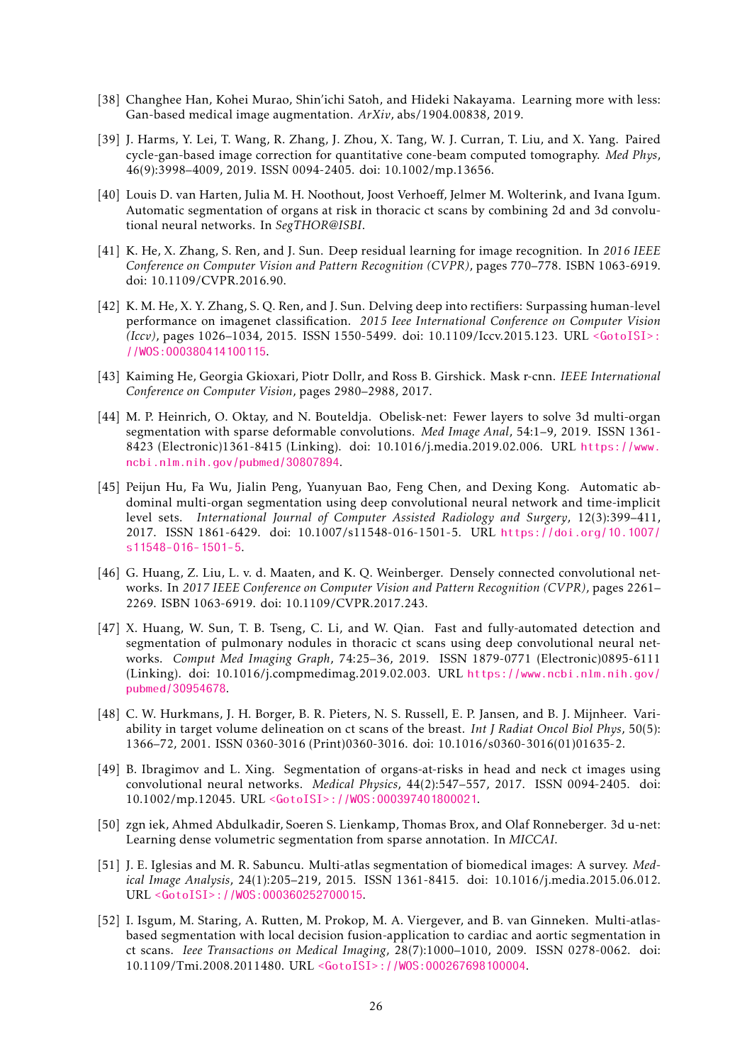[38] Changhee Han, Kohei Murao, Shin'ichi Satoh, and Hideki Nakayama. Learning more with less: Gan-based medical image augmentation. *ArXiv*, abs/1904.00838, 2019.

[39] J. Harms, Y. Lei, T. Wang, R. Zhang, J. Zhou, X. Tang, W. J. Curran, T. Liu, and X. Yang. Paired cycle-gan-based image correction for quantitative cone-beam computed tomography. *Med Phys*, 46(9):3998–4009, 2019. ISSN 0094-2405. doi: 10.1002/mp.13656.

[40] Louis D. van Harten, Julia M. H. Noothout, Joost Verhoeff, Jelmer M. Wolterink, and Ivana Igum. Automatic segmentation of organs at risk in thoracic ct scans by combining 2d and 3d convolutional neural networks. In *SegTHOR@ISBI*.

[41] K. He, X. Zhang, S. Ren, and J. Sun. Deep residual learning for image recognition. In *2016 IEEE Conference on Computer Vision and Pattern Recognition (CVPR)*, pages 770–778. ISBN 1063-6919. doi: 10.1109/CVPR.2016.90.

[42] K. M. He, X. Y. Zhang, S. Q. Ren, and J. Sun. Delving deep into rectifiers: Surpassing human-level performance on imagenet classification. *2015 Ieee International Conference on Computer Vision (Iccv)*, pages 1026–1034, 2015. ISSN 1550-5499. doi: 10.1109/Iccv.2015.123. URL <GotoISI>://WOS:000380414100115.

[43] Kaiming He, Georgia Gkioxari, Piotr Dollr, and Ross B. Girshick. Mask r-cnn. *IEEE International Conference on Computer Vision*, pages 2980–2988, 2017.

[44] M. P. Heinrich, O. Oktay, and N. Bouteldja. Obelisk-net: Fewer layers to solve 3d multi-organ segmentation with sparse deformable convolutions. *Med Image Anal*, 54:1–9, 2019. ISSN 1361-8423 (Electronic)1361-8415 (Linking). doi: 10.1016/j.media.2019.02.006. URL https://www.ncbi.nlm.nih.gov/pubmed/30807894.

[45] Peijun Hu, Fa Wu, Jialin Peng, Yuanyuan Bao, Feng Chen, and Dexing Kong. Automatic abdominal multi-organ segmentation using deep convolutional neural network and time-implicit level sets. *International Journal of Computer Assisted Radiology and Surgery*, 12(3):399–411, 2017. ISSN 1861-6429. doi: 10.1007/s11548-016-1501-5. URL https://doi.org/10.1007/s11548-016-1501-5.

[46] G. Huang, Z. Liu, L. v. d. Maaten, and K. Q. Weinberger. Densely connected convolutional networks. In *2017 IEEE Conference on Computer Vision and Pattern Recognition (CVPR)*, pages 2261–2269. ISBN 1063-6919. doi: 10.1109/CVPR.2017.243.

[47] X. Huang, W. Sun, T. B. Tseng, C. Li, and W. Qian. Fast and fully-automated detection and segmentation of pulmonary nodules in thoracic ct scans using deep convolutional neural networks. *Comput Med Imaging Graph*, 74:25–36, 2019. ISSN 1879-0771 (Electronic)0895-6111 (Linking). doi: 10.1016/j.compmedimag.2019.02.003. URL https://www.ncbi.nlm.nih.gov/pubmed/30954678.

[48] C. W. Hurkmans, J. H. Borger, B. R. Pieters, N. S. Russell, E. P. Jansen, and B. J. Mijnheer. Variability in target volume delineation on ct scans of the breast. *Int J Radiat Oncol Biol Phys*, 50(5): 1366–72, 2001. ISSN 0360-3016 (Print)0360-3016. doi: 10.1016/s0360-3016(01)01635-2.

[49] B. Ibragimov and L. Xing. Segmentation of organs-at-risks in head and neck ct images using convolutional neural networks. *Medical Physics*, 44(2):547–557, 2017. ISSN 0094-2405. doi: 10.1002/mp.12045. URL <GotoISI>://WOS:000397401800021.

[50] zgn iek, Ahmed Abdulkadir, Soeren S. Lienkamp, Thomas Brox, and Olaf Ronneberger. 3d u-net: Learning dense volumetric segmentation from sparse annotation. In *MICCAI*.

[51] J. E. Iglesias and M. R. Sabuncu. Multi-atlas segmentation of biomedical images: A survey. *Medical Image Analysis*, 24(1):205–219, 2015. ISSN 1361-8415. doi: 10.1016/j.media.2015.06.012. URL <GotoISI>://WOS:000360252700015.

[52] I. Isgum, M. Staring, A. Rutten, M. Prokop, M. A. Viergever, and B. van Ginneken. Multi-atlas-based segmentation with local decision fusion-application to cardiac and aortic segmentation in ct scans. *Ieee Transactions on Medical Imaging*, 28(7):1000–1010, 2009. ISSN 0278-0062. doi: 10.1109/Tmi.2008.2011480. URL <GotoISI>://WOS:000267698100004.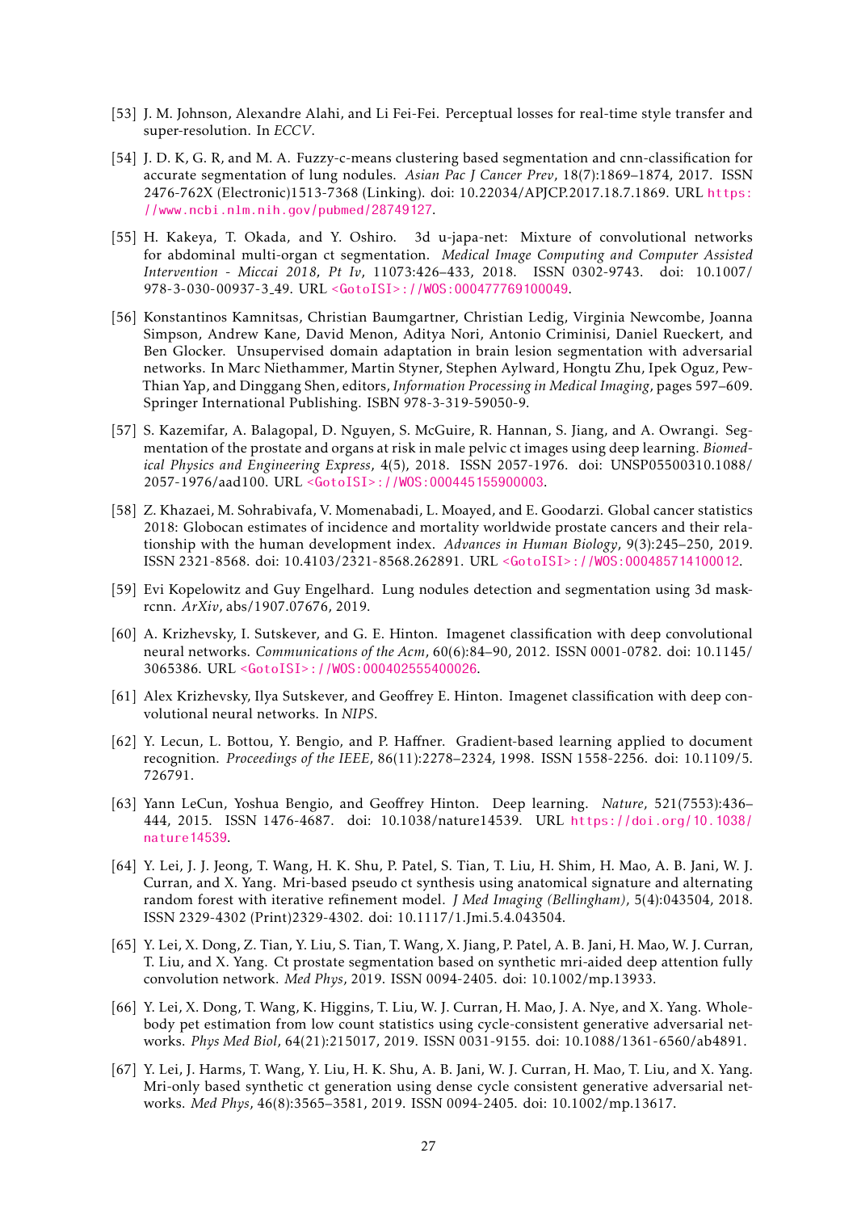[53] J. M. Johnson, Alexandre Alahi, and Li Fei-Fei. Perceptual losses for real-time style transfer and super-resolution. In *ECCV*.

[54] J. D. K, G. R, and M. A. Fuzzy-c-means clustering based segmentation and cnn-classification for accurate segmentation of lung nodules. *Asian Pac J Cancer Prev*, 18(7):1869–1874, 2017. ISSN 2476-762X (Electronic)1513-7368 (Linking). doi: 10.22034/APJCP.2017.18.7.1869. URL https://www.ncbi.nlm.nih.gov/pubmed/28749127.

[55] H. Kakeya, T. Okada, and Y. Oshiro. 3d u-japa-net: Mixture of convolutional networks for abdominal multi-organ ct segmentation. *Medical Image Computing and Computer Assisted Intervention - Miccai 2018, Pt Iv*, 11073:426–433, 2018. ISSN 0302-9743. doi: 10.1007/978-3-030-00937-3_49. URL <GotoISI>://WOS:000477769100049.

[56] Konstantinos Kamnitsas, Christian Baumgartner, Christian Ledig, Virginia Newcombe, Joanna Simpson, Andrew Kane, David Menon, Aditya Nori, Antonio Criminisi, Daniel Rueckert, and Ben Glocker. Unsupervised domain adaptation in brain lesion segmentation with adversarial networks. In Marc Niethammer, Martin Styner, Stephen Aylward, Hongtu Zhu, Ipek Oguz, Pew-Thian Yap, and Dinggang Shen, editors, *Information Processing in Medical Imaging*, pages 597–609. Springer International Publishing. ISBN 978-3-319-59050-9.

[57] S. Kazemifar, A. Balagopal, D. Nguyen, S. McGuire, R. Hannan, S. Jiang, and A. Owrangi. Segmentation of the prostate and organs at risk in male pelvic ct images using deep learning. *Biomedical Physics and Engineering Express*, 4(5), 2018. ISSN 2057-1976. doi: UNSP05500310.1088/2057-1976/aad100. URL <GotoISI>://WOS:000445155900003.

[58] Z. Khazaei, M. Sohrabivafa, V. Momenabadi, L. Moayed, and E. Goodarzi. Global cancer statistics 2018: Globocan estimates of incidence and mortality worldwide prostate cancers and their relationship with the human development index. *Advances in Human Biology*, 9(3):245–250, 2019. ISSN 2321-8568. doi: 10.4103/2321-8568.262891. URL <GotoISI>://WOS:000485714100012.

[59] Evi Kopelowitz and Guy Engelhard. Lung nodules detection and segmentation using 3d mask-rcnn. *ArXiv*, abs/1907.07676, 2019.

[60] A. Krizhevsky, I. Sutskever, and G. E. Hinton. Imagenet classification with deep convolutional neural networks. *Communications of the Acm*, 60(6):84–90, 2012. ISSN 0001-0782. doi: 10.1145/3065386. URL <GotoISI>://WOS:000402555400026.

[61] Alex Krizhevsky, Ilya Sutskever, and Geoffrey E. Hinton. Imagenet classification with deep convolutional neural networks. In *NIPS*.

[62] Y. Lecun, L. Bottou, Y. Bengio, and P. Haffner. Gradient-based learning applied to document recognition. *Proceedings of the IEEE*, 86(11):2278–2324, 1998. ISSN 1558-2256. doi: 10.1109/5.726791.

[63] Yann LeCun, Yoshua Bengio, and Geoffrey Hinton. Deep learning. *Nature*, 521(7553):436–444, 2015. ISSN 1476-4687. doi: 10.1038/nature14539. URL https://doi.org/10.1038/nature14539.

[64] Y. Lei, J. J. Jeong, T. Wang, H. K. Shu, P. Patel, S. Tian, T. Liu, H. Shim, H. Mao, A. B. Jani, W. J. Curran, and X. Yang. Mri-based pseudo ct synthesis using anatomical signature and alternating random forest with iterative refinement model. *J Med Imaging (Bellingham)*, 5(4):043504, 2018. ISSN 2329-4302 (Print)2329-4302. doi: 10.1117/1.Jmi.5.4.043504.

[65] Y. Lei, X. Dong, Z. Tian, Y. Liu, S. Tian, T. Wang, X. Jiang, P. Patel, A. B. Jani, H. Mao, W. J. Curran, T. Liu, and X. Yang. Ct prostate segmentation based on synthetic mri-aided deep attention fully convolution network. *Med Phys*, 2019. ISSN 0094-2405. doi: 10.1002/mp.13933.

[66] Y. Lei, X. Dong, T. Wang, K. Higgins, T. Liu, W. J. Curran, H. Mao, J. A. Nye, and X. Yang. Whole-body pet estimation from low count statistics using cycle-consistent generative adversarial networks. *Phys Med Biol*, 64(21):215017, 2019. ISSN 0031-9155. doi: 10.1088/1361-6560/ab4891.

[67] Y. Lei, J. Harms, T. Wang, Y. Liu, H. K. Shu, A. B. Jani, W. J. Curran, H. Mao, T. Liu, and X. Yang. Mri-only based synthetic ct generation using dense cycle consistent generative adversarial networks. *Med Phys*, 46(8):3565–3581, 2019. ISSN 0094-2405. doi: 10.1002/mp.13617.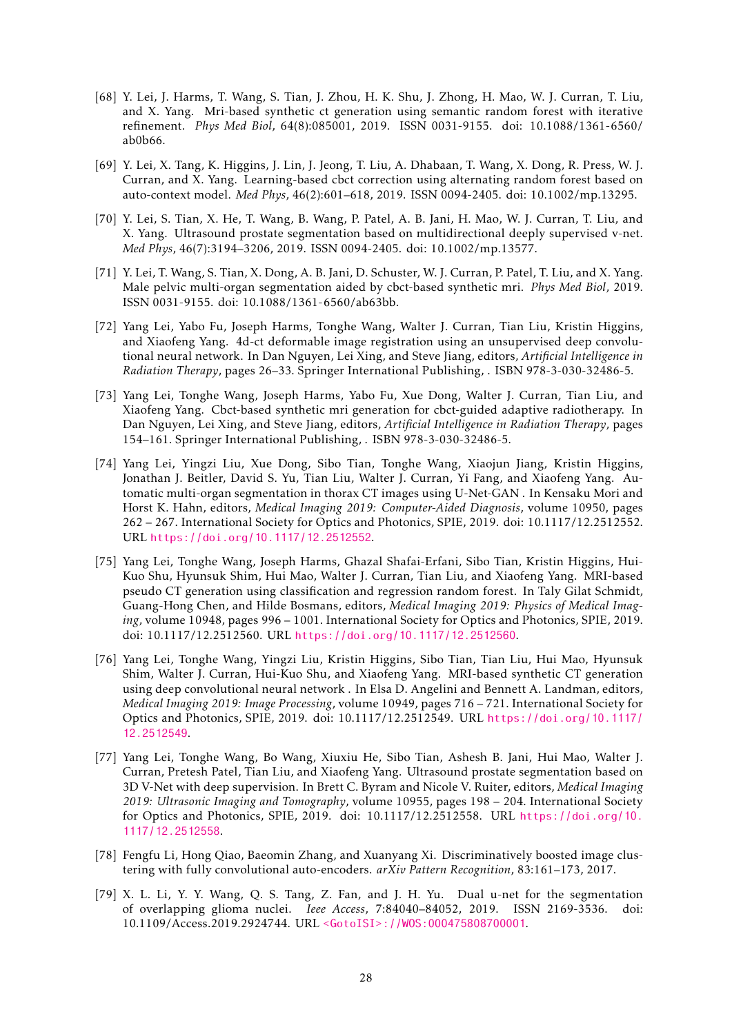[68] Y. Lei, J. Harms, T. Wang, S. Tian, J. Zhou, H. K. Shu, J. Zhong, H. Mao, W. J. Curran, T. Liu, and X. Yang. Mri-based synthetic ct generation using semantic random forest with iterative refinement. *Phys Med Biol*, 64(8):085001, 2019. ISSN 0031-9155. doi: 10.1088/1361-6560/ab0b66.

[69] Y. Lei, X. Tang, K. Higgins, J. Lin, J. Jeong, T. Liu, A. Dhabaan, T. Wang, X. Dong, R. Press, W. J. Curran, and X. Yang. Learning-based cbct correction using alternating random forest based on auto-context model. *Med Phys*, 46(2):601–618, 2019. ISSN 0094-2405. doi: 10.1002/mp.13295.

[70] Y. Lei, S. Tian, X. He, T. Wang, B. Wang, P. Patel, A. B. Jani, H. Mao, W. J. Curran, T. Liu, and X. Yang. Ultrasound prostate segmentation based on multidirectional deeply supervised v-net. *Med Phys*, 46(7):3194–3206, 2019. ISSN 0094-2405. doi: 10.1002/mp.13577.

[71] Y. Lei, T. Wang, S. Tian, X. Dong, A. B. Jani, D. Schuster, W. J. Curran, P. Patel, T. Liu, and X. Yang. Male pelvic multi-organ segmentation aided by cbct-based synthetic mri. *Phys Med Biol*, 2019. ISSN 0031-9155. doi: 10.1088/1361-6560/ab63bb.

[72] Yang Lei, Yabo Fu, Joseph Harms, Tonghe Wang, Walter J. Curran, Tian Liu, Kristin Higgins, and Xiaofeng Yang. 4d-ct deformable image registration using an unsupervised deep convolutional neural network. In Dan Nguyen, Lei Xing, and Steve Jiang, editors, *Artificial Intelligence in Radiation Therapy*, pages 26–33. Springer International Publishing, . ISBN 978-3-030-32486-5.

[73] Yang Lei, Tonghe Wang, Joseph Harms, Yabo Fu, Xue Dong, Walter J. Curran, Tian Liu, and Xiaofeng Yang. Cbct-based synthetic mri generation for cbct-guided adaptive radiotherapy. In Dan Nguyen, Lei Xing, and Steve Jiang, editors, *Artificial Intelligence in Radiation Therapy*, pages 154–161. Springer International Publishing, . ISBN 978-3-030-32486-5.

[74] Yang Lei, Yingzi Liu, Xue Dong, Sibo Tian, Tonghe Wang, Xiaojun Jiang, Kristin Higgins, Jonathan J. Beitler, David S. Yu, Tian Liu, Walter J. Curran, Yi Fang, and Xiaofeng Yang. Automatic multi-organ segmentation in thorax CT images using U-Net-GAN . In Kensaku Mori and Horst K. Hahn, editors, *Medical Imaging 2019: Computer-Aided Diagnosis*, volume 10950, pages 262 – 267. International Society for Optics and Photonics, SPIE, 2019. doi: 10.1117/12.2512552. URL https://doi.org/10.1117/12.2512552.

[75] Yang Lei, Tonghe Wang, Joseph Harms, Ghazal Shafai-Erfani, Sibo Tian, Kristin Higgins, Hui-Kuo Shu, Hyunsuk Shim, Hui Mao, Walter J. Curran, Tian Liu, and Xiaofeng Yang. MRI-based pseudo CT generation using classification and regression random forest. In Taly Gilat Schmidt, Guang-Hong Chen, and Hilde Bosmans, editors, *Medical Imaging 2019: Physics of Medical Imaging*, volume 10948, pages 996 – 1001. International Society for Optics and Photonics, SPIE, 2019. doi: 10.1117/12.2512560. URL https://doi.org/10.1117/12.2512560.

[76] Yang Lei, Tonghe Wang, Yingzi Liu, Kristin Higgins, Sibo Tian, Tian Liu, Hui Mao, Hyunsuk Shim, Walter J. Curran, Hui-Kuo Shu, and Xiaofeng Yang. MRI-based synthetic CT generation using deep convolutional neural network . In Elsa D. Angelini and Bennett A. Landman, editors, *Medical Imaging 2019: Image Processing*, volume 10949, pages 716 – 721. International Society for Optics and Photonics, SPIE, 2019. doi: 10.1117/12.2512549. URL https://doi.org/10.1117/12.2512549.

[77] Yang Lei, Tonghe Wang, Bo Wang, Xiuxiu He, Sibo Tian, Ashesh B. Jani, Hui Mao, Walter J. Curran, Pretesh Patel, Tian Liu, and Xiaofeng Yang. Ultrasound prostate segmentation based on 3D V-Net with deep supervision. In Brett C. Byram and Nicole V. Ruiter, editors, *Medical Imaging 2019: Ultrasonic Imaging and Tomography*, volume 10955, pages 198 – 204. International Society for Optics and Photonics, SPIE, 2019. doi: 10.1117/12.2512558. URL https://doi.org/10.1117/12.2512558.

[78] Fengfu Li, Hong Qiao, Baeomin Zhang, and Xuanyang Xi. Discriminatively boosted image clustering with fully convolutional auto-encoders. *arXiv Pattern Recognition*, 83:161–173, 2017.

[79] X. L. Li, Y. Y. Wang, Q. S. Tang, Z. Fan, and J. H. Yu. Dual u-net for the segmentation of overlapping glioma nuclei. *Ieee Access*, 7:84040–84052, 2019. ISSN 2169-3536. doi: 10.1109/Access.2019.2924744. URL <GotoISI>://WOS:000475808700001.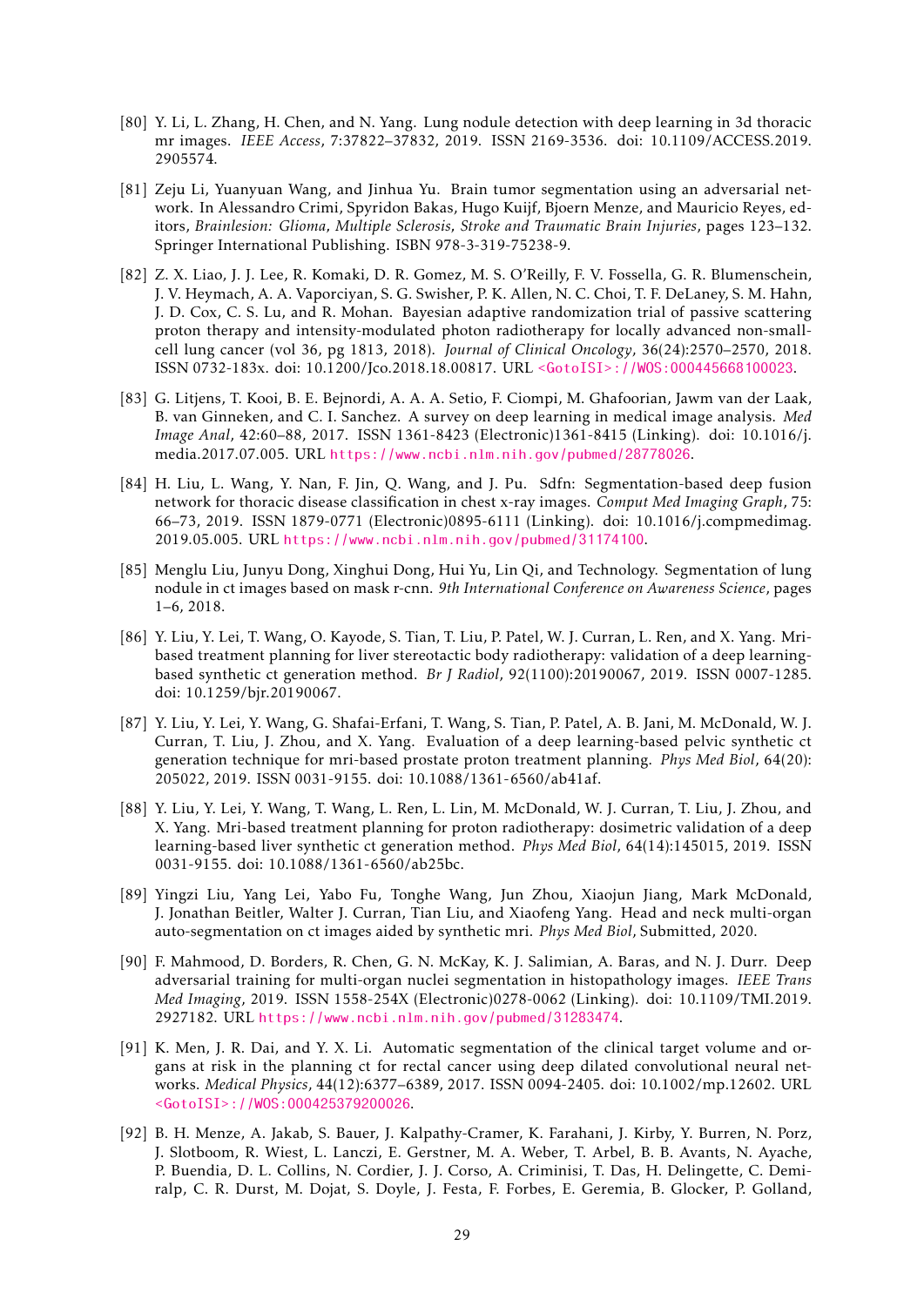[80] Y. Li, L. Zhang, H. Chen, and N. Yang. Lung nodule detection with deep learning in 3d thoracic mr images. *IEEE Access*, 7:37822–37832, 2019. ISSN 2169-3536. doi: 10.1109/ACCESS.2019.2905574.

[81] Zeju Li, Yuanyuan Wang, and Jinhua Yu. Brain tumor segmentation using an adversarial network. In Alessandro Crimi, Spyridon Bakas, Hugo Kuijf, Bjoern Menze, and Mauricio Reyes, editors, *Brainlesion: Glioma, Multiple Sclerosis, Stroke and Traumatic Brain Injuries*, pages 123–132. Springer International Publishing. ISBN 978-3-319-75238-9.

[82] Z. X. Liao, J. J. Lee, R. Komaki, D. R. Gomez, M. S. O'Reilly, F. V. Fossella, G. R. Blumenschein, J. V. Heymach, A. A. Vaporciyan, S. G. Swisher, P. K. Allen, N. C. Choi, T. F. DeLaney, S. M. Hahn, J. D. Cox, C. S. Lu, and R. Mohan. Bayesian adaptive randomization trial of passive scattering proton therapy and intensity-modulated photon radiotherapy for locally advanced non-small-cell lung cancer (vol 36, pg 1813, 2018). *Journal of Clinical Oncology*, 36(24):2570–2570, 2018. ISSN 0732-183x. doi: 10.1200/Jco.2018.18.00817. URL <GotoISI>://WOS:000445668100023.

[83] G. Litjens, T. Kooi, B. E. Bejnordi, A. A. A. Setio, F. Ciompi, M. Ghafoorian, Jawm van der Laak, B. van Ginneken, and C. I. Sanchez. A survey on deep learning in medical image analysis. *Med Image Anal*, 42:60–88, 2017. ISSN 1361-8423 (Electronic)1361-8415 (Linking). doi: 10.1016/j.media.2017.07.005. URL https://www.ncbi.nlm.nih.gov/pubmed/28778026.

[84] H. Liu, L. Wang, Y. Nan, F. Jin, Q. Wang, and J. Pu. Sdfn: Segmentation-based deep fusion network for thoracic disease classification in chest x-ray images. *Comput Med Imaging Graph*, 75: 66–73, 2019. ISSN 1879-0771 (Electronic)0895-6111 (Linking). doi: 10.1016/j.compmedimag.2019.05.005. URL https://www.ncbi.nlm.nih.gov/pubmed/31174100.

[85] Menglu Liu, Junyu Dong, Xinghui Dong, Hui Yu, Lin Qi, and Technology. Segmentation of lung nodule in ct images based on mask r-cnn. *9th International Conference on Awareness Science*, pages 1–6, 2018.

[86] Y. Liu, Y. Lei, T. Wang, O. Kayode, S. Tian, T. Liu, P. Patel, W. J. Curran, L. Ren, and X. Yang. Mri-based treatment planning for liver stereotactic body radiotherapy: validation of a deep learning-based synthetic ct generation method. *Br J Radiol*, 92(1100):20190067, 2019. ISSN 0007-1285. doi: 10.1259/bjr.20190067.

[87] Y. Liu, Y. Lei, Y. Wang, G. Shafai-Erfani, T. Wang, S. Tian, P. Patel, A. B. Jani, M. McDonald, W. J. Curran, T. Liu, J. Zhou, and X. Yang. Evaluation of a deep learning-based pelvic synthetic ct generation technique for mri-based prostate proton treatment planning. *Phys Med Biol*, 64(20): 205022, 2019. ISSN 0031-9155. doi: 10.1088/1361-6560/ab41af.

[88] Y. Liu, Y. Lei, Y. Wang, T. Wang, L. Ren, L. Lin, M. McDonald, W. J. Curran, T. Liu, J. Zhou, and X. Yang. Mri-based treatment planning for proton radiotherapy: dosimetric validation of a deep learning-based liver synthetic ct generation method. *Phys Med Biol*, 64(14):145015, 2019. ISSN 0031-9155. doi: 10.1088/1361-6560/ab25bc.

[89] Yingzi Liu, Yang Lei, Yabo Fu, Tonghe Wang, Jun Zhou, Xiaojun Jiang, Mark McDonald, J. Jonathan Beitler, Walter J. Curran, Tian Liu, and Xiaofeng Yang. Head and neck multi-organ auto-segmentation on ct images aided by synthetic mri. *Phys Med Biol*, Submitted, 2020.

[90] F. Mahmood, D. Borders, R. Chen, G. N. McKay, K. J. Salimian, A. Baras, and N. J. Durr. Deep adversarial training for multi-organ nuclei segmentation in histopathology images. *IEEE Trans Med Imaging*, 2019. ISSN 1558-254X (Electronic)0278-0062 (Linking). doi: 10.1109/TMI.2019.2927182. URL https://www.ncbi.nlm.nih.gov/pubmed/31283474.

[91] K. Men, J. R. Dai, and Y. X. Li. Automatic segmentation of the clinical target volume and organs at risk in the planning ct for rectal cancer using deep dilated convolutional neural networks. *Medical Physics*, 44(12):6377–6389, 2017. ISSN 0094-2405. doi: 10.1002/mp.12602. URL <GotoISI>://WOS:000425379200026.

[92] B. H. Menze, A. Jakab, S. Bauer, J. Kalpathy-Cramer, K. Farahani, J. Kirby, Y. Burren, N. Porz, J. Slotboom, R. Wiest, L. Lanczi, E. Gerstner, M. A. Weber, T. Arbel, B. B. Avants, N. Ayache, P. Buendia, D. L. Collins, N. Cordier, J. J. Corso, A. Criminisi, T. Das, H. Delingette, C. Demiralp, C. R. Durst, M. Dojat, S. Doyle, J. Festa, F. Forbes, E. Geremia, B. Glocker, P. Golland,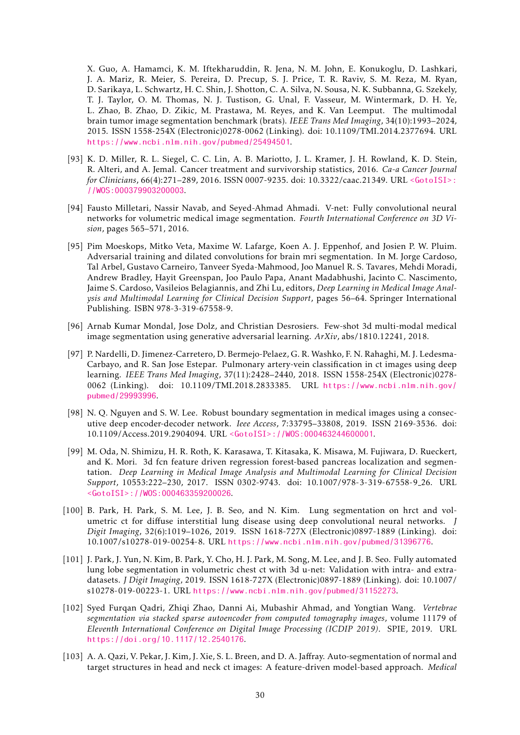X. Guo, A. Hamamci, K. M. Iftekharuddin, R. Jena, N. M. John, E. Konukoglu, D. Lashkari, J. A. Mariz, R. Meier, S. Pereira, D. Precup, S. J. Price, T. R. Raviv, S. M. Reza, M. Ryan, D. Sarikaya, L. Schwartz, H. C. Shin, J. Shotton, C. A. Silva, N. Sousa, N. K. Subbanna, G. Szekely, T. J. Taylor, O. M. Thomas, N. J. Tustison, G. Unal, F. Vasseur, M. Wintermark, D. H. Ye, L. Zhao, B. Zhao, D. Zikic, M. Prastawa, M. Reyes, and K. Van Leemput. The multimodal brain tumor image segmentation benchmark (brats). *IEEE Trans Med Imaging*, 34(10):1993–2024, 2015. ISSN 1558-254X (Electronic)0278-0062 (Linking). doi: 10.1109/TMI.2014.2377694. URL https://www.ncbi.nlm.nih.gov/pubmed/25494501.

[93] K. D. Miller, R. L. Siegel, C. C. Lin, A. B. Mariotto, J. L. Kramer, J. H. Rowland, K. D. Stein, R. Alteri, and A. Jemal. Cancer treatment and survivorship statistics, 2016. *Ca-a Cancer Journal for Clinicians*, 66(4):271–289, 2016. ISSN 0007-9235. doi: 10.3322/caac.21349. URL <GotoISI>://WOS:000379903200003.

[94] Fausto Milletari, Nassir Navab, and Seyed-Ahmad Ahmadi. V-net: Fully convolutional neural networks for volumetric medical image segmentation. *Fourth International Conference on 3D Vision*, pages 565–571, 2016.

[95] Pim Moeskops, Mitko Veta, Maxime W. Lafarge, Koen A. J. Eppenhof, and Josien P. W. Pluim. Adversarial training and dilated convolutions for brain mri segmentation. In M. Jorge Cardoso, Tal Arbel, Gustavo Carneiro, Tanveer Syeda-Mahmood, Joo Manuel R. S. Tavares, Mehdi Moradi, Andrew Bradley, Hayit Greenspan, Joo Paulo Papa, Anant Madabhushi, Jacinto C. Nascimento, Jaime S. Cardoso, Vasileios Belagiannis, and Zhi Lu, editors, *Deep Learning in Medical Image Analysis and Multimodal Learning for Clinical Decision Support*, pages 56–64. Springer International Publishing. ISBN 978-3-319-67558-9.

[96] Arnab Kumar Mondal, Jose Dolz, and Christian Desrosiers. Few-shot 3d multi-modal medical image segmentation using generative adversarial learning. *ArXiv*, abs/1810.12241, 2018.

[97] P. Nardelli, D. Jimenez-Carretero, D. Bermejo-Pelaez, G. R. Washko, F. N. Rahaghi, M. J. Ledesma-Carbayo, and R. San Jose Estepar. Pulmonary artery-vein classification in ct images using deep learning. *IEEE Trans Med Imaging*, 37(11):2428–2440, 2018. ISSN 1558-254X (Electronic)0278-0062 (Linking). doi: 10.1109/TMI.2018.2833385. URL https://www.ncbi.nlm.nih.gov/pubmed/29993996.

[98] N. Q. Nguyen and S. W. Lee. Robust boundary segmentation in medical images using a consecutive deep encoder-decoder network. *Ieee Access*, 7:33795–33808, 2019. ISSN 2169-3536. doi: 10.1109/Access.2019.2904094. URL <GotoISI>://WOS:000463244600001.

[99] M. Oda, N. Shimizu, H. R. Roth, K. Karasawa, T. Kitasaka, K. Misawa, M. Fujiwara, D. Rueckert, and K. Mori. 3d fcn feature driven regression forest-based pancreas localization and segmentation. *Deep Learning in Medical Image Analysis and Multimodal Learning for Clinical Decision Support*, 10553:222–230, 2017. ISSN 0302-9743. doi: 10.1007/978-3-319-67558-9_26. URL <GotoISI>://WOS:000463359200026.

[100] B. Park, H. Park, S. M. Lee, J. B. Seo, and N. Kim. Lung segmentation on hrct and volumetric ct for diffuse interstitial lung disease using deep convolutional neural networks. *J Digit Imaging*, 32(6):1019–1026, 2019. ISSN 1618-727X (Electronic)0897-1889 (Linking). doi: 10.1007/s10278-019-00254-8. URL https://www.ncbi.nlm.nih.gov/pubmed/31396776.

[101] J. Park, J. Yun, N. Kim, B. Park, Y. Cho, H. J. Park, M. Song, M. Lee, and J. B. Seo. Fully automated lung lobe segmentation in volumetric chest ct with 3d u-net: Validation with intra- and extra-datasets. *J Digit Imaging*, 2019. ISSN 1618-727X (Electronic)0897-1889 (Linking). doi: 10.1007/s10278-019-00223-1. URL https://www.ncbi.nlm.nih.gov/pubmed/31152273.

[102] Syed Furqan Qadri, Zhiqi Zhao, Danni Ai, Mubashir Ahmad, and Yongtian Wang. *Vertebrae segmentation via stacked sparse autoencoder from computed tomography images*, volume 11179 of *Eleventh International Conference on Digital Image Processing (ICDIP 2019)*. SPIE, 2019. URL https://doi.org/10.1117/12.2540176.

[103] A. A. Qazi, V. Pekar, J. Kim, J. Xie, S. L. Breen, and D. A. Jaffray. Auto-segmentation of normal and target structures in head and neck ct images: A feature-driven model-based approach. *Medical*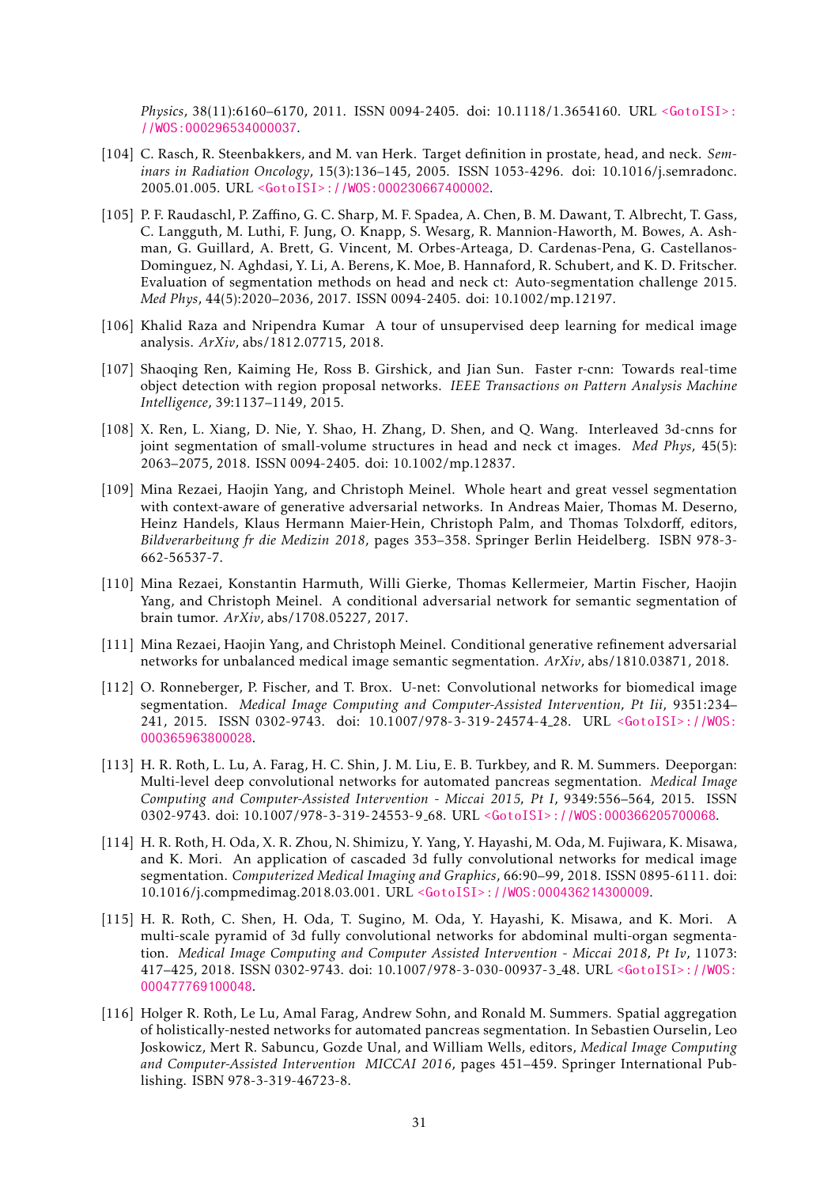*Physics*, 38(11):6160–6170, 2011. ISSN 0094-2405. doi: 10.1118/1.3654160. URL <GotoISI>://WOS:000296534000037.

[104] C. Rasch, R. Steenbakkers, and M. van Herk. Target definition in prostate, head, and neck. *Seminars in Radiation Oncology*, 15(3):136–145, 2005. ISSN 1053-4296. doi: 10.1016/j.semradonc.2005.01.005. URL <GotoISI>://WOS:000230667400002.

[105] P. F. Raudaschl, P. Zaffino, G. C. Sharp, M. F. Spadea, A. Chen, B. M. Dawant, T. Albrecht, T. Gass, C. Langguth, M. Luthi, F. Jung, O. Knapp, S. Wesarg, R. Mannion-Haworth, M. Bowes, A. Ashman, G. Guillard, A. Brett, G. Vincent, M. Orbes-Arteaga, D. Cardenas-Pena, G. Castellanos-Dominguez, N. Aghdasi, Y. Li, A. Berens, K. Moe, B. Hannaford, R. Schubert, and K. D. Fritscher. Evaluation of segmentation methods on head and neck ct: Auto-segmentation challenge 2015. *Med Phys*, 44(5):2020–2036, 2017. ISSN 0094-2405. doi: 10.1002/mp.12197.

[106] Khalid Raza and Nripendra Kumar A tour of unsupervised deep learning for medical image analysis. *ArXiv*, abs/1812.07715, 2018.

[107] Shaoqing Ren, Kaiming He, Ross B. Girshick, and Jian Sun. Faster r-cnn: Towards real-time object detection with region proposal networks. *IEEE Transactions on Pattern Analysis Machine Intelligence*, 39:1137–1149, 2015.

[108] X. Ren, L. Xiang, D. Nie, Y. Shao, H. Zhang, D. Shen, and Q. Wang. Interleaved 3d-cnns for joint segmentation of small-volume structures in head and neck ct images. *Med Phys*, 45(5): 2063–2075, 2018. ISSN 0094-2405. doi: 10.1002/mp.12837.

[109] Mina Rezaei, Haojin Yang, and Christoph Meinel. Whole heart and great vessel segmentation with context-aware of generative adversarial networks. In Andreas Maier, Thomas M. Deserno, Heinz Handels, Klaus Hermann Maier-Hein, Christoph Palm, and Thomas Tolxdorff, editors, *Bildverarbeitung fr die Medizin 2018*, pages 353–358. Springer Berlin Heidelberg. ISBN 978-3-662-56537-7.

[110] Mina Rezaei, Konstantin Harmuth, Willi Gierke, Thomas Kellermeier, Martin Fischer, Haojin Yang, and Christoph Meinel. A conditional adversarial network for semantic segmentation of brain tumor. *ArXiv*, abs/1708.05227, 2017.

[111] Mina Rezaei, Haojin Yang, and Christoph Meinel. Conditional generative refinement adversarial networks for unbalanced medical image semantic segmentation. *ArXiv*, abs/1810.03871, 2018.

[112] O. Ronneberger, P. Fischer, and T. Brox. U-net: Convolutional networks for biomedical image segmentation. *Medical Image Computing and Computer-Assisted Intervention, Pt Iii*, 9351:234–241, 2015. ISSN 0302-9743. doi: 10.1007/978-3-319-24574-4_28. URL <GotoISI>://WOS:000365963800028.

[113] H. R. Roth, L. Lu, A. Farag, H. C. Shin, J. M. Liu, E. B. Turkbey, and R. M. Summers. Deeporgan: Multi-level deep convolutional networks for automated pancreas segmentation. *Medical Image Computing and Computer-Assisted Intervention - Miccai 2015, Pt I*, 9349:556–564, 2015. ISSN 0302-9743. doi: 10.1007/978-3-319-24553-9_68. URL <GotoISI>://WOS:000366205700068.

[114] H. R. Roth, H. Oda, X. R. Zhou, N. Shimizu, Y. Yang, Y. Hayashi, M. Oda, M. Fujiwara, K. Misawa, and K. Mori. An application of cascaded 3d fully convolutional networks for medical image segmentation. *Computerized Medical Imaging and Graphics*, 66:90–99, 2018. ISSN 0895-6111. doi: 10.1016/j.compmedimag.2018.03.001. URL <GotoISI>://WOS:000436214300009.

[115] H. R. Roth, C. Shen, H. Oda, T. Sugino, M. Oda, Y. Hayashi, K. Misawa, and K. Mori. A multi-scale pyramid of 3d fully convolutional networks for abdominal multi-organ segmentation. *Medical Image Computing and Computer Assisted Intervention - Miccai 2018, Pt Iv*, 11073: 417–425, 2018. ISSN 0302-9743. doi: 10.1007/978-3-030-00937-3_48. URL <GotoISI>://WOS:000477769100048.

[116] Holger R. Roth, Le Lu, Amal Farag, Andrew Sohn, and Ronald M. Summers. Spatial aggregation of holistically-nested networks for automated pancreas segmentation. In Sebastien Ourselin, Leo Joskowicz, Mert R. Sabuncu, Gozde Unal, and William Wells, editors, *Medical Image Computing and Computer-Assisted Intervention MICCAI 2016*, pages 451–459. Springer International Publishing. ISBN 978-3-319-46723-8.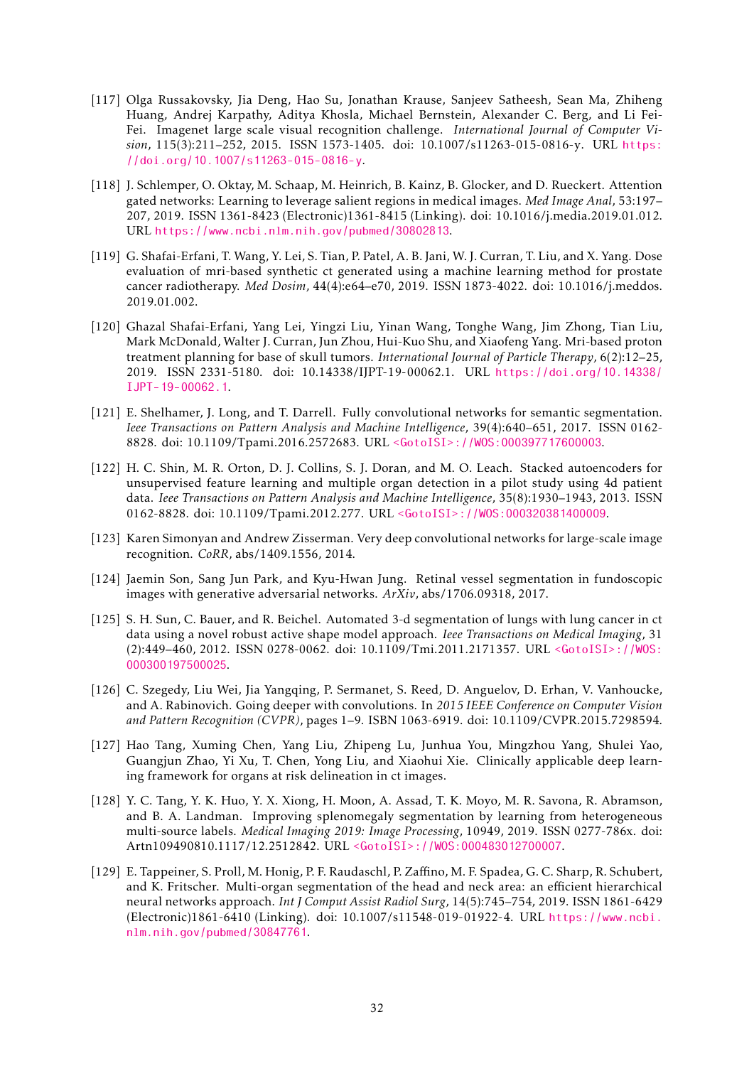[117] Olga Russakovsky, Jia Deng, Hao Su, Jonathan Krause, Sanjeev Satheesh, Sean Ma, Zhiheng Huang, Andrej Karpathy, Aditya Khosla, Michael Bernstein, Alexander C. Berg, and Li Fei-Fei. Imagenet large scale visual recognition challenge. *International Journal of Computer Vision*, 115(3):211–252, 2015. ISSN 1573-1405. doi: 10.1007/s11263-015-0816-y. URL https://doi.org/10.1007/s11263-015-0816-y.

[118] J. Schlemper, O. Oktay, M. Schaap, M. Heinrich, B. Kainz, B. Glocker, and D. Rueckert. Attention gated networks: Learning to leverage salient regions in medical images. *Med Image Anal*, 53:197–207, 2019. ISSN 1361-8423 (Electronic)1361-8415 (Linking). doi: 10.1016/j.media.2019.01.012. URL https://www.ncbi.nlm.nih.gov/pubmed/30802813.

[119] G. Shafai-Erfani, T. Wang, Y. Lei, S. Tian, P. Patel, A. B. Jani, W. J. Curran, T. Liu, and X. Yang. Dose evaluation of mri-based synthetic ct generated using a machine learning method for prostate cancer radiotherapy. *Med Dosim*, 44(4):e64–e70, 2019. ISSN 1873-4022. doi: 10.1016/j.meddos.2019.01.002.

[120] Ghazal Shafai-Erfani, Yang Lei, Yingzi Liu, Yinan Wang, Tonghe Wang, Jim Zhong, Tian Liu, Mark McDonald, Walter J. Curran, Jun Zhou, Hui-Kuo Shu, and Xiaofeng Yang. Mri-based proton treatment planning for base of skull tumors. *International Journal of Particle Therapy*, 6(2):12–25, 2019. ISSN 2331-5180. doi: 10.14338/IJPT-19-00062.1. URL https://doi.org/10.14338/IJPT-19-00062.1.

[121] E. Shelhamer, J. Long, and T. Darrell. Fully convolutional networks for semantic segmentation. *Ieee Transactions on Pattern Analysis and Machine Intelligence*, 39(4):640–651, 2017. ISSN 0162-8828. doi: 10.1109/Tpami.2016.2572683. URL <GotoISI>://WOS:000397717600003.

[122] H. C. Shin, M. R. Orton, D. J. Collins, S. J. Doran, and M. O. Leach. Stacked autoencoders for unsupervised feature learning and multiple organ detection in a pilot study using 4d patient data. *Ieee Transactions on Pattern Analysis and Machine Intelligence*, 35(8):1930–1943, 2013. ISSN 0162-8828. doi: 10.1109/Tpami.2012.277. URL <GotoISI>://WOS:000320381400009.

[123] Karen Simonyan and Andrew Zisserman. Very deep convolutional networks for large-scale image recognition. *CoRR*, abs/1409.1556, 2014.

[124] Jaemin Son, Sang Jun Park, and Kyu-Hwan Jung. Retinal vessel segmentation in fundoscopic images with generative adversarial networks. *ArXiv*, abs/1706.09318, 2017.

[125] S. H. Sun, C. Bauer, and R. Beichel. Automated 3-d segmentation of lungs with lung cancer in ct data using a novel robust active shape model approach. *Ieee Transactions on Medical Imaging*, 31 (2):449–460, 2012. ISSN 0278-0062. doi: 10.1109/Tmi.2011.2171357. URL <GotoISI>://WOS:000300197500025.

[126] C. Szegedy, Liu Wei, Jia Yangqing, P. Sermanet, S. Reed, D. Anguelov, D. Erhan, V. Vanhoucke, and A. Rabinovich. Going deeper with convolutions. In *2015 IEEE Conference on Computer Vision and Pattern Recognition (CVPR)*, pages 1–9. ISBN 1063-6919. doi: 10.1109/CVPR.2015.7298594.

[127] Hao Tang, Xuming Chen, Yang Liu, Zhipeng Lu, Junhua You, Mingzhou Yang, Shulei Yao, Guangjun Zhao, Yi Xu, T. Chen, Yong Liu, and Xiaohui Xie. Clinically applicable deep learning framework for organs at risk delineation in ct images.

[128] Y. C. Tang, Y. K. Huo, Y. X. Xiong, H. Moon, A. Assad, T. K. Moyo, M. R. Savona, R. Abramson, and B. A. Landman. Improving splenomegaly segmentation by learning from heterogeneous multi-source labels. *Medical Imaging 2019: Image Processing*, 10949, 2019. ISSN 0277-786x. doi: Artn109490810.1117/12.2512842. URL <GotoISI>://WOS:000483012700007.

[129] E. Tappeiner, S. Proll, M. Honig, P. F. Raudaschl, P. Zaffino, M. F. Spadea, G. C. Sharp, R. Schubert, and K. Fritscher. Multi-organ segmentation of the head and neck area: an efficient hierarchical neural networks approach. *Int J Comput Assist Radiol Surg*, 14(5):745–754, 2019. ISSN 1861-6429 (Electronic)1861-6410 (Linking). doi: 10.1007/s11548-019-01922-4. URL https://www.ncbi.nlm.nih.gov/pubmed/30847761.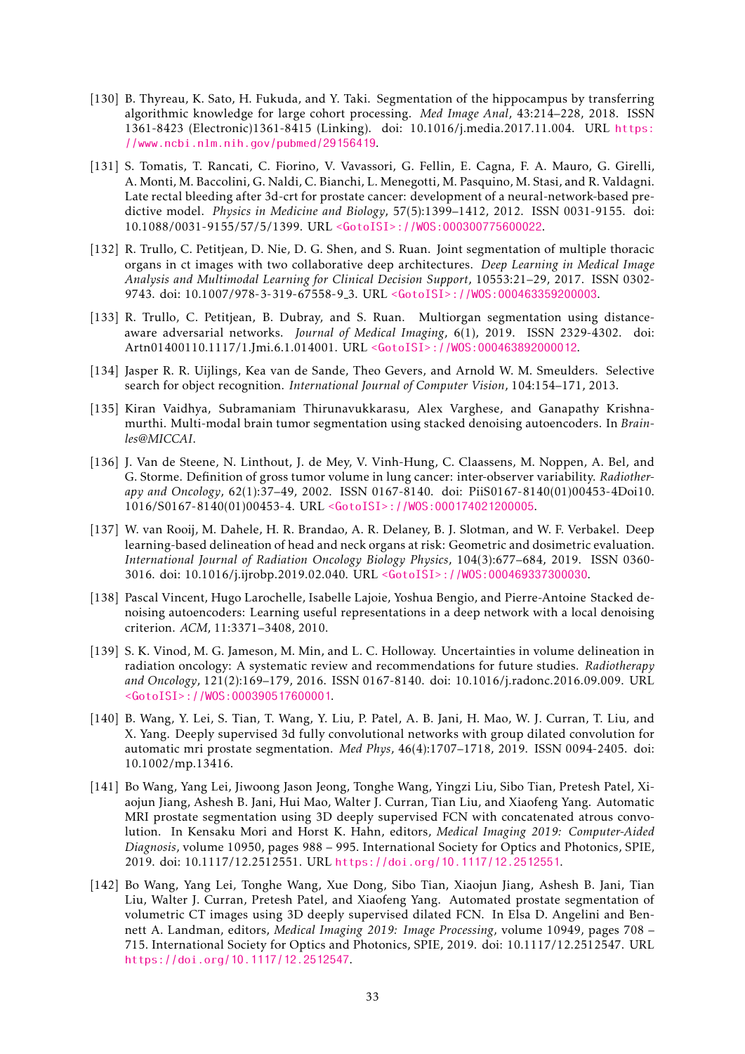[130] B. Thyreau, K. Sato, H. Fukuda, and Y. Taki. Segmentation of the hippocampus by transferring algorithmic knowledge for large cohort processing. *Med Image Anal*, 43:214–228, 2018. ISSN 1361-8423 (Electronic)1361-8415 (Linking). doi: 10.1016/j.media.2017.11.004. URL https://www.ncbi.nlm.nih.gov/pubmed/29156419.

[131] S. Tomatis, T. Rancati, C. Fiorino, V. Vavassori, G. Fellin, E. Cagna, F. A. Mauro, G. Girelli, A. Monti, M. Baccolini, G. Naldi, C. Bianchi, L. Menegotti, M. Pasquino, M. Stasi, and R. Valdagni. Late rectal bleeding after 3d-crt for prostate cancer: development of a neural-network-based predictive model. *Physics in Medicine and Biology*, 57(5):1399–1412, 2012. ISSN 0031-9155. doi: 10.1088/0031-9155/57/5/1399. URL <GotoISI>://WOS:000300775600022.

[132] R. Trullo, C. Petitjean, D. Nie, D. G. Shen, and S. Ruan. Joint segmentation of multiple thoracic organs in ct images with two collaborative deep architectures. *Deep Learning in Medical Image Analysis and Multimodal Learning for Clinical Decision Support*, 10553:21–29, 2017. ISSN 0302-9743. doi: 10.1007/978-3-319-67558-9_3. URL <GotoISI>://WOS:000463359200003.

[133] R. Trullo, C. Petitjean, B. Dubray, and S. Ruan. Multiorgan segmentation using distance-aware adversarial networks. *Journal of Medical Imaging*, 6(1), 2019. ISSN 2329-4302. doi: Artn01400110.1117/1.Jmi.6.1.014001. URL <GotoISI>://WOS:000463892000012.

[134] Jasper R. R. Uijlings, Kea van de Sande, Theo Gevers, and Arnold W. M. Smeulders. Selective search for object recognition. *International Journal of Computer Vision*, 104:154–171, 2013.

[135] Kiran Vaidhya, Subramaniam Thirunavukkarasu, Alex Varghese, and Ganapathy Krishnamurthi. Multi-modal brain tumor segmentation using stacked denoising autoencoders. In *Brainles@MICCAI*.

[136] J. Van de Steene, N. Linthout, J. de Mey, V. Vinh-Hung, C. Claassens, M. Noppen, A. Bel, and G. Storme. Definition of gross tumor volume in lung cancer: inter-observer variability. *Radiotherapy and Oncology*, 62(1):37–49, 2002. ISSN 0167-8140. doi: PiiS0167-8140(01)00453-4Doi10.1016/S0167-8140(01)00453-4. URL <GotoISI>://WOS:000174021200005.

[137] W. van Rooij, M. Dahele, H. R. Brandao, A. R. Delaney, B. J. Slotman, and W. F. Verbakel. Deep learning-based delineation of head and neck organs at risk: Geometric and dosimetric evaluation. *International Journal of Radiation Oncology Biology Physics*, 104(3):677–684, 2019. ISSN 0360-3016. doi: 10.1016/j.ijrobp.2019.02.040. URL <GotoISI>://WOS:000469337300030.

[138] Pascal Vincent, Hugo Larochelle, Isabelle Lajoie, Yoshua Bengio, and Pierre-Antoine Stacked denoising autoencoders: Learning useful representations in a deep network with a local denoising criterion. *ACM*, 11:3371–3408, 2010.

[139] S. K. Vinod, M. G. Jameson, M. Min, and L. C. Holloway. Uncertainties in volume delineation in radiation oncology: A systematic review and recommendations for future studies. *Radiotherapy and Oncology*, 121(2):169–179, 2016. ISSN 0167-8140. doi: 10.1016/j.radonc.2016.09.009. URL <GotoISI>://WOS:000390517600001.

[140] B. Wang, Y. Lei, S. Tian, T. Wang, Y. Liu, P. Patel, A. B. Jani, H. Mao, W. J. Curran, T. Liu, and X. Yang. Deeply supervised 3d fully convolutional networks with group dilated convolution for automatic mri prostate segmentation. *Med Phys*, 46(4):1707–1718, 2019. ISSN 0094-2405. doi: 10.1002/mp.13416.

[141] Bo Wang, Yang Lei, Jiwoong Jason Jeong, Tonghe Wang, Yingzi Liu, Sibo Tian, Pretesh Patel, Xiaojun Jiang, Ashesh B. Jani, Hui Mao, Walter J. Curran, Tian Liu, and Xiaofeng Yang. Automatic MRI prostate segmentation using 3D deeply supervised FCN with concatenated atrous convolution. In Kensaku Mori and Horst K. Hahn, editors, *Medical Imaging 2019: Computer-Aided Diagnosis*, volume 10950, pages 988 – 995. International Society for Optics and Photonics, SPIE, 2019. doi: 10.1117/12.2512551. URL https://doi.org/10.1117/12.2512551.

[142] Bo Wang, Yang Lei, Tonghe Wang, Xue Dong, Sibo Tian, Xiaojun Jiang, Ashesh B. Jani, Tian Liu, Walter J. Curran, Pretesh Patel, and Xiaofeng Yang. Automated prostate segmentation of volumetric CT images using 3D deeply supervised dilated FCN. In Elsa D. Angelini and Bennett A. Landman, editors, *Medical Imaging 2019: Image Processing*, volume 10949, pages 708 – 715. International Society for Optics and Photonics, SPIE, 2019. doi: 10.1117/12.2512547. URL https://doi.org/10.1117/12.2512547.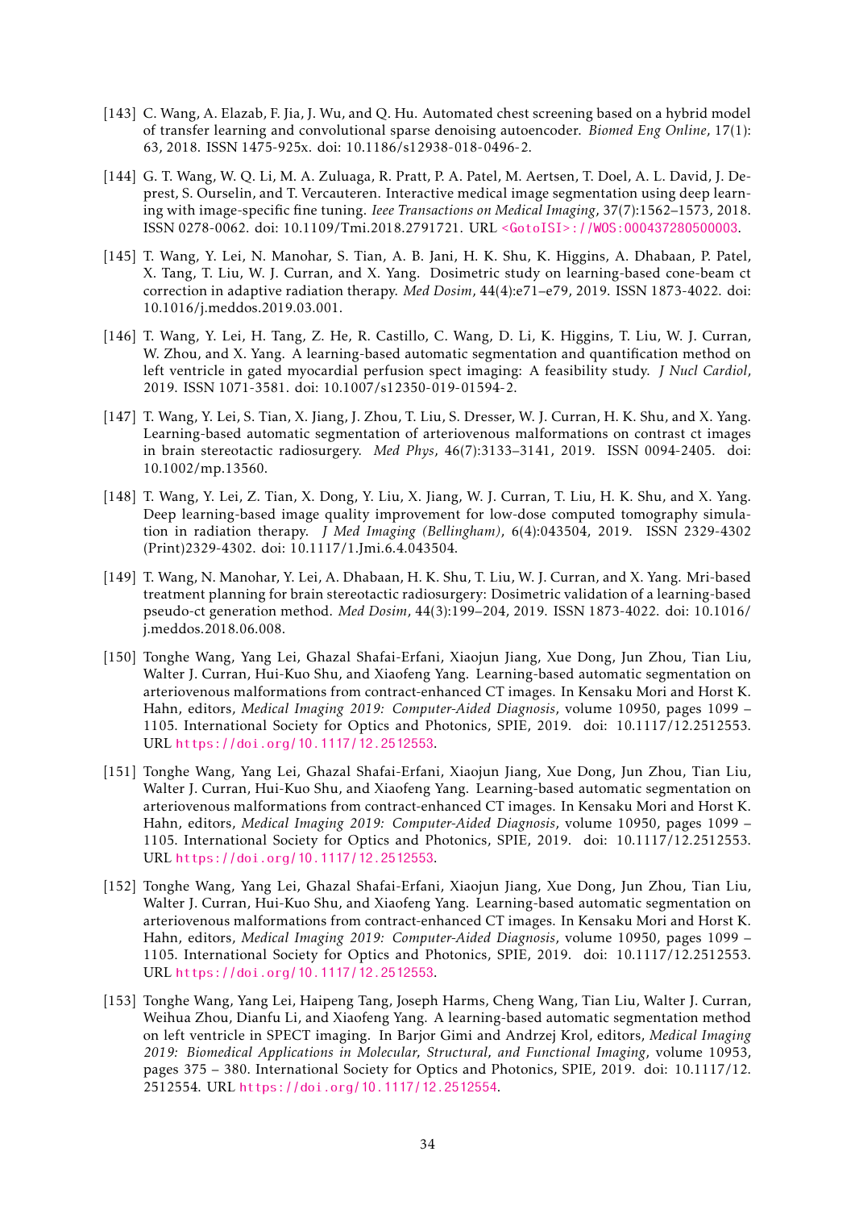[143] C. Wang, A. Elazab, F. Jia, J. Wu, and Q. Hu. Automated chest screening based on a hybrid model of transfer learning and convolutional sparse denoising autoencoder. *Biomed Eng Online*, 17(1): 63, 2018. ISSN 1475-925x. doi: 10.1186/s12938-018-0496-2.

[144] G. T. Wang, W. Q. Li, M. A. Zuluaga, R. Pratt, P. A. Patel, M. Aertsen, T. Doel, A. L. David, J. Deprest, S. Ourselin, and T. Vercauteren. Interactive medical image segmentation using deep learning with image-specific fine tuning. *Ieee Transactions on Medical Imaging*, 37(7):1562–1573, 2018. ISSN 0278-0062. doi: 10.1109/Tmi.2018.2791721. URL <GotoISI>://WOS:000437280500003.

[145] T. Wang, Y. Lei, N. Manohar, S. Tian, A. B. Jani, H. K. Shu, K. Higgins, A. Dhabaan, P. Patel, X. Tang, T. Liu, W. J. Curran, and X. Yang. Dosimetric study on learning-based cone-beam ct correction in adaptive radiation therapy. *Med Dosim*, 44(4):e71–e79, 2019. ISSN 1873-4022. doi: 10.1016/j.meddos.2019.03.001.

[146] T. Wang, Y. Lei, H. Tang, Z. He, R. Castillo, C. Wang, D. Li, K. Higgins, T. Liu, W. J. Curran, W. Zhou, and X. Yang. A learning-based automatic segmentation and quantification method on left ventricle in gated myocardial perfusion spect imaging: A feasibility study. *J Nucl Cardiol*, 2019. ISSN 1071-3581. doi: 10.1007/s12350-019-01594-2.

[147] T. Wang, Y. Lei, S. Tian, X. Jiang, J. Zhou, T. Liu, S. Dresser, W. J. Curran, H. K. Shu, and X. Yang. Learning-based automatic segmentation of arteriovenous malformations on contrast ct images in brain stereotactic radiosurgery. *Med Phys*, 46(7):3133–3141, 2019. ISSN 0094-2405. doi: 10.1002/mp.13560.

[148] T. Wang, Y. Lei, Z. Tian, X. Dong, Y. Liu, X. Jiang, W. J. Curran, T. Liu, H. K. Shu, and X. Yang. Deep learning-based image quality improvement for low-dose computed tomography simulation in radiation therapy. *J Med Imaging (Bellingham)*, 6(4):043504, 2019. ISSN 2329-4302 (Print)2329-4302. doi: 10.1117/1.Jmi.6.4.043504.

[149] T. Wang, N. Manohar, Y. Lei, A. Dhabaan, H. K. Shu, T. Liu, W. J. Curran, and X. Yang. Mri-based treatment planning for brain stereotactic radiosurgery: Dosimetric validation of a learning-based pseudo-ct generation method. *Med Dosim*, 44(3):199–204, 2019. ISSN 1873-4022. doi: 10.1016/j.meddos.2018.06.008.

[150] Tonghe Wang, Yang Lei, Ghazal Shafai-Erfani, Xiaojun Jiang, Xue Dong, Jun Zhou, Tian Liu, Walter J. Curran, Hui-Kuo Shu, and Xiaofeng Yang. Learning-based automatic segmentation on arteriovenous malformations from contract-enhanced CT images. In Kensaku Mori and Horst K. Hahn, editors, *Medical Imaging 2019: Computer-Aided Diagnosis*, volume 10950, pages 1099 – 1105. International Society for Optics and Photonics, SPIE, 2019. doi: 10.1117/12.2512553. URL https://doi.org/10.1117/12.2512553.

[151] Tonghe Wang, Yang Lei, Ghazal Shafai-Erfani, Xiaojun Jiang, Xue Dong, Jun Zhou, Tian Liu, Walter J. Curran, Hui-Kuo Shu, and Xiaofeng Yang. Learning-based automatic segmentation on arteriovenous malformations from contract-enhanced CT images. In Kensaku Mori and Horst K. Hahn, editors, *Medical Imaging 2019: Computer-Aided Diagnosis*, volume 10950, pages 1099 – 1105. International Society for Optics and Photonics, SPIE, 2019. doi: 10.1117/12.2512553. URL https://doi.org/10.1117/12.2512553.

[152] Tonghe Wang, Yang Lei, Ghazal Shafai-Erfani, Xiaojun Jiang, Xue Dong, Jun Zhou, Tian Liu, Walter J. Curran, Hui-Kuo Shu, and Xiaofeng Yang. Learning-based automatic segmentation on arteriovenous malformations from contract-enhanced CT images. In Kensaku Mori and Horst K. Hahn, editors, *Medical Imaging 2019: Computer-Aided Diagnosis*, volume 10950, pages 1099 – 1105. International Society for Optics and Photonics, SPIE, 2019. doi: 10.1117/12.2512553. URL https://doi.org/10.1117/12.2512553.

[153] Tonghe Wang, Yang Lei, Haipeng Tang, Joseph Harms, Cheng Wang, Tian Liu, Walter J. Curran, Weihua Zhou, Dianfu Li, and Xiaofeng Yang. A learning-based automatic segmentation method on left ventricle in SPECT imaging. In Barjor Gimi and Andrzej Krol, editors, *Medical Imaging 2019: Biomedical Applications in Molecular, Structural, and Functional Imaging*, volume 10953, pages 375 – 380. International Society for Optics and Photonics, SPIE, 2019. doi: 10.1117/12.2512554. URL https://doi.org/10.1117/12.2512554.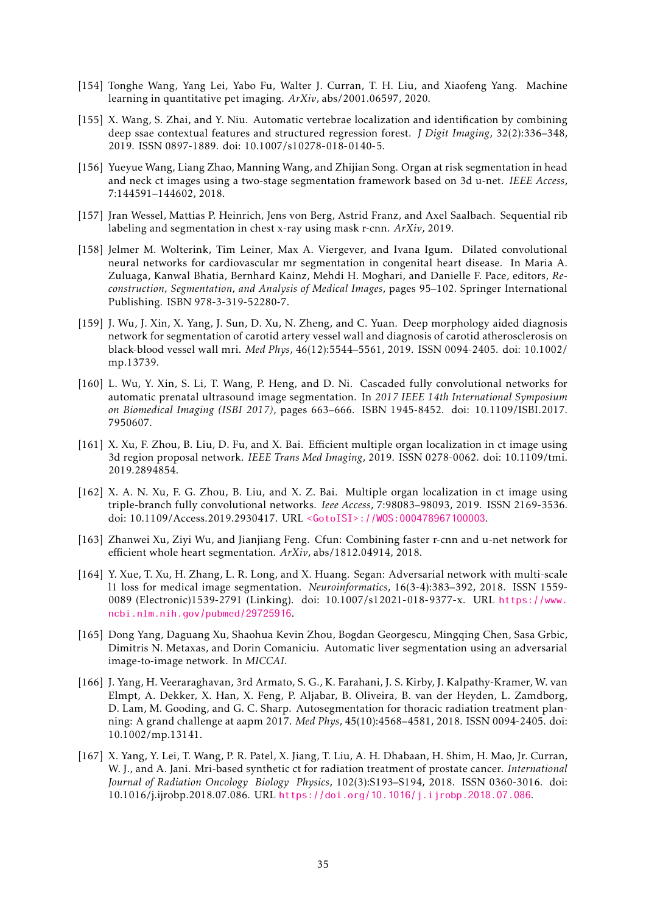[154] Tonghe Wang, Yang Lei, Yabo Fu, Walter J. Curran, T. H. Liu, and Xiaofeng Yang. Machine learning in quantitative pet imaging. *ArXiv*, abs/2001.06597, 2020.

[155] X. Wang, S. Zhai, and Y. Niu. Automatic vertebrae localization and identification by combining deep ssae contextual features and structured regression forest. *J Digit Imaging*, 32(2):336–348, 2019. ISSN 0897-1889. doi: 10.1007/s10278-018-0140-5.

[156] Yueyue Wang, Liang Zhao, Manning Wang, and Zhijian Song. Organ at risk segmentation in head and neck ct images using a two-stage segmentation framework based on 3d u-net. *IEEE Access*, 7:144591–144602, 2018.

[157] Jran Wessel, Mattias P. Heinrich, Jens von Berg, Astrid Franz, and Axel Saalbach. Sequential rib labeling and segmentation in chest x-ray using mask r-cnn. *ArXiv*, 2019.

[158] Jelmer M. Wolterink, Tim Leiner, Max A. Viergever, and Ivana Igum. Dilated convolutional neural networks for cardiovascular mr segmentation in congenital heart disease. In Maria A. Zuluaga, Kanwal Bhatia, Bernhard Kainz, Mehdi H. Moghari, and Danielle F. Pace, editors, *Reconstruction, Segmentation, and Analysis of Medical Images*, pages 95–102. Springer International Publishing. ISBN 978-3-319-52280-7.

[159] J. Wu, J. Xin, X. Yang, J. Sun, D. Xu, N. Zheng, and C. Yuan. Deep morphology aided diagnosis network for segmentation of carotid artery vessel wall and diagnosis of carotid atherosclerosis on black-blood vessel wall mri. *Med Phys*, 46(12):5544–5561, 2019. ISSN 0094-2405. doi: 10.1002/mp.13739.

[160] L. Wu, Y. Xin, S. Li, T. Wang, P. Heng, and D. Ni. Cascaded fully convolutional networks for automatic prenatal ultrasound image segmentation. In *2017 IEEE 14th International Symposium on Biomedical Imaging (ISBI 2017)*, pages 663–666. ISBN 1945-8452. doi: 10.1109/ISBI.2017.7950607.

[161] X. Xu, F. Zhou, B. Liu, D. Fu, and X. Bai. Efficient multiple organ localization in ct image using 3d region proposal network. *IEEE Trans Med Imaging*, 2019. ISSN 0278-0062. doi: 10.1109/tmi.2019.2894854.

[162] X. A. N. Xu, F. G. Zhou, B. Liu, and X. Z. Bai. Multiple organ localization in ct image using triple-branch fully convolutional networks. *Ieee Access*, 7:98083–98093, 2019. ISSN 2169-3536. doi: 10.1109/Access.2019.2930417. URL <GotoISI>://WOS:000478967100003.

[163] Zhanwei Xu, Ziyi Wu, and Jianjiang Feng. Cfun: Combining faster r-cnn and u-net network for efficient whole heart segmentation. *ArXiv*, abs/1812.04914, 2018.

[164] Y. Xue, T. Xu, H. Zhang, L. R. Long, and X. Huang. Segan: Adversarial network with multi-scale l1 loss for medical image segmentation. *Neuroinformatics*, 16(3-4):383–392, 2018. ISSN 1559-0089 (Electronic)1539-2791 (Linking). doi: 10.1007/s12021-018-9377-x. URL https://www.ncbi.nlm.nih.gov/pubmed/29725916.

[165] Dong Yang, Daguang Xu, Shaohua Kevin Zhou, Bogdan Georgescu, Mingqing Chen, Sasa Grbic, Dimitris N. Metaxas, and Dorin Comaniciu. Automatic liver segmentation using an adversarial image-to-image network. In *MICCAI*.

[166] J. Yang, H. Veeraraghavan, 3rd Armato, S. G., K. Farahani, J. S. Kirby, J. Kalpathy-Kramer, W. van Elmpt, A. Dekker, X. Han, X. Feng, P. Aljabar, B. Oliveira, B. van der Heyden, L. Zamdborg, D. Lam, M. Gooding, and G. C. Sharp. Autosegmentation for thoracic radiation treatment planning: A grand challenge at aapm 2017. *Med Phys*, 45(10):4568–4581, 2018. ISSN 0094-2405. doi: 10.1002/mp.13141.

[167] X. Yang, Y. Lei, T. Wang, P. R. Patel, X. Jiang, T. Liu, A. H. Dhabaan, H. Shim, H. Mao, Jr. Curran, W. J., and A. Jani. Mri-based synthetic ct for radiation treatment of prostate cancer. *International Journal of Radiation Oncology Biology Physics*, 102(3):S193–S194, 2018. ISSN 0360-3016. doi: 10.1016/j.ijrobp.2018.07.086. URL https://doi.org/10.1016/j.ijrobp.2018.07.086.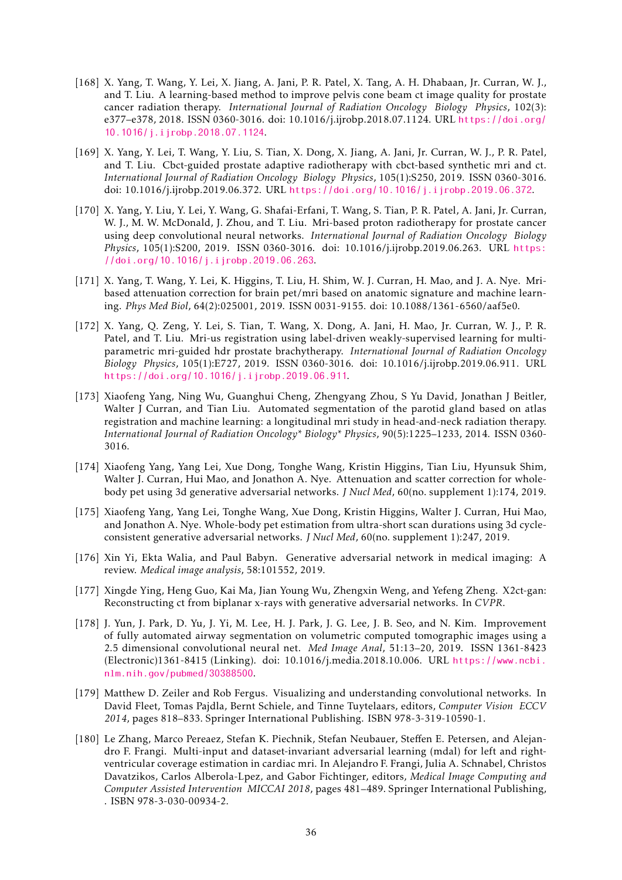[168] X. Yang, T. Wang, Y. Lei, X. Jiang, A. Jani, P. R. Patel, X. Tang, A. H. Dhabaan, Jr. Curran, W. J., and T. Liu. A learning-based method to improve pelvis cone beam ct image quality for prostate cancer radiation therapy. *International Journal of Radiation Oncology Biology Physics*, 102(3): e377–e378, 2018. ISSN 0360-3016. doi: 10.1016/j.ijrobp.2018.07.1124. URL https://doi.org/10.1016/j.ijrobp.2018.07.1124.

[169] X. Yang, Y. Lei, T. Wang, Y. Liu, S. Tian, X. Dong, X. Jiang, A. Jani, Jr. Curran, W. J., P. R. Patel, and T. Liu. Cbct-guided prostate adaptive radiotherapy with cbct-based synthetic mri and ct. *International Journal of Radiation Oncology Biology Physics*, 105(1):S250, 2019. ISSN 0360-3016. doi: 10.1016/j.ijrobp.2019.06.372. URL https://doi.org/10.1016/j.ijrobp.2019.06.372.

[170] X. Yang, Y. Liu, Y. Lei, Y. Wang, G. Shafai-Erfani, T. Wang, S. Tian, P. R. Patel, A. Jani, Jr. Curran, W. J., M. W. McDonald, J. Zhou, and T. Liu. Mri-based proton radiotherapy for prostate cancer using deep convolutional neural networks. *International Journal of Radiation Oncology Biology Physics*, 105(1):S200, 2019. ISSN 0360-3016. doi: 10.1016/j.ijrobp.2019.06.263. URL https://doi.org/10.1016/j.ijrobp.2019.06.263.

[171] X. Yang, T. Wang, Y. Lei, K. Higgins, T. Liu, H. Shim, W. J. Curran, H. Mao, and J. A. Nye. Mri-based attenuation correction for brain pet/mri based on anatomic signature and machine learning. *Phys Med Biol*, 64(2):025001, 2019. ISSN 0031-9155. doi: 10.1088/1361-6560/aaf5e0.

[172] X. Yang, Q. Zeng, Y. Lei, S. Tian, T. Wang, X. Dong, A. Jani, H. Mao, Jr. Curran, W. J., P. R. Patel, and T. Liu. Mri-us registration using label-driven weakly-supervised learning for multiparametric mri-guided hdr prostate brachytherapy. *International Journal of Radiation Oncology Biology Physics*, 105(1):E727, 2019. ISSN 0360-3016. doi: 10.1016/j.ijrobp.2019.06.911. URL https://doi.org/10.1016/j.ijrobp.2019.06.911.

[173] Xiaofeng Yang, Ning Wu, Guanghui Cheng, Zhengyang Zhou, S Yu David, Jonathan J Beitler, Walter J Curran, and Tian Liu. Automated segmentation of the parotid gland based on atlas registration and machine learning: a longitudinal mri study in head-and-neck radiation therapy. *International Journal of Radiation Oncology\* Biology\* Physics*, 90(5):1225–1233, 2014. ISSN 0360-3016.

[174] Xiaofeng Yang, Yang Lei, Xue Dong, Tonghe Wang, Kristin Higgins, Tian Liu, Hyunsuk Shim, Walter J. Curran, Hui Mao, and Jonathon A. Nye. Attenuation and scatter correction for whole-body pet using 3d generative adversarial networks. *J Nucl Med*, 60(no. supplement 1):174, 2019.

[175] Xiaofeng Yang, Yang Lei, Tonghe Wang, Xue Dong, Kristin Higgins, Walter J. Curran, Hui Mao, and Jonathon A. Nye. Whole-body pet estimation from ultra-short scan durations using 3d cycle-consistent generative adversarial networks. *J Nucl Med*, 60(no. supplement 1):247, 2019.

[176] Xin Yi, Ekta Walia, and Paul Babyn. Generative adversarial network in medical imaging: A review. *Medical image analysis*, 58:101552, 2019.

[177] Xingde Ying, Heng Guo, Kai Ma, Jian Young Wu, Zhengxin Weng, and Yefeng Zheng. X2ct-gan: Reconstructing ct from biplanar x-rays with generative adversarial networks. In *CVPR*.

[178] J. Yun, J. Park, D. Yu, J. Yi, M. Lee, H. J. Park, J. G. Lee, J. B. Seo, and N. Kim. Improvement of fully automated airway segmentation on volumetric computed tomographic images using a 2.5 dimensional convolutional neural net. *Med Image Anal*, 51:13–20, 2019. ISSN 1361-8423 (Electronic)1361-8415 (Linking). doi: 10.1016/j.media.2018.10.006. URL https://www.ncbi.nlm.nih.gov/pubmed/30388500.

[179] Matthew D. Zeiler and Rob Fergus. Visualizing and understanding convolutional networks. In David Fleet, Tomas Pajdla, Bernt Schiele, and Tinne Tuytelaars, editors, *Computer Vision ECCV 2014*, pages 818–833. Springer International Publishing. ISBN 978-3-319-10590-1.

[180] Le Zhang, Marco Pereaez, Stefan K. Piechnik, Stefan Neubauer, Steffen E. Petersen, and Alejandro F. Frangi. Multi-input and dataset-invariant adversarial learning (mdal) for left and right-ventricular coverage estimation in cardiac mri. In Alejandro F. Frangi, Julia A. Schnabel, Christos Davatzikos, Carlos Alberola-Lpez, and Gabor Fichtinger, editors, *Medical Image Computing and Computer Assisted Intervention MICCAI 2018*, pages 481–489. Springer International Publishing, . ISBN 978-3-030-00934-2.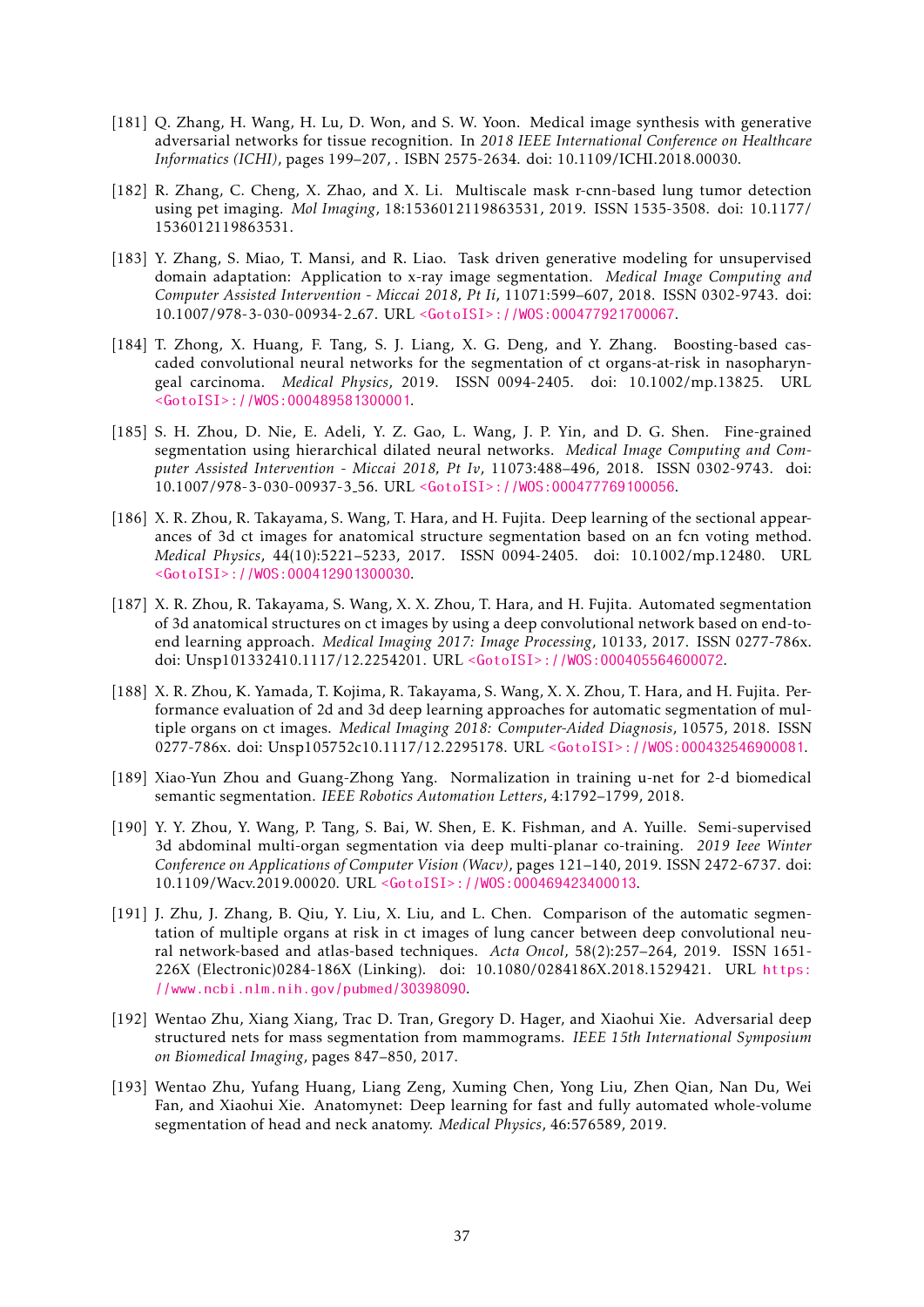[181] Q. Zhang, H. Wang, H. Lu, D. Won, and S. W. Yoon. Medical image synthesis with generative adversarial networks for tissue recognition. In *2018 IEEE International Conference on Healthcare Informatics (ICHI)*, pages 199–207, . ISBN 2575-2634. doi: 10.1109/ICHI.2018.00030.

[182] R. Zhang, C. Cheng, X. Zhao, and X. Li. Multiscale mask r-cnn-based lung tumor detection using pet imaging. *Mol Imaging*, 18:1536012119863531, 2019. ISSN 1535-3508. doi: 10.1177/1536012119863531.

[183] Y. Zhang, S. Miao, T. Mansi, and R. Liao. Task driven generative modeling for unsupervised domain adaptation: Application to x-ray image segmentation. *Medical Image Computing and Computer Assisted Intervention - Miccai 2018, Pt Ii*, 11071:599–607, 2018. ISSN 0302-9743. doi: 10.1007/978-3-030-00934-2_67. URL <GotoISI>://WOS:000477921700067.

[184] T. Zhong, X. Huang, F. Tang, S. J. Liang, X. G. Deng, and Y. Zhang. Boosting-based cascaded convolutional neural networks for the segmentation of ct organs-at-risk in nasopharyngeal carcinoma. *Medical Physics*, 2019. ISSN 0094-2405. doi: 10.1002/mp.13825. URL <GotoISI>://WOS:000489581300001.

[185] S. H. Zhou, D. Nie, E. Adeli, Y. Z. Gao, L. Wang, J. P. Yin, and D. G. Shen. Fine-grained segmentation using hierarchical dilated neural networks. *Medical Image Computing and Computer Assisted Intervention - Miccai 2018, Pt Iv*, 11073:488–496, 2018. ISSN 0302-9743. doi: 10.1007/978-3-030-00937-3_56. URL <GotoISI>://WOS:000477769100056.

[186] X. R. Zhou, R. Takayama, S. Wang, T. Hara, and H. Fujita. Deep learning of the sectional appearances of 3d ct images for anatomical structure segmentation based on an fcn voting method. *Medical Physics*, 44(10):5221–5233, 2017. ISSN 0094-2405. doi: 10.1002/mp.12480. URL <GotoISI>://WOS:000412901300030.

[187] X. R. Zhou, R. Takayama, S. Wang, X. X. Zhou, T. Hara, and H. Fujita. Automated segmentation of 3d anatomical structures on ct images by using a deep convolutional network based on end-to-end learning approach. *Medical Imaging 2017: Image Processing*, 10133, 2017. ISSN 0277-786x. doi: Unsp101332410.1117/12.2254201. URL <GotoISI>://WOS:000405564600072.

[188] X. R. Zhou, K. Yamada, T. Kojima, R. Takayama, S. Wang, X. X. Zhou, T. Hara, and H. Fujita. Performance evaluation of 2d and 3d deep learning approaches for automatic segmentation of multiple organs on ct images. *Medical Imaging 2018: Computer-Aided Diagnosis*, 10575, 2018. ISSN 0277-786x. doi: Unsp105752c10.1117/12.2295178. URL <GotoISI>://WOS:000432546900081.

[189] Xiao-Yun Zhou and Guang-Zhong Yang. Normalization in training u-net for 2-d biomedical semantic segmentation. *IEEE Robotics Automation Letters*, 4:1792–1799, 2018.

[190] Y. Y. Zhou, Y. Wang, P. Tang, S. Bai, W. Shen, E. K. Fishman, and A. Yuille. Semi-supervised 3d abdominal multi-organ segmentation via deep multi-planar co-training. *2019 Ieee Winter Conference on Applications of Computer Vision (Wacv)*, pages 121–140, 2019. ISSN 2472-6737. doi: 10.1109/Wacv.2019.00020. URL <GotoISI>://WOS:000469423400013.

[191] J. Zhu, J. Zhang, B. Qiu, Y. Liu, X. Liu, and L. Chen. Comparison of the automatic segmentation of multiple organs at risk in ct images of lung cancer between deep convolutional neural network-based and atlas-based techniques. *Acta Oncol*, 58(2):257–264, 2019. ISSN 1651-226X (Electronic)0284-186X (Linking). doi: 10.1080/0284186X.2018.1529421. URL https://www.ncbi.nlm.nih.gov/pubmed/30398090.

[192] Wentao Zhu, Xiang Xiang, Trac D. Tran, Gregory D. Hager, and Xiaohui Xie. Adversarial deep structured nets for mass segmentation from mammograms. *IEEE 15th International Symposium on Biomedical Imaging*, pages 847–850, 2017.

[193] Wentao Zhu, Yufang Huang, Liang Zeng, Xuming Chen, Yong Liu, Zhen Qian, Nan Du, Wei Fan, and Xiaohui Xie. Anatomynet: Deep learning for fast and fully automated whole-volume segmentation of head and neck anatomy. *Medical Physics*, 46:576589, 2019.